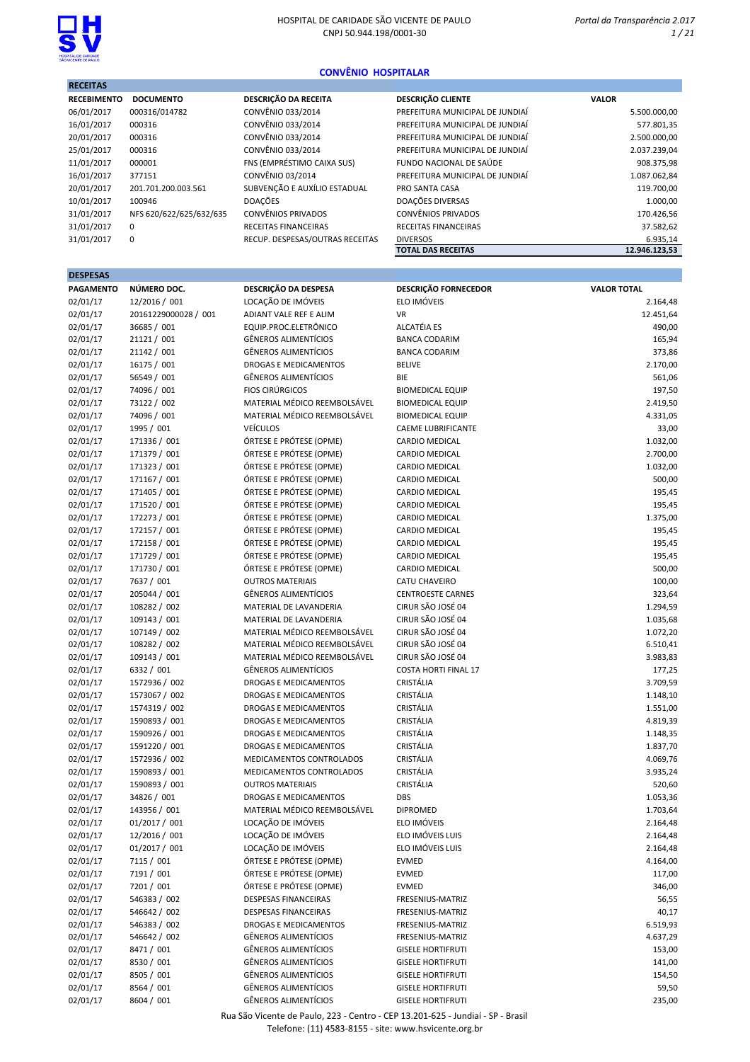HOSPITAL DE CARIDADE SÃO VICENTE DE PAULO
CNPJ 50.944.198/0001-30

*Portal da Transparência 2.017*

## CONVÊNIO HOSPITALAR

### RECEITAS

| RECEBIMENTO | DOCUMENTO | DESCRIÇÃO DA RECEITA | DESCRIÇÃO CLIENTE | VALOR |
|---|---|---|---|---|
| 06/01/2017 | 000316/014782 | CONVÊNIO 033/2014 | PREFEITURA MUNICIPAL DE JUNDIAÍ | 5.500.000,00 |
| 16/01/2017 | 000316 | CONVÊNIO 033/2014 | PREFEITURA MUNICIPAL DE JUNDIAÍ | 577.801,35 |
| 20/01/2017 | 000316 | CONVÊNIO 033/2014 | PREFEITURA MUNICIPAL DE JUNDIAÍ | 2.500.000,00 |
| 25/01/2017 | 000316 | CONVÊNIO 033/2014 | PREFEITURA MUNICIPAL DE JUNDIAÍ | 2.037.239,04 |
| 11/01/2017 | 000001 | FNS (EMPRÉSTIMO CAIXA SUS) | FUNDO NACIONAL DE SAÚDE | 908.375,98 |
| 16/01/2017 | 377151 | CONVÊNIO 03/2014 | PREFEITURA MUNICIPAL DE JUNDIAÍ | 1.087.062,84 |
| 20/01/2017 | 201.701.200.003.561 | SUBVENÇÃO E AUXÍLIO ESTADUAL | PRO SANTA CASA | 119.700,00 |
| 10/01/2017 | 100946 | DOAÇÕES | DOAÇÕES DIVERSAS | 1.000,00 |
| 31/01/2017 | NFS 620/622/625/632/635 | CONVÊNIOS PRIVADOS | CONVÊNIOS PRIVADOS | 170.426,56 |
| 31/01/2017 | 0 | RECEITAS FINANCEIRAS | RECEITAS FINANCEIRAS | 37.582,62 |
| 31/01/2017 | 0 | RECUP. DESPESAS/OUTRAS RECEITAS | DIVERSOS | 6.935,14 |
| | | | **TOTAL DAS RECEITAS** | **12.946.123,53** |

### DESPESAS

| PAGAMENTO | NÚMERO DOC. | DESCRIÇÃO DA DESPESA | DESCRIÇÃO FORNECEDOR | VALOR TOTAL |
|---|---|---|---|---|
| 02/01/17 | 12/2016 / 001 | LOCAÇÃO DE IMÓVEIS | ELO IMÓVEIS | 2.164,48 |
| 02/01/17 | 20161229000028 / 001 | ADIANT VALE REF E ALIM | VR | 12.451,64 |
| 02/01/17 | 36685 / 001 | EQUIP.PROC.ELETRÔNICO | ALCATÉIA ES | 490,00 |
| 02/01/17 | 21121 / 001 | GÊNEROS ALIMENTÍCIOS | BANCA CODARIM | 165,94 |
| 02/01/17 | 21142 / 001 | GÊNEROS ALIMENTÍCIOS | BANCA CODARIM | 373,86 |
| 02/01/17 | 16175 / 001 | DROGAS E MEDICAMENTOS | BELIVE | 2.170,00 |
| 02/01/17 | 56549 / 001 | GÊNEROS ALIMENTÍCIOS | BIE | 561,06 |
| 02/01/17 | 74096 / 001 | FIOS CIRÚRGICOS | BIOMEDICAL EQUIP | 197,50 |
| 02/01/17 | 73122 / 002 | MATERIAL MÉDICO REEMBOLSÁVEL | BIOMEDICAL EQUIP | 2.419,50 |
| 02/01/17 | 74096 / 001 | MATERIAL MÉDICO REEMBOLSÁVEL | BIOMEDICAL EQUIP | 4.331,05 |
| 02/01/17 | 1995 / 001 | VEÍCULOS | CAEME LUBRIFICANTE | 33,00 |
| 02/01/17 | 171336 / 001 | ÓRTESE E PRÓTESE (OPME) | CARDIO MEDICAL | 1.032,00 |
| 02/01/17 | 171379 / 001 | ÓRTESE E PRÓTESE (OPME) | CARDIO MEDICAL | 2.700,00 |
| 02/01/17 | 171323 / 001 | ÓRTESE E PRÓTESE (OPME) | CARDIO MEDICAL | 1.032,00 |
| 02/01/17 | 171167 / 001 | ÓRTESE E PRÓTESE (OPME) | CARDIO MEDICAL | 500,00 |
| 02/01/17 | 171405 / 001 | ÓRTESE E PRÓTESE (OPME) | CARDIO MEDICAL | 195,45 |
| 02/01/17 | 171520 / 001 | ÓRTESE E PRÓTESE (OPME) | CARDIO MEDICAL | 195,45 |
| 02/01/17 | 172273 / 001 | ÓRTESE E PRÓTESE (OPME) | CARDIO MEDICAL | 1.375,00 |
| 02/01/17 | 172157 / 001 | ÓRTESE E PRÓTESE (OPME) | CARDIO MEDICAL | 195,45 |
| 02/01/17 | 172158 / 001 | ÓRTESE E PRÓTESE (OPME) | CARDIO MEDICAL | 195,45 |
| 02/01/17 | 171729 / 001 | ÓRTESE E PRÓTESE (OPME) | CARDIO MEDICAL | 195,45 |
| 02/01/17 | 171730 / 001 | ÓRTESE E PRÓTESE (OPME) | CARDIO MEDICAL | 500,00 |
| 02/01/17 | 7637 / 001 | OUTROS MATERIAIS | CATU CHAVEIRO | 100,00 |
| 02/01/17 | 205044 / 001 | GÊNEROS ALIMENTÍCIOS | CENTROESTE CARNES | 323,64 |
| 02/01/17 | 108282 / 002 | MATERIAL DE LAVANDERIA | CIRUR SÃO JOSÉ 04 | 1.294,59 |
| 02/01/17 | 109143 / 001 | MATERIAL DE LAVANDERIA | CIRUR SÃO JOSÉ 04 | 1.035,68 |
| 02/01/17 | 107149 / 002 | MATERIAL MÉDICO REEMBOLSÁVEL | CIRUR SÃO JOSÉ 04 | 1.072,20 |
| 02/01/17 | 108282 / 002 | MATERIAL MÉDICO REEMBOLSÁVEL | CIRUR SÃO JOSÉ 04 | 6.510,41 |
| 02/01/17 | 109143 / 001 | MATERIAL MÉDICO REEMBOLSÁVEL | CIRUR SÃO JOSÉ 04 | 3.983,83 |
| 02/01/17 | 6332 / 001 | GÊNEROS ALIMENTÍCIOS | COSTA HORTI FINAL 17 | 177,25 |
| 02/01/17 | 1572936 / 002 | DROGAS E MEDICAMENTOS | CRISTÁLIA | 3.709,59 |
| 02/01/17 | 1573067 / 002 | DROGAS E MEDICAMENTOS | CRISTÁLIA | 1.148,10 |
| 02/01/17 | 1574319 / 002 | DROGAS E MEDICAMENTOS | CRISTÁLIA | 1.551,00 |
| 02/01/17 | 1590893 / 001 | DROGAS E MEDICAMENTOS | CRISTÁLIA | 4.819,39 |
| 02/01/17 | 1590926 / 001 | DROGAS E MEDICAMENTOS | CRISTÁLIA | 1.148,35 |
| 02/01/17 | 1591220 / 001 | DROGAS E MEDICAMENTOS | CRISTÁLIA | 1.837,70 |
| 02/01/17 | 1572936 / 002 | MEDICAMENTOS CONTROLADOS | CRISTÁLIA | 4.069,76 |
| 02/01/17 | 1590893 / 001 | MEDICAMENTOS CONTROLADOS | CRISTÁLIA | 3.935,24 |
| 02/01/17 | 1590893 / 001 | OUTROS MATERIAIS | CRISTÁLIA | 520,60 |
| 02/01/17 | 34826 / 001 | DROGAS E MEDICAMENTOS | DBS | 1.053,36 |
| 02/01/17 | 143956 / 001 | MATERIAL MÉDICO REEMBOLSÁVEL | DIPROMED | 1.703,64 |
| 02/01/17 | 01/2017 / 001 | LOCAÇÃO DE IMÓVEIS | ELO IMÓVEIS | 2.164,48 |
| 02/01/17 | 12/2016 / 001 | LOCAÇÃO DE IMÓVEIS | ELO IMÓVEIS LUIS | 2.164,48 |
| 02/01/17 | 01/2017 / 001 | LOCAÇÃO DE IMÓVEIS | ELO IMÓVEIS LUIS | 2.164,48 |
| 02/01/17 | 7115 / 001 | ÓRTESE E PRÓTESE (OPME) | EVMED | 4.164,00 |
| 02/01/17 | 7191 / 001 | ÓRTESE E PRÓTESE (OPME) | EVMED | 117,00 |
| 02/01/17 | 7201 / 001 | ÓRTESE E PRÓTESE (OPME) | EVMED | 346,00 |
| 02/01/17 | 546383 / 002 | DESPESAS FINANCEIRAS | FRESENIUS-MATRIZ | 56,55 |
| 02/01/17 | 546642 / 002 | DESPESAS FINANCEIRAS | FRESENIUS-MATRIZ | 40,17 |
| 02/01/17 | 546383 / 002 | DROGAS E MEDICAMENTOS | FRESENIUS-MATRIZ | 6.519,93 |
| 02/01/17 | 546642 / 002 | GÊNEROS ALIMENTÍCIOS | FRESENIUS-MATRIZ | 4.637,29 |
| 02/01/17 | 8471 / 001 | GÊNEROS ALIMENTÍCIOS | GISELE HORTIFRUTI | 153,00 |
| 02/01/17 | 8530 / 001 | GÊNEROS ALIMENTÍCIOS | GISELE HORTIFRUTI | 141,00 |
| 02/01/17 | 8505 / 001 | GÊNEROS ALIMENTÍCIOS | GISELE HORTIFRUTI | 154,50 |
| 02/01/17 | 8564 / 001 | GÊNEROS ALIMENTÍCIOS | GISELE HORTIFRUTI | 59,50 |
| 02/01/17 | 8604 / 001 | GÊNEROS ALIMENTÍCIOS | GISELE HORTIFRUTI | 235,00 |

Rua São Vicente de Paulo, 223 - Centro - CEP 13.201-625 - Jundiaí - SP - Brasil
Telefone: (11) 4583-8155 - site: www.hsvicente.org.br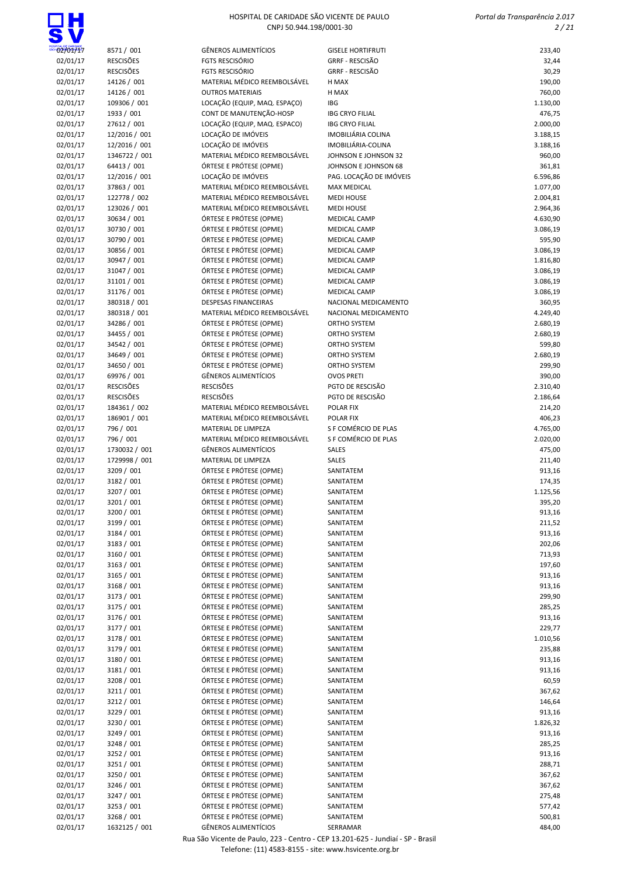| 02/01/17 | 8571 / 001 | GÊNEROS ALIMENTÍCIOS | GISELE HORTIFRUTI | 233,40 |
|---|---|---|---|---|
| 02/01/17 | RESCISÕES | FGTS RESCISÓRIO | GRRF - RESCISÃO | 32,44 |
| 02/01/17 | RESCISÕES | FGTS RESCISÓRIO | GRRF - RESCISÃO | 30,29 |
| 02/01/17 | 14126 / 001 | MATERIAL MÉDICO REEMBOLSÁVEL | H MAX | 190,00 |
| 02/01/17 | 14126 / 001 | OUTROS MATERIAIS | H MAX | 760,00 |
| 02/01/17 | 109306 / 001 | LOCAÇÃO (EQUIP, MAQ. ESPAÇO) | IBG | 1.130,00 |
| 02/01/17 | 1933 / 001 | CONT DE MANUTENÇÃO-HOSP | IBG CRYO FILIAL | 476,75 |
| 02/01/17 | 27612 / 001 | LOCAÇÃO (EQUIP, MAQ. ESPACO) | IBG CRYO FILIAL | 2.000,00 |
| 02/01/17 | 12/2016 / 001 | LOCAÇÃO DE IMÓVEIS | IMOBILIÁRIA COLINA | 3.188,15 |
| 02/01/17 | 12/2016 / 001 | LOCAÇÃO DE IMÓVEIS | IMOBILIÁRIA-COLINA | 3.188,16 |
| 02/01/17 | 1346722 / 001 | MATERIAL MÉDICO REEMBOLSÁVEL | JOHNSON E JOHNSON 32 | 960,00 |
| 02/01/17 | 64413 / 001 | ÓRTESE E PRÓTESE (OPME) | JOHNSON E JOHNSON 68 | 361,81 |
| 02/01/17 | 12/2016 / 001 | LOCAÇÃO DE IMÓVEIS | PAG. LOCAÇÃO DE IMÓVEIS | 6.596,86 |
| 02/01/17 | 37863 / 001 | MATERIAL MÉDICO REEMBOLSÁVEL | MAX MEDICAL | 1.077,00 |
| 02/01/17 | 122778 / 002 | MATERIAL MÉDICO REEMBOLSÁVEL | MEDI HOUSE | 2.004,81 |
| 02/01/17 | 123026 / 001 | MATERIAL MÉDICO REEMBOLSÁVEL | MEDI HOUSE | 2.964,36 |
| 02/01/17 | 30634 / 001 | ÓRTESE E PRÓTESE (OPME) | MEDICAL CAMP | 4.630,90 |
| 02/01/17 | 30730 / 001 | ÓRTESE E PRÓTESE (OPME) | MEDICAL CAMP | 3.086,19 |
| 02/01/17 | 30790 / 001 | ÓRTESE E PRÓTESE (OPME) | MEDICAL CAMP | 595,90 |
| 02/01/17 | 30856 / 001 | ÓRTESE E PRÓTESE (OPME) | MEDICAL CAMP | 3.086,19 |
| 02/01/17 | 30947 / 001 | ÓRTESE E PRÓTESE (OPME) | MEDICAL CAMP | 1.816,80 |
| 02/01/17 | 31047 / 001 | ÓRTESE E PRÓTESE (OPME) | MEDICAL CAMP | 3.086,19 |
| 02/01/17 | 31101 / 001 | ÓRTESE E PRÓTESE (OPME) | MEDICAL CAMP | 3.086,19 |
| 02/01/17 | 31176 / 001 | ÓRTESE E PRÓTESE (OPME) | MEDICAL CAMP | 3.086,19 |
| 02/01/17 | 380318 / 001 | DESPESAS FINANCEIRAS | NACIONAL MEDICAMENTO | 360,95 |
| 02/01/17 | 380318 / 001 | MATERIAL MÉDICO REEMBOLSÁVEL | NACIONAL MEDICAMENTO | 4.249,40 |
| 02/01/17 | 34286 / 001 | ÓRTESE E PRÓTESE (OPME) | ORTHO SYSTEM | 2.680,19 |
| 02/01/17 | 34455 / 001 | ÓRTESE E PRÓTESE (OPME) | ORTHO SYSTEM | 2.680,19 |
| 02/01/17 | 34542 / 001 | ÓRTESE E PRÓTESE (OPME) | ORTHO SYSTEM | 599,80 |
| 02/01/17 | 34649 / 001 | ÓRTESE E PRÓTESE (OPME) | ORTHO SYSTEM | 2.680,19 |
| 02/01/17 | 34650 / 001 | ÓRTESE E PRÓTESE (OPME) | ORTHO SYSTEM | 299,90 |
| 02/01/17 | 69976 / 001 | GÊNEROS ALIMENTÍCIOS | OVOS PRETI | 390,00 |
| 02/01/17 | RESCISÕES | RESCISÕES | PGTO DE RESCISÃO | 2.310,40 |
| 02/01/17 | RESCISÕES | RESCISÕES | PGTO DE RESCISÃO | 2.186,64 |
| 02/01/17 | 184361 / 002 | MATERIAL MÉDICO REEMBOLSÁVEL | POLAR FIX | 214,20 |
| 02/01/17 | 186901 / 001 | MATERIAL MÉDICO REEMBOLSÁVEL | POLAR FIX | 406,23 |
| 02/01/17 | 796 / 001 | MATERIAL DE LIMPEZA | S F COMÉRCIO DE PLAS | 4.765,00 |
| 02/01/17 | 796 / 001 | MATERIAL MÉDICO REEMBOLSÁVEL | S F COMÉRCIO DE PLAS | 2.020,00 |
| 02/01/17 | 1730032 / 001 | GÊNEROS ALIMENTÍCIOS | SALES | 475,00 |
| 02/01/17 | 1729998 / 001 | MATERIAL DE LIMPEZA | SALES | 211,40 |
| 02/01/17 | 3209 / 001 | ÓRTESE E PRÓTESE (OPME) | SANITATEM | 913,16 |
| 02/01/17 | 3182 / 001 | ÓRTESE E PRÓTESE (OPME) | SANITATEM | 174,35 |
| 02/01/17 | 3207 / 001 | ÓRTESE E PRÓTESE (OPME) | SANITATEM | 1.125,56 |
| 02/01/17 | 3201 / 001 | ÓRTESE E PRÓTESE (OPME) | SANITATEM | 395,20 |
| 02/01/17 | 3200 / 001 | ÓRTESE E PRÓTESE (OPME) | SANITATEM | 913,16 |
| 02/01/17 | 3199 / 001 | ÓRTESE E PRÓTESE (OPME) | SANITATEM | 211,52 |
| 02/01/17 | 3184 / 001 | ÓRTESE E PRÓTESE (OPME) | SANITATEM | 913,16 |
| 02/01/17 | 3183 / 001 | ÓRTESE E PRÓTESE (OPME) | SANITATEM | 202,06 |
| 02/01/17 | 3160 / 001 | ÓRTESE E PRÓTESE (OPME) | SANITATEM | 713,93 |
| 02/01/17 | 3163 / 001 | ÓRTESE E PRÓTESE (OPME) | SANITATEM | 197,60 |
| 02/01/17 | 3165 / 001 | ÓRTESE E PRÓTESE (OPME) | SANITATEM | 913,16 |
| 02/01/17 | 3168 / 001 | ÓRTESE E PRÓTESE (OPME) | SANITATEM | 913,16 |
| 02/01/17 | 3173 / 001 | ÓRTESE E PRÓTESE (OPME) | SANITATEM | 299,90 |
| 02/01/17 | 3175 / 001 | ÓRTESE E PRÓTESE (OPME) | SANITATEM | 285,25 |
| 02/01/17 | 3176 / 001 | ÓRTESE E PRÓTESE (OPME) | SANITATEM | 913,16 |
| 02/01/17 | 3177 / 001 | ÓRTESE E PRÓTESE (OPME) | SANITATEM | 229,77 |
| 02/01/17 | 3178 / 001 | ÓRTESE E PRÓTESE (OPME) | SANITATEM | 1.010,56 |
| 02/01/17 | 3179 / 001 | ÓRTESE E PRÓTESE (OPME) | SANITATEM | 235,88 |
| 02/01/17 | 3180 / 001 | ÓRTESE E PRÓTESE (OPME) | SANITATEM | 913,16 |
| 02/01/17 | 3181 / 001 | ÓRTESE E PRÓTESE (OPME) | SANITATEM | 913,16 |
| 02/01/17 | 3208 / 001 | ÓRTESE E PRÓTESE (OPME) | SANITATEM | 60,59 |
| 02/01/17 | 3211 / 001 | ÓRTESE E PRÓTESE (OPME) | SANITATEM | 367,62 |
| 02/01/17 | 3212 / 001 | ÓRTESE E PRÓTESE (OPME) | SANITATEM | 146,64 |
| 02/01/17 | 3229 / 001 | ÓRTESE E PRÓTESE (OPME) | SANITATEM | 913,16 |
| 02/01/17 | 3230 / 001 | ÓRTESE E PRÓTESE (OPME) | SANITATEM | 1.826,32 |
| 02/01/17 | 3249 / 001 | ÓRTESE E PRÓTESE (OPME) | SANITATEM | 913,16 |
| 02/01/17 | 3248 / 001 | ÓRTESE E PRÓTESE (OPME) | SANITATEM | 285,25 |
| 02/01/17 | 3252 / 001 | ÓRTESE E PRÓTESE (OPME) | SANITATEM | 913,16 |
| 02/01/17 | 3251 / 001 | ÓRTESE E PRÓTESE (OPME) | SANITATEM | 288,71 |
| 02/01/17 | 3250 / 001 | ÓRTESE E PRÓTESE (OPME) | SANITATEM | 367,62 |
| 02/01/17 | 3246 / 001 | ÓRTESE E PRÓTESE (OPME) | SANITATEM | 367,62 |
| 02/01/17 | 3247 / 001 | ÓRTESE E PRÓTESE (OPME) | SANITATEM | 275,48 |
| 02/01/17 | 3253 / 001 | ÓRTESE E PRÓTESE (OPME) | SANITATEM | 577,42 |
| 02/01/17 | 3268 / 001 | ÓRTESE E PRÓTESE (OPME) | SANITATEM | 500,81 |
| 02/01/17 | 1632125 / 001 | GÊNEROS ALIMENTÍCIOS | SERRAMAR | 484,00 |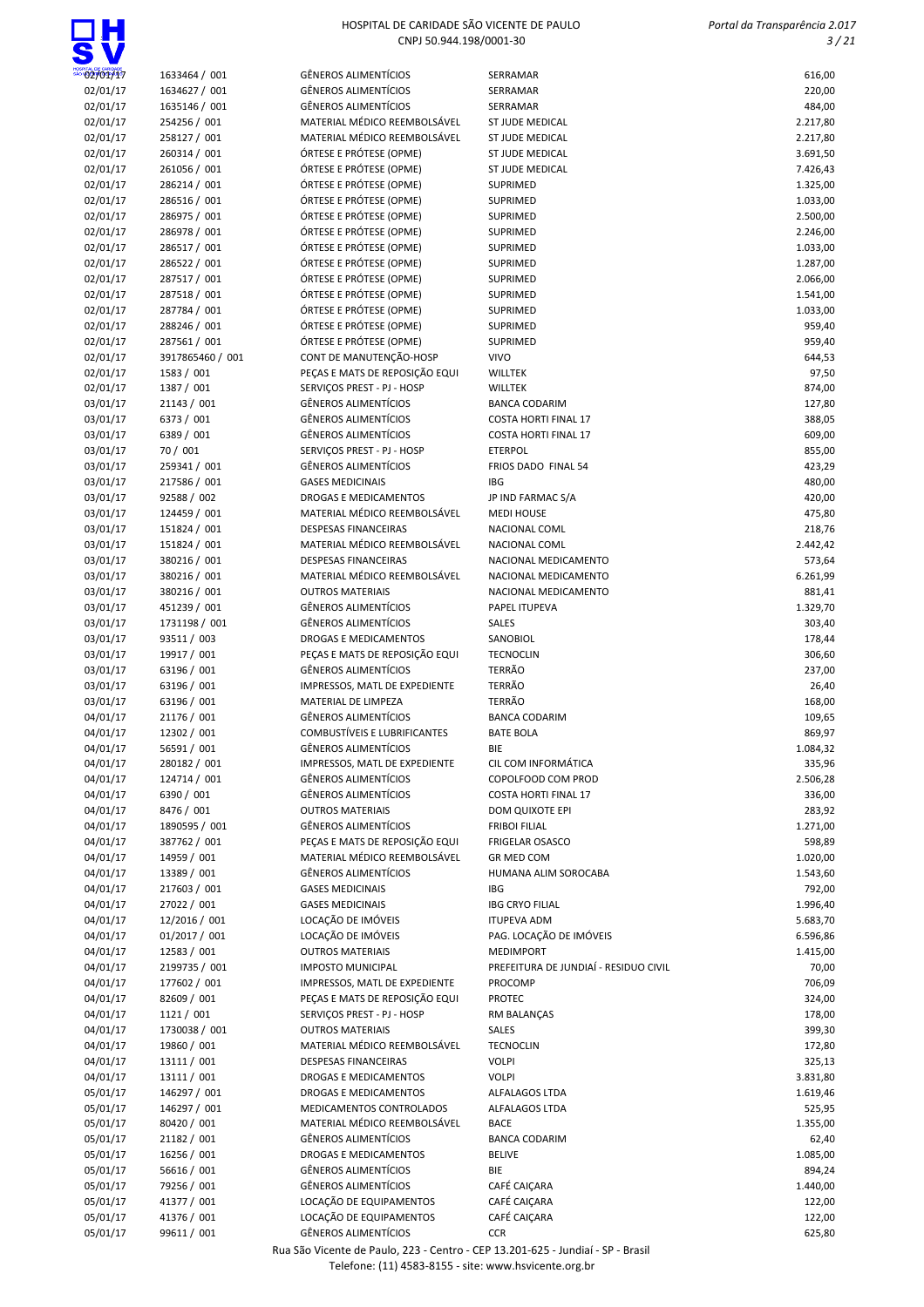| | | | | |
|---|---|---|---|---|
| 02/01/17 | 1633464 / 001 | GÊNEROS ALIMENTÍCIOS | SERRAMAR | 616,00 |
| 02/01/17 | 1634627 / 001 | GÊNEROS ALIMENTÍCIOS | SERRAMAR | 220,00 |
| 02/01/17 | 1635146 / 001 | GÊNEROS ALIMENTÍCIOS | SERRAMAR | 484,00 |
| 02/01/17 | 254256 / 001 | MATERIAL MÉDICO REEMBOLSÁVEL | ST JUDE MEDICAL | 2.217,80 |
| 02/01/17 | 258127 / 001 | MATERIAL MÉDICO REEMBOLSÁVEL | ST JUDE MEDICAL | 2.217,80 |
| 02/01/17 | 260314 / 001 | ÓRTESE E PRÓTESE (OPME) | ST JUDE MEDICAL | 3.691,50 |
| 02/01/17 | 261056 / 001 | ÓRTESE E PRÓTESE (OPME) | ST JUDE MEDICAL | 7.426,43 |
| 02/01/17 | 286214 / 001 | ÓRTESE E PRÓTESE (OPME) | SUPRIMED | 1.325,00 |
| 02/01/17 | 286516 / 001 | ÓRTESE E PRÓTESE (OPME) | SUPRIMED | 1.033,00 |
| 02/01/17 | 286975 / 001 | ÓRTESE E PRÓTESE (OPME) | SUPRIMED | 2.500,00 |
| 02/01/17 | 286978 / 001 | ÓRTESE E PRÓTESE (OPME) | SUPRIMED | 2.246,00 |
| 02/01/17 | 286517 / 001 | ÓRTESE E PRÓTESE (OPME) | SUPRIMED | 1.033,00 |
| 02/01/17 | 286522 / 001 | ÓRTESE E PRÓTESE (OPME) | SUPRIMED | 1.287,00 |
| 02/01/17 | 287517 / 001 | ÓRTESE E PRÓTESE (OPME) | SUPRIMED | 2.066,00 |
| 02/01/17 | 287518 / 001 | ÓRTESE E PRÓTESE (OPME) | SUPRIMED | 1.541,00 |
| 02/01/17 | 287784 / 001 | ÓRTESE E PRÓTESE (OPME) | SUPRIMED | 1.033,00 |
| 02/01/17 | 288246 / 001 | ÓRTESE E PRÓTESE (OPME) | SUPRIMED | 959,40 |
| 02/01/17 | 287561 / 001 | ÓRTESE E PRÓTESE (OPME) | SUPRIMED | 959,40 |
| 02/01/17 | 3917865460 / 001 | CONT DE MANUTENÇÃO-HOSP | VIVO | 644,53 |
| 02/01/17 | 1583 / 001 | PEÇAS E MATS DE REPOSIÇÃO EQUI | WILLTEK | 97,50 |
| 02/01/17 | 1387 / 001 | SERVIÇOS PREST - PJ - HOSP | WILLTEK | 874,00 |
| 03/01/17 | 21143 / 001 | GÊNEROS ALIMENTÍCIOS | BANCA CODARIM | 127,80 |
| 03/01/17 | 6373 / 001 | GÊNEROS ALIMENTÍCIOS | COSTA HORTI FINAL 17 | 388,05 |
| 03/01/17 | 6389 / 001 | GÊNEROS ALIMENTÍCIOS | COSTA HORTI FINAL 17 | 609,00 |
| 03/01/17 | 70 / 001 | SERVIÇOS PREST - PJ - HOSP | ETERPOL | 855,00 |
| 03/01/17 | 259341 / 001 | GÊNEROS ALIMENTÍCIOS | FRIOS DADO FINAL 54 | 423,29 |
| 03/01/17 | 217586 / 001 | GASES MEDICINAIS | IBG | 480,00 |
| 03/01/17 | 92588 / 002 | DROGAS E MEDICAMENTOS | JP IND FARMAC S/A | 420,00 |
| 03/01/17 | 124459 / 001 | MATERIAL MÉDICO REEMBOLSÁVEL | MEDI HOUSE | 475,80 |
| 03/01/17 | 151824 / 001 | DESPESAS FINANCEIRAS | NACIONAL COML | 218,76 |
| 03/01/17 | 151824 / 001 | MATERIAL MÉDICO REEMBOLSÁVEL | NACIONAL COML | 2.442,42 |
| 03/01/17 | 380216 / 001 | DESPESAS FINANCEIRAS | NACIONAL MEDICAMENTO | 573,64 |
| 03/01/17 | 380216 / 001 | MATERIAL MÉDICO REEMBOLSÁVEL | NACIONAL MEDICAMENTO | 6.261,99 |
| 03/01/17 | 380216 / 001 | OUTROS MATERIAIS | NACIONAL MEDICAMENTO | 881,41 |
| 03/01/17 | 451239 / 001 | GÊNEROS ALIMENTÍCIOS | PAPEL ITUPEVA | 1.329,70 |
| 03/01/17 | 1731198 / 001 | GÊNEROS ALIMENTÍCIOS | SALES | 303,40 |
| 03/01/17 | 93511 / 003 | DROGAS E MEDICAMENTOS | SANOBIOL | 178,44 |
| 03/01/17 | 19917 / 001 | PEÇAS E MATS DE REPOSIÇÃO EQUI | TECNOCLIN | 306,60 |
| 03/01/17 | 63196 / 001 | GÊNEROS ALIMENTÍCIOS | TERRÃO | 237,00 |
| 03/01/17 | 63196 / 001 | IMPRESSOS, MATL DE EXPEDIENTE | TERRÃO | 26,40 |
| 03/01/17 | 63196 / 001 | MATERIAL DE LIMPEZA | TERRÃO | 168,00 |
| 04/01/17 | 21176 / 001 | GÊNEROS ALIMENTÍCIOS | BANCA CODARIM | 109,65 |
| 04/01/17 | 12302 / 001 | COMBUSTÍVEIS E LUBRIFICANTES | BATE BOLA | 869,97 |
| 04/01/17 | 56591 / 001 | GÊNEROS ALIMENTÍCIOS | BIE | 1.084,32 |
| 04/01/17 | 280182 / 001 | IMPRESSOS, MATL DE EXPEDIENTE | CIL COM INFORMÁTICA | 335,96 |
| 04/01/17 | 124714 / 001 | GÊNEROS ALIMENTÍCIOS | COPOLFOOD COM PROD | 2.506,28 |
| 04/01/17 | 6390 / 001 | GÊNEROS ALIMENTÍCIOS | COSTA HORTI FINAL 17 | 336,00 |
| 04/01/17 | 8476 / 001 | OUTROS MATERIAIS | DOM QUIXOTE EPI | 283,92 |
| 04/01/17 | 1890595 / 001 | GÊNEROS ALIMENTÍCIOS | FRIBOI FILIAL | 1.271,00 |
| 04/01/17 | 387762 / 001 | PEÇAS E MATS DE REPOSIÇÃO EQUI | FRIGELAR OSASCO | 598,89 |
| 04/01/17 | 14959 / 001 | MATERIAL MÉDICO REEMBOLSÁVEL | GR MED COM | 1.020,00 |
| 04/01/17 | 13389 / 001 | GÊNEROS ALIMENTÍCIOS | HUMANA ALIM SOROCABA | 1.543,60 |
| 04/01/17 | 217603 / 001 | GASES MEDICINAIS | IBG | 792,00 |
| 04/01/17 | 27022 / 001 | GASES MEDICINAIS | IBG CRYO FILIAL | 1.996,40 |
| 04/01/17 | 12/2016 / 001 | LOCAÇÃO DE IMÓVEIS | ITUPEVA ADM | 5.683,70 |
| 04/01/17 | 01/2017 / 001 | LOCAÇÃO DE IMÓVEIS | PAG. LOCAÇÃO DE IMÓVEIS | 6.596,86 |
| 04/01/17 | 12583 / 001 | OUTROS MATERIAIS | MEDIMPORT | 1.415,00 |
| 04/01/17 | 2199735 / 001 | IMPOSTO MUNICIPAL | PREFEITURA DE JUNDIAÍ - RESIDUO CIVIL | 70,00 |
| 04/01/17 | 177602 / 001 | IMPRESSOS, MATL DE EXPEDIENTE | PROCOMP | 706,09 |
| 04/01/17 | 82609 / 001 | PEÇAS E MATS DE REPOSIÇÃO EQUI | PROTEC | 324,00 |
| 04/01/17 | 1121 / 001 | SERVIÇOS PREST - PJ - HOSP | RM BALANÇAS | 178,00 |
| 04/01/17 | 1730038 / 001 | OUTROS MATERIAIS | SALES | 399,30 |
| 04/01/17 | 19860 / 001 | MATERIAL MÉDICO REEMBOLSÁVEL | TECNOCLIN | 172,80 |
| 04/01/17 | 13111 / 001 | DESPESAS FINANCEIRAS | VOLPI | 325,13 |
| 04/01/17 | 13111 / 001 | DROGAS E MEDICAMENTOS | VOLPI | 3.831,80 |
| 05/01/17 | 146297 / 001 | DROGAS E MEDICAMENTOS | ALFALAGOS LTDA | 1.619,46 |
| 05/01/17 | 146297 / 001 | MEDICAMENTOS CONTROLADOS | ALFALAGOS LTDA | 525,95 |
| 05/01/17 | 80420 / 001 | MATERIAL MÉDICO REEMBOLSÁVEL | BACE | 1.355,00 |
| 05/01/17 | 21182 / 001 | GÊNEROS ALIMENTÍCIOS | BANCA CODARIM | 62,40 |
| 05/01/17 | 16256 / 001 | DROGAS E MEDICAMENTOS | BELIVE | 1.085,00 |
| 05/01/17 | 56616 / 001 | GÊNEROS ALIMENTÍCIOS | BIE | 894,24 |
| 05/01/17 | 79256 / 001 | GÊNEROS ALIMENTÍCIOS | CAFÉ CAIÇARA | 1.440,00 |
| 05/01/17 | 41377 / 001 | LOCAÇÃO DE EQUIPAMENTOS | CAFÉ CAIÇARA | 122,00 |
| 05/01/17 | 41376 / 001 | LOCAÇÃO DE EQUIPAMENTOS | CAFÉ CAIÇARA | 122,00 |
| 05/01/17 | 99611 / 001 | GÊNEROS ALIMENTÍCIOS | CCR | 625,80 |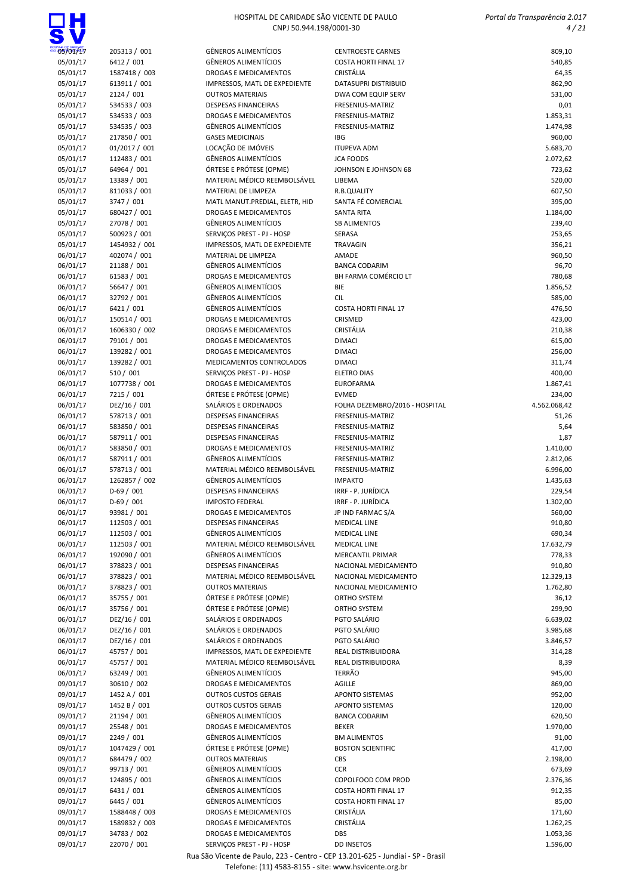| Data | Documento | Descrição | Fornecedor | Valor |
|---|---|---|---|---|
| 05/01/17 | 205313 / 001 | GÊNEROS ALIMENTÍCIOS | CENTROESTE CARNES | 809,10 |
| 05/01/17 | 6412 / 001 | GÊNEROS ALIMENTÍCIOS | COSTA HORTI FINAL 17 | 540,85 |
| 05/01/17 | 1587418 / 003 | DROGAS E MEDICAMENTOS | CRISTÁLIA | 64,35 |
| 05/01/17 | 613911 / 001 | IMPRESSOS, MATL DE EXPEDIENTE | DATASUPRI DISTRIBUID | 862,90 |
| 05/01/17 | 2124 / 001 | OUTROS MATERIAIS | DWA COM EQUIP SERV | 531,00 |
| 05/01/17 | 534533 / 003 | DESPESAS FINANCEIRAS | FRESENIUS-MATRIZ | 0,01 |
| 05/01/17 | 534533 / 003 | DROGAS E MEDICAMENTOS | FRESENIUS-MATRIZ | 1.853,31 |
| 05/01/17 | 534535 / 003 | GÊNEROS ALIMENTÍCIOS | FRESENIUS-MATRIZ | 1.474,98 |
| 05/01/17 | 217850 / 001 | GASES MEDICINAIS | IBG | 960,00 |
| 05/01/17 | 01/2017 / 001 | LOCAÇÃO DE IMÓVEIS | ITUPEVA ADM | 5.683,70 |
| 05/01/17 | 112483 / 001 | GÊNEROS ALIMENTÍCIOS | JCA FOODS | 2.072,62 |
| 05/01/17 | 64964 / 001 | ÓRTESE E PRÓTESE (OPME) | JOHNSON E JOHNSON 68 | 723,62 |
| 05/01/17 | 13389 / 001 | MATERIAL MÉDICO REEMBOLSÁVEL | LIBEMA | 520,00 |
| 05/01/17 | 811033 / 001 | MATERIAL DE LIMPEZA | R.B.QUALITY | 607,50 |
| 05/01/17 | 3747 / 001 | MATL MANUT.PREDIAL, ELETR, HID | SANTA FÉ COMERCIAL | 395,00 |
| 05/01/17 | 680427 / 001 | DROGAS E MEDICAMENTOS | SANTA RITA | 1.184,00 |
| 05/01/17 | 27078 / 001 | GÊNEROS ALIMENTÍCIOS | SB ALIMENTOS | 239,40 |
| 05/01/17 | 500923 / 001 | SERVIÇOS PREST - PJ - HOSP | SERASA | 253,65 |
| 05/01/17 | 1454932 / 001 | IMPRESSOS, MATL DE EXPEDIENTE | TRAVAGIN | 356,21 |
| 06/01/17 | 402074 / 001 | MATERIAL DE LIMPEZA | AMADE | 960,50 |
| 06/01/17 | 21188 / 001 | GÊNEROS ALIMENTÍCIOS | BANCA CODARIM | 96,70 |
| 06/01/17 | 61583 / 001 | DROGAS E MEDICAMENTOS | BH FARMA COMÉRCIO LT | 780,68 |
| 06/01/17 | 56647 / 001 | GÊNEROS ALIMENTÍCIOS | BIE | 1.856,52 |
| 06/01/17 | 32792 / 001 | GÊNEROS ALIMENTÍCIOS | CIL | 585,00 |
| 06/01/17 | 6421 / 001 | GÊNEROS ALIMENTÍCIOS | COSTA HORTI FINAL 17 | 476,50 |
| 06/01/17 | 150514 / 001 | DROGAS E MEDICAMENTOS | CRISMED | 423,00 |
| 06/01/17 | 1606330 / 002 | DROGAS E MEDICAMENTOS | CRISTÁLIA | 210,38 |
| 06/01/17 | 79101 / 001 | DROGAS E MEDICAMENTOS | DIMACI | 615,00 |
| 06/01/17 | 139282 / 001 | DROGAS E MEDICAMENTOS | DIMACI | 256,00 |
| 06/01/17 | 139282 / 001 | MEDICAMENTOS CONTROLADOS | DIMACI | 311,74 |
| 06/01/17 | 510 / 001 | SERVIÇOS PREST - PJ - HOSP | ELETRO DIAS | 400,00 |
| 06/01/17 | 1077738 / 001 | DROGAS E MEDICAMENTOS | EUROFARMA | 1.867,41 |
| 06/01/17 | 7215 / 001 | ÓRTESE E PRÓTESE (OPME) | EVMED | 234,00 |
| 06/01/17 | DEZ/16 / 001 | SALÁRIOS E ORDENADOS | FOLHA DEZEMBRO/2016 - HOSPITAL | 4.562.068,42 |
| 06/01/17 | 578713 / 001 | DESPESAS FINANCEIRAS | FRESENIUS-MATRIZ | 51,26 |
| 06/01/17 | 583850 / 001 | DESPESAS FINANCEIRAS | FRESENIUS-MATRIZ | 5,64 |
| 06/01/17 | 587911 / 001 | DESPESAS FINANCEIRAS | FRESENIUS-MATRIZ | 1,87 |
| 06/01/17 | 583850 / 001 | DROGAS E MEDICAMENTOS | FRESENIUS-MATRIZ | 1.410,00 |
| 06/01/17 | 587911 / 001 | GÊNEROS ALIMENTÍCIOS | FRESENIUS-MATRIZ | 2.812,06 |
| 06/01/17 | 578713 / 001 | MATERIAL MÉDICO REEMBOLSÁVEL | FRESENIUS-MATRIZ | 6.996,00 |
| 06/01/17 | 1262857 / 002 | GÊNEROS ALIMENTÍCIOS | IMPAKTO | 1.435,63 |
| 06/01/17 | D-69 / 001 | DESPESAS FINANCEIRAS | IRRF - P. JURÍDICA | 229,54 |
| 06/01/17 | D-69 / 001 | IMPOSTO FEDERAL | IRRF - P. JURÍDICA | 1.302,00 |
| 06/01/17 | 93981 / 001 | DROGAS E MEDICAMENTOS | JP IND FARMAC S/A | 560,00 |
| 06/01/17 | 112503 / 001 | DESPESAS FINANCEIRAS | MEDICAL LINE | 910,80 |
| 06/01/17 | 112503 / 001 | GÊNEROS ALIMENTÍCIOS | MEDICAL LINE | 690,34 |
| 06/01/17 | 112503 / 001 | MATERIAL MÉDICO REEMBOLSÁVEL | MEDICAL LINE | 17.632,79 |
| 06/01/17 | 192090 / 001 | GÊNEROS ALIMENTÍCIOS | MERCANTIL PRIMAR | 778,33 |
| 06/01/17 | 378823 / 001 | DESPESAS FINANCEIRAS | NACIONAL MEDICAMENTO | 910,80 |
| 06/01/17 | 378823 / 001 | MATERIAL MÉDICO REEMBOLSÁVEL | NACIONAL MEDICAMENTO | 12.329,13 |
| 06/01/17 | 378823 / 001 | OUTROS MATERIAIS | NACIONAL MEDICAMENTO | 1.762,80 |
| 06/01/17 | 35755 / 001 | ÓRTESE E PRÓTESE (OPME) | ORTHO SYSTEM | 36,12 |
| 06/01/17 | 35756 / 001 | ÓRTESE E PRÓTESE (OPME) | ORTHO SYSTEM | 299,90 |
| 06/01/17 | DEZ/16 / 001 | SALÁRIOS E ORDENADOS | PGTO SALÁRIO | 6.639,02 |
| 06/01/17 | DEZ/16 / 001 | SALÁRIOS E ORDENADOS | PGTO SALÁRIO | 3.985,68 |
| 06/01/17 | DEZ/16 / 001 | SALÁRIOS E ORDENADOS | PGTO SALÁRIO | 3.846,57 |
| 06/01/17 | 45757 / 001 | IMPRESSOS, MATL DE EXPEDIENTE | REAL DISTRIBUIDORA | 314,28 |
| 06/01/17 | 45757 / 001 | MATERIAL MÉDICO REEMBOLSÁVEL | REAL DISTRIBUIDORA | 8,39 |
| 06/01/17 | 63249 / 001 | GÊNEROS ALIMENTÍCIOS | TERRÃO | 945,00 |
| 09/01/17 | 30610 / 002 | DROGAS E MEDICAMENTOS | AGILLE | 869,00 |
| 09/01/17 | 1452 A / 001 | OUTROS CUSTOS GERAIS | APONTO SISTEMAS | 952,00 |
| 09/01/17 | 1452 B / 001 | OUTROS CUSTOS GERAIS | APONTO SISTEMAS | 120,00 |
| 09/01/17 | 21194 / 001 | GÊNEROS ALIMENTÍCIOS | BANCA CODARIM | 620,50 |
| 09/01/17 | 25548 / 001 | DROGAS E MEDICAMENTOS | BEKER | 1.970,00 |
| 09/01/17 | 2249 / 001 | GÊNEROS ALIMENTÍCIOS | BM ALIMENTOS | 91,00 |
| 09/01/17 | 1047429 / 001 | ÓRTESE E PRÓTESE (OPME) | BOSTON SCIENTIFIC | 417,00 |
| 09/01/17 | 684479 / 002 | OUTROS MATERIAIS | CBS | 2.198,00 |
| 09/01/17 | 99713 / 001 | GÊNEROS ALIMENTÍCIOS | CCR | 673,69 |
| 09/01/17 | 124895 / 001 | GÊNEROS ALIMENTÍCIOS | COPOLFOOD COM PROD | 2.376,36 |
| 09/01/17 | 6431 / 001 | GÊNEROS ALIMENTÍCIOS | COSTA HORTI FINAL 17 | 912,35 |
| 09/01/17 | 6445 / 001 | GÊNEROS ALIMENTÍCIOS | COSTA HORTI FINAL 17 | 85,00 |
| 09/01/17 | 1588448 / 003 | DROGAS E MEDICAMENTOS | CRISTÁLIA | 171,60 |
| 09/01/17 | 1589832 / 003 | DROGAS E MEDICAMENTOS | CRISTÁLIA | 1.262,25 |
| 09/01/17 | 34783 / 002 | DROGAS E MEDICAMENTOS | DBS | 1.053,36 |
| 09/01/17 | 22070 / 001 | SERVIÇOS PREST - PJ - HOSP | DD INSETOS | 1.596,00 |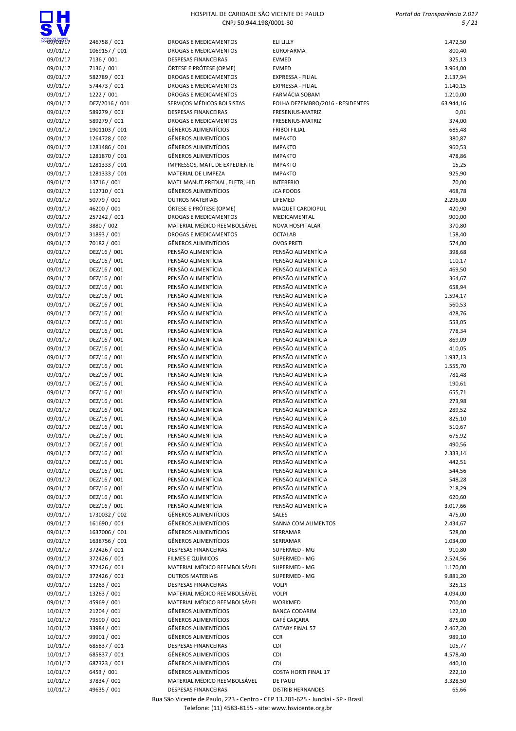| | | | | |
|---|---|---|---|---|
| 09/01/17 | 246758 / 001 | DROGAS E MEDICAMENTOS | ELI LILLY | 1.472,50 |
| 09/01/17 | 1069157 / 001 | DROGAS E MEDICAMENTOS | EUROFARMA | 800,40 |
| 09/01/17 | 7136 / 001 | DESPESAS FINANCEIRAS | EVMED | 325,13 |
| 09/01/17 | 7136 / 001 | ÓRTESE E PRÓTESE (OPME) | EVMED | 3.964,00 |
| 09/01/17 | 582789 / 001 | DROGAS E MEDICAMENTOS | EXPRESSA - FILIAL | 2.137,94 |
| 09/01/17 | 574473 / 001 | DROGAS E MEDICAMENTOS | EXPRESSA - FILIAL | 1.140,15 |
| 09/01/17 | 1222 / 001 | DROGAS E MEDICAMENTOS | FARMÁCIA SOBAM | 1.210,00 |
| 09/01/17 | DEZ/2016 / 001 | SERVIÇOS MÉDICOS BOLSISTAS | FOLHA DEZEMBRO/2016 - RESIDENTES | 63.944,16 |
| 09/01/17 | 589279 / 001 | DESPESAS FINANCEIRAS | FRESENIUS-MATRIZ | 0,01 |
| 09/01/17 | 589279 / 001 | DROGAS E MEDICAMENTOS | FRESENIUS-MATRIZ | 374,00 |
| 09/01/17 | 1901103 / 001 | GÊNEROS ALIMENTÍCIOS | FRIBOI FILIAL | 685,48 |
| 09/01/17 | 1264728 / 002 | GÊNEROS ALIMENTÍCIOS | IMPAKTO | 380,87 |
| 09/01/17 | 1281486 / 001 | GÊNEROS ALIMENTÍCIOS | IMPAKTO | 960,53 |
| 09/01/17 | 1281870 / 001 | GÊNEROS ALIMENTÍCIOS | IMPAKTO | 478,86 |
| 09/01/17 | 1281333 / 001 | IMPRESSOS, MATL DE EXPEDIENTE | IMPAKTO | 15,25 |
| 09/01/17 | 1281333 / 001 | MATERIAL DE LIMPEZA | IMPAKTO | 925,90 |
| 09/01/17 | 13716 / 001 | MATL MANUT.PREDIAL, ELETR, HID | INTERFRIO | 70,00 |
| 09/01/17 | 112710 / 001 | GÊNEROS ALIMENTÍCIOS | JCA FOODS | 468,78 |
| 09/01/17 | 50779 / 001 | OUTROS MATERIAIS | LIFEMED | 2.296,00 |
| 09/01/17 | 46200 / 001 | ÓRTESE E PRÓTESE (OPME) | MAQUET CARDIOPUL | 420,90 |
| 09/01/17 | 257242 / 001 | DROGAS E MEDICAMENTOS | MEDICAMENTAL | 900,00 |
| 09/01/17 | 3880 / 002 | MATERIAL MÉDICO REEMBOLSÁVEL | NOVA HOSPITALAR | 370,80 |
| 09/01/17 | 31893 / 001 | DROGAS E MEDICAMENTOS | OCTALAB | 158,40 |
| 09/01/17 | 70182 / 001 | GÊNEROS ALIMENTÍCIOS | OVOS PRETI | 574,00 |
| 09/01/17 | DEZ/16 / 001 | PENSÃO ALIMENTÍCIA | PENSÃO ALIMENTÍCIA | 398,68 |
| 09/01/17 | DEZ/16 / 001 | PENSÃO ALIMENTÍCIA | PENSÃO ALIMENTÍCIA | 110,17 |
| 09/01/17 | DEZ/16 / 001 | PENSÃO ALIMENTÍCIA | PENSÃO ALIMENTÍCIA | 469,50 |
| 09/01/17 | DEZ/16 / 001 | PENSÃO ALIMENTÍCIA | PENSÃO ALIMENTÍCIA | 364,67 |
| 09/01/17 | DEZ/16 / 001 | PENSÃO ALIMENTÍCIA | PENSÃO ALIMENTÍCIA | 658,94 |
| 09/01/17 | DEZ/16 / 001 | PENSÃO ALIMENTÍCIA | PENSÃO ALIMENTÍCIA | 1.594,17 |
| 09/01/17 | DEZ/16 / 001 | PENSÃO ALIMENTÍCIA | PENSÃO ALIMENTÍCIA | 560,53 |
| 09/01/17 | DEZ/16 / 001 | PENSÃO ALIMENTÍCIA | PENSÃO ALIMENTÍCIA | 428,76 |
| 09/01/17 | DEZ/16 / 001 | PENSÃO ALIMENTÍCIA | PENSÃO ALIMENTÍCIA | 553,05 |
| 09/01/17 | DEZ/16 / 001 | PENSÃO ALIMENTÍCIA | PENSÃO ALIMENTÍCIA | 778,34 |
| 09/01/17 | DEZ/16 / 001 | PENSÃO ALIMENTÍCIA | PENSÃO ALIMENTÍCIA | 869,09 |
| 09/01/17 | DEZ/16 / 001 | PENSÃO ALIMENTÍCIA | PENSÃO ALIMENTÍCIA | 410,05 |
| 09/01/17 | DEZ/16 / 001 | PENSÃO ALIMENTÍCIA | PENSÃO ALIMENTÍCIA | 1.937,13 |
| 09/01/17 | DEZ/16 / 001 | PENSÃO ALIMENTÍCIA | PENSÃO ALIMENTÍCIA | 1.555,70 |
| 09/01/17 | DEZ/16 / 001 | PENSÃO ALIMENTÍCIA | PENSÃO ALIMENTÍCIA | 781,48 |
| 09/01/17 | DEZ/16 / 001 | PENSÃO ALIMENTÍCIA | PENSÃO ALIMENTÍCIA | 190,61 |
| 09/01/17 | DEZ/16 / 001 | PENSÃO ALIMENTÍCIA | PENSÃO ALIMENTÍCIA | 655,71 |
| 09/01/17 | DEZ/16 / 001 | PENSÃO ALIMENTÍCIA | PENSÃO ALIMENTÍCIA | 273,98 |
| 09/01/17 | DEZ/16 / 001 | PENSÃO ALIMENTÍCIA | PENSÃO ALIMENTÍCIA | 289,52 |
| 09/01/17 | DEZ/16 / 001 | PENSÃO ALIMENTÍCIA | PENSÃO ALIMENTÍCIA | 825,10 |
| 09/01/17 | DEZ/16 / 001 | PENSÃO ALIMENTÍCIA | PENSÃO ALIMENTÍCIA | 510,67 |
| 09/01/17 | DEZ/16 / 001 | PENSÃO ALIMENTÍCIA | PENSÃO ALIMENTÍCIA | 675,92 |
| 09/01/17 | DEZ/16 / 001 | PENSÃO ALIMENTÍCIA | PENSÃO ALIMENTÍCIA | 490,56 |
| 09/01/17 | DEZ/16 / 001 | PENSÃO ALIMENTÍCIA | PENSÃO ALIMENTÍCIA | 2.333,14 |
| 09/01/17 | DEZ/16 / 001 | PENSÃO ALIMENTÍCIA | PENSÃO ALIMENTÍCIA | 442,51 |
| 09/01/17 | DEZ/16 / 001 | PENSÃO ALIMENTÍCIA | PENSÃO ALIMENTÍCIA | 544,56 |
| 09/01/17 | DEZ/16 / 001 | PENSÃO ALIMENTÍCIA | PENSÃO ALIMENTÍCIA | 548,28 |
| 09/01/17 | DEZ/16 / 001 | PENSÃO ALIMENTÍCIA | PENSÃO ALIMENTÍCIA | 218,29 |
| 09/01/17 | DEZ/16 / 001 | PENSÃO ALIMENTÍCIA | PENSÃO ALIMENTÍCIA | 620,60 |
| 09/01/17 | DEZ/16 / 001 | PENSÃO ALIMENTÍCIA | PENSÃO ALIMENTÍCIA | 3.017,66 |
| 09/01/17 | 1730032 / 002 | GÊNEROS ALIMENTÍCIOS | SALES | 475,00 |
| 09/01/17 | 161690 / 001 | GÊNEROS ALIMENTÍCIOS | SANNA COM ALIMENTOS | 2.434,67 |
| 09/01/17 | 1637006 / 001 | GÊNEROS ALIMENTÍCIOS | SERRAMAR | 528,00 |
| 09/01/17 | 1638756 / 001 | GÊNEROS ALIMENTÍCIOS | SERRAMAR | 1.034,00 |
| 09/01/17 | 372426 / 001 | DESPESAS FINANCEIRAS | SUPERMED - MG | 910,80 |
| 09/01/17 | 372426 / 001 | FILMES E QUÍMICOS | SUPERMED - MG | 2.524,56 |
| 09/01/17 | 372426 / 001 | MATERIAL MÉDICO REEMBOLSÁVEL | SUPERMED - MG | 1.170,00 |
| 09/01/17 | 372426 / 001 | OUTROS MATERIAIS | SUPERMED - MG | 9.881,20 |
| 09/01/17 | 13263 / 001 | DESPESAS FINANCEIRAS | VOLPI | 325,13 |
| 09/01/17 | 13263 / 001 | MATERIAL MÉDICO REEMBOLSÁVEL | VOLPI | 4.094,00 |
| 09/01/17 | 45969 / 001 | MATERIAL MÉDICO REEMBOLSÁVEL | WORKMED | 700,00 |
| 10/01/17 | 21204 / 001 | GÊNEROS ALIMENTÍCIOS | BANCA CODARIM | 122,10 |
| 10/01/17 | 79590 / 001 | GÊNEROS ALIMENTÍCIOS | CAFÉ CAIÇARA | 875,00 |
| 10/01/17 | 33984 / 001 | GÊNEROS ALIMENTÍCIOS | CATABY FINAL 57 | 2.467,20 |
| 10/01/17 | 99901 / 001 | GÊNEROS ALIMENTÍCIOS | CCR | 989,10 |
| 10/01/17 | 685837 / 001 | DESPESAS FINANCEIRAS | CDI | 105,77 |
| 10/01/17 | 685837 / 001 | GÊNEROS ALIMENTÍCIOS | CDI | 4.578,40 |
| 10/01/17 | 687323 / 001 | GÊNEROS ALIMENTÍCIOS | CDI | 440,10 |
| 10/01/17 | 6453 / 001 | GÊNEROS ALIMENTÍCIOS | COSTA HORTI FINAL 17 | 222,10 |
| 10/01/17 | 37834 / 001 | MATERIAL MÉDICO REEMBOLSÁVEL | DE PAULI | 3.328,50 |
| 10/01/17 | 49635 / 001 | DESPESAS FINANCEIRAS | DISTRIB HERNANDES | 65,66 |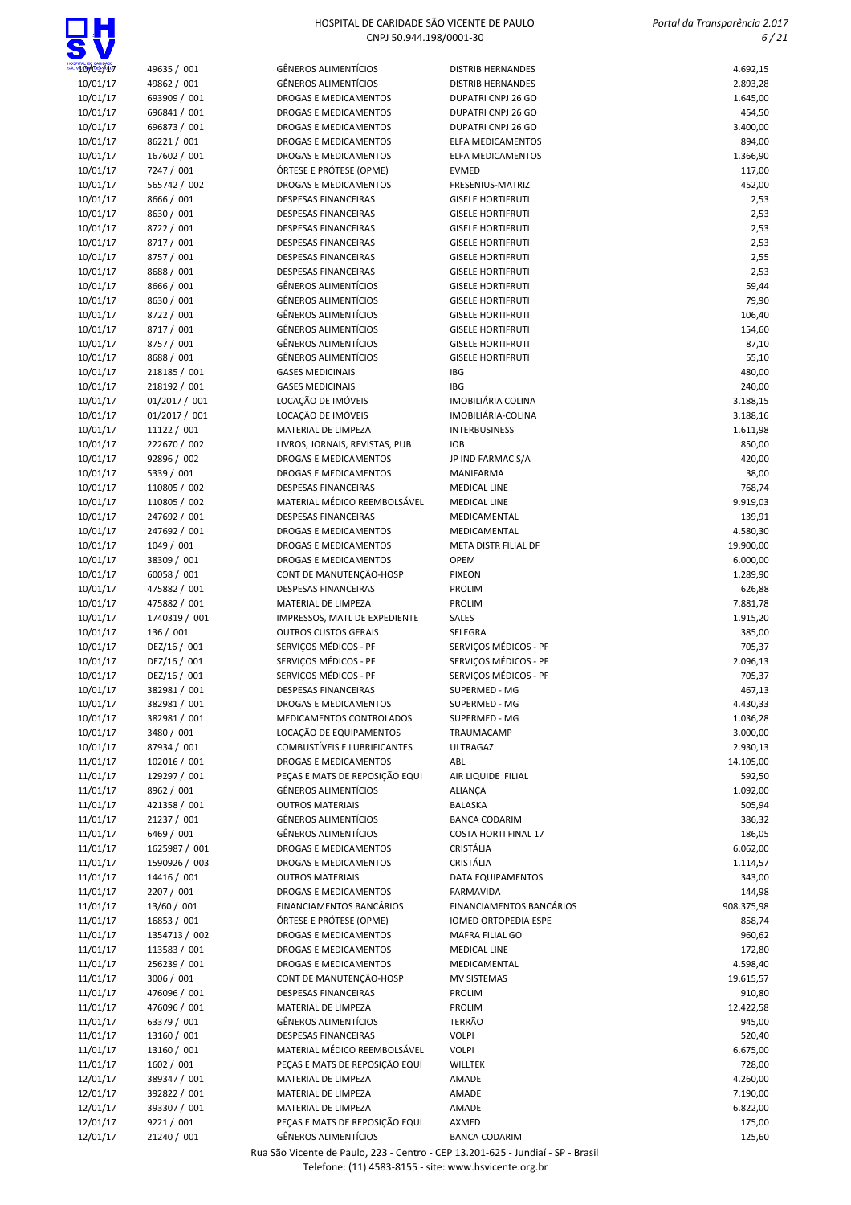| | | | | |
|---|---|---|---|---|
| 10/01/17 | 49635 / 001 | GÊNEROS ALIMENTÍCIOS | DISTRIB HERNANDES | 4.692,15 |
| 10/01/17 | 49862 / 001 | GÊNEROS ALIMENTÍCIOS | DISTRIB HERNANDES | 2.893,28 |
| 10/01/17 | 693909 / 001 | DROGAS E MEDICAMENTOS | DUPATRI CNPJ 26 GO | 1.645,00 |
| 10/01/17 | 696841 / 001 | DROGAS E MEDICAMENTOS | DUPATRI CNPJ 26 GO | 454,50 |
| 10/01/17 | 696873 / 001 | DROGAS E MEDICAMENTOS | DUPATRI CNPJ 26 GO | 3.400,00 |
| 10/01/17 | 86221 / 001 | DROGAS E MEDICAMENTOS | ELFA MEDICAMENTOS | 894,00 |
| 10/01/17 | 167602 / 001 | DROGAS E MEDICAMENTOS | ELFA MEDICAMENTOS | 1.366,90 |
| 10/01/17 | 7247 / 001 | ÓRTESE E PRÓTESE (OPME) | EVMED | 117,00 |
| 10/01/17 | 565742 / 002 | DROGAS E MEDICAMENTOS | FRESENIUS-MATRIZ | 452,00 |
| 10/01/17 | 8666 / 001 | DESPESAS FINANCEIRAS | GISELE HORTIFRUTI | 2,53 |
| 10/01/17 | 8630 / 001 | DESPESAS FINANCEIRAS | GISELE HORTIFRUTI | 2,53 |
| 10/01/17 | 8722 / 001 | DESPESAS FINANCEIRAS | GISELE HORTIFRUTI | 2,53 |
| 10/01/17 | 8717 / 001 | DESPESAS FINANCEIRAS | GISELE HORTIFRUTI | 2,53 |
| 10/01/17 | 8757 / 001 | DESPESAS FINANCEIRAS | GISELE HORTIFRUTI | 2,55 |
| 10/01/17 | 8688 / 001 | DESPESAS FINANCEIRAS | GISELE HORTIFRUTI | 2,53 |
| 10/01/17 | 8666 / 001 | GÊNEROS ALIMENTÍCIOS | GISELE HORTIFRUTI | 59,44 |
| 10/01/17 | 8630 / 001 | GÊNEROS ALIMENTÍCIOS | GISELE HORTIFRUTI | 79,90 |
| 10/01/17 | 8722 / 001 | GÊNEROS ALIMENTÍCIOS | GISELE HORTIFRUTI | 106,40 |
| 10/01/17 | 8717 / 001 | GÊNEROS ALIMENTÍCIOS | GISELE HORTIFRUTI | 154,60 |
| 10/01/17 | 8757 / 001 | GÊNEROS ALIMENTÍCIOS | GISELE HORTIFRUTI | 87,10 |
| 10/01/17 | 8688 / 001 | GÊNEROS ALIMENTÍCIOS | GISELE HORTIFRUTI | 55,10 |
| 10/01/17 | 218185 / 001 | GASES MEDICINAIS | IBG | 480,00 |
| 10/01/17 | 218192 / 001 | GASES MEDICINAIS | IBG | 240,00 |
| 10/01/17 | 01/2017 / 001 | LOCAÇÃO DE IMÓVEIS | IMOBILIÁRIA COLINA | 3.188,15 |
| 10/01/17 | 01/2017 / 001 | LOCAÇÃO DE IMÓVEIS | IMOBILIÁRIA-COLINA | 3.188,16 |
| 10/01/17 | 11122 / 001 | MATERIAL DE LIMPEZA | INTERBUSINESS | 1.611,98 |
| 10/01/17 | 222670 / 002 | LIVROS, JORNAIS, REVISTAS, PUB | IOB | 850,00 |
| 10/01/17 | 92896 / 002 | DROGAS E MEDICAMENTOS | JP IND FARMAC S/A | 420,00 |
| 10/01/17 | 5339 / 001 | DROGAS E MEDICAMENTOS | MANIFARMA | 38,00 |
| 10/01/17 | 110805 / 002 | DESPESAS FINANCEIRAS | MEDICAL LINE | 768,74 |
| 10/01/17 | 110805 / 002 | MATERIAL MÉDICO REEMBOLSÁVEL | MEDICAL LINE | 9.919,03 |
| 10/01/17 | 247692 / 001 | DESPESAS FINANCEIRAS | MEDICAMENTAL | 139,91 |
| 10/01/17 | 247692 / 001 | DROGAS E MEDICAMENTOS | MEDICAMENTAL | 4.580,30 |
| 10/01/17 | 1049 / 001 | DROGAS E MEDICAMENTOS | META DISTR FILIAL DF | 19.900,00 |
| 10/01/17 | 38309 / 001 | DROGAS E MEDICAMENTOS | OPEM | 6.000,00 |
| 10/01/17 | 60058 / 001 | CONT DE MANUTENÇÃO-HOSP | PIXEON | 1.289,90 |
| 10/01/17 | 475882 / 001 | DESPESAS FINANCEIRAS | PROLIM | 626,88 |
| 10/01/17 | 475882 / 001 | MATERIAL DE LIMPEZA | PROLIM | 7.881,78 |
| 10/01/17 | 1740319 / 001 | IMPRESSOS, MATL DE EXPEDIENTE | SALES | 1.915,20 |
| 10/01/17 | 136 / 001 | OUTROS CUSTOS GERAIS | SELEGRA | 385,00 |
| 10/01/17 | DEZ/16 / 001 | SERVIÇOS MÉDICOS - PF | SERVIÇOS MÉDICOS - PF | 705,37 |
| 10/01/17 | DEZ/16 / 001 | SERVIÇOS MÉDICOS - PF | SERVIÇOS MÉDICOS - PF | 2.096,13 |
| 10/01/17 | DEZ/16 / 001 | SERVIÇOS MÉDICOS - PF | SERVIÇOS MÉDICOS - PF | 705,37 |
| 10/01/17 | 382981 / 001 | DESPESAS FINANCEIRAS | SUPERMED - MG | 467,13 |
| 10/01/17 | 382981 / 001 | DROGAS E MEDICAMENTOS | SUPERMED - MG | 4.430,33 |
| 10/01/17 | 382981 / 001 | MEDICAMENTOS CONTROLADOS | SUPERMED - MG | 1.036,28 |
| 10/01/17 | 3480 / 001 | LOCAÇÃO DE EQUIPAMENTOS | TRAUMACAMP | 3.000,00 |
| 10/01/17 | 87934 / 001 | COMBUSTÍVEIS E LUBRIFICANTES | ULTRAGAZ | 2.930,13 |
| 11/01/17 | 102016 / 001 | DROGAS E MEDICAMENTOS | ABL | 14.105,00 |
| 11/01/17 | 129297 / 001 | PEÇAS E MATS DE REPOSIÇÃO EQUI | AIR LIQUIDE FILIAL | 592,50 |
| 11/01/17 | 8962 / 001 | GÊNEROS ALIMENTÍCIOS | ALIANÇA | 1.092,00 |
| 11/01/17 | 421358 / 001 | OUTROS MATERIAIS | BALASKA | 505,94 |
| 11/01/17 | 21237 / 001 | GÊNEROS ALIMENTÍCIOS | BANCA CODARIM | 386,32 |
| 11/01/17 | 6469 / 001 | GÊNEROS ALIMENTÍCIOS | COSTA HORTI FINAL 17 | 186,05 |
| 11/01/17 | 1625987 / 001 | DROGAS E MEDICAMENTOS | CRISTÁLIA | 6.062,00 |
| 11/01/17 | 1590926 / 003 | DROGAS E MEDICAMENTOS | CRISTÁLIA | 1.114,57 |
| 11/01/17 | 14416 / 001 | OUTROS MATERIAIS | DATA EQUIPAMENTOS | 343,00 |
| 11/01/17 | 2207 / 001 | DROGAS E MEDICAMENTOS | FARMAVIDA | 144,98 |
| 11/01/17 | 13/60 / 001 | FINANCIAMENTOS BANCÁRIOS | FINANCIAMENTOS BANCÁRIOS | 908.375,98 |
| 11/01/17 | 16853 / 001 | ÓRTESE E PRÓTESE (OPME) | IOMED ORTOPEDIA ESPE | 858,74 |
| 11/01/17 | 1354713 / 002 | DROGAS E MEDICAMENTOS | MAFRA FILIAL GO | 960,62 |
| 11/01/17 | 113583 / 001 | DROGAS E MEDICAMENTOS | MEDICAL LINE | 172,80 |
| 11/01/17 | 256239 / 001 | DROGAS E MEDICAMENTOS | MEDICAMENTAL | 4.598,40 |
| 11/01/17 | 3006 / 001 | CONT DE MANUTENÇÃO-HOSP | MV SISTEMAS | 19.615,57 |
| 11/01/17 | 476096 / 001 | DESPESAS FINANCEIRAS | PROLIM | 910,80 |
| 11/01/17 | 476096 / 001 | MATERIAL DE LIMPEZA | PROLIM | 12.422,58 |
| 11/01/17 | 63379 / 001 | GÊNEROS ALIMENTÍCIOS | TERRÃO | 945,00 |
| 11/01/17 | 13160 / 001 | DESPESAS FINANCEIRAS | VOLPI | 520,40 |
| 11/01/17 | 13160 / 001 | MATERIAL MÉDICO REEMBOLSÁVEL | VOLPI | 6.675,00 |
| 11/01/17 | 1602 / 001 | PEÇAS E MATS DE REPOSIÇÃO EQUI | WILLTEK | 728,00 |
| 12/01/17 | 389347 / 001 | MATERIAL DE LIMPEZA | AMADE | 4.260,00 |
| 12/01/17 | 392822 / 001 | MATERIAL DE LIMPEZA | AMADE | 7.190,00 |
| 12/01/17 | 393307 / 001 | MATERIAL DE LIMPEZA | AMADE | 6.822,00 |
| 12/01/17 | 9221 / 001 | PEÇAS E MATS DE REPOSIÇÃO EQUI | AXMED | 175,00 |
| 12/01/17 | 21240 / 001 | GÊNEROS ALIMENTÍCIOS | BANCA CODARIM | 125,60 |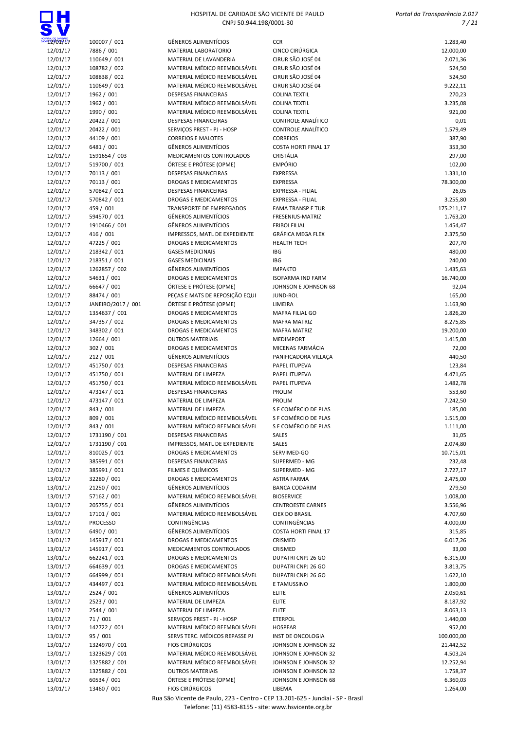| | | | | |
|---|---|---|---|---|
| 12/01/17 | 100007 / 001 | GÊNEROS ALIMENTÍCIOS | CCR | 1.283,40 |
| 12/01/17 | 7886 / 001 | MATERIAL LABORATORIO | CINCO CIRÚRGICA | 12.000,00 |
| 12/01/17 | 110649 / 001 | MATERIAL DE LAVANDERIA | CIRUR SÃO JOSÉ 04 | 2.071,36 |
| 12/01/17 | 108782 / 002 | MATERIAL MÉDICO REEMBOLSÁVEL | CIRUR SÃO JOSÉ 04 | 524,50 |
| 12/01/17 | 108838 / 002 | MATERIAL MÉDICO REEMBOLSÁVEL | CIRUR SÃO JOSÉ 04 | 524,50 |
| 12/01/17 | 110649 / 001 | MATERIAL MÉDICO REEMBOLSÁVEL | CIRUR SÃO JOSÉ 04 | 9.222,11 |
| 12/01/17 | 1962 / 001 | DESPESAS FINANCEIRAS | COLINA TEXTIL | 270,23 |
| 12/01/17 | 1962 / 001 | MATERIAL MÉDICO REEMBOLSÁVEL | COLINA TEXTIL | 3.235,08 |
| 12/01/17 | 1990 / 001 | MATERIAL MÉDICO REEMBOLSÁVEL | COLINA TEXTIL | 921,00 |
| 12/01/17 | 20422 / 001 | DESPESAS FINANCEIRAS | CONTROLE ANALÍTICO | 0,01 |
| 12/01/17 | 20422 / 001 | SERVIÇOS PREST - PJ - HOSP | CONTROLE ANALÍTICO | 1.579,49 |
| 12/01/17 | 44109 / 001 | CORREIOS E MALOTES | CORREIOS | 387,90 |
| 12/01/17 | 6481 / 001 | GÊNEROS ALIMENTÍCIOS | COSTA HORTI FINAL 17 | 353,30 |
| 12/01/17 | 1591654 / 003 | MEDICAMENTOS CONTROLADOS | CRISTÁLIA | 297,00 |
| 12/01/17 | 519700 / 001 | ÓRTESE E PRÓTESE (OPME) | EMPÓRIO | 102,00 |
| 12/01/17 | 70113 / 001 | DESPESAS FINANCEIRAS | EXPRESSA | 1.331,10 |
| 12/01/17 | 70113 / 001 | DROGAS E MEDICAMENTOS | EXPRESSA | 78.300,00 |
| 12/01/17 | 570842 / 001 | DESPESAS FINANCEIRAS | EXPRESSA - FILIAL | 26,05 |
| 12/01/17 | 570842 / 001 | DROGAS E MEDICAMENTOS | EXPRESSA - FILIAL | 3.255,80 |
| 12/01/17 | 459 / 001 | TRANSPORTE DE EMPREGADOS | FAMA TRANSP E TUR | 175.211,17 |
| 12/01/17 | 594570 / 001 | GÊNEROS ALIMENTÍCIOS | FRESENIUS-MATRIZ | 1.763,20 |
| 12/01/17 | 1910466 / 001 | GÊNEROS ALIMENTÍCIOS | FRIBOI FILIAL | 1.454,47 |
| 12/01/17 | 416 / 001 | IMPRESSOS, MATL DE EXPEDIENTE | GRÁFICA MEGA FLEX | 2.375,50 |
| 12/01/17 | 47225 / 001 | DROGAS E MEDICAMENTOS | HEALTH TECH | 207,70 |
| 12/01/17 | 218342 / 001 | GASES MEDICINAIS | IBG | 480,00 |
| 12/01/17 | 218351 / 001 | GASES MEDICINAIS | IBG | 240,00 |
| 12/01/17 | 1262857 / 002 | GÊNEROS ALIMENTÍCIOS | IMPAKTO | 1.435,63 |
| 12/01/17 | 54631 / 001 | DROGAS E MEDICAMENTOS | ISOFARMA IND FARM | 16.740,00 |
| 12/01/17 | 66647 / 001 | ÓRTESE E PRÓTESE (OPME) | JOHNSON E JOHNSON 68 | 92,04 |
| 12/01/17 | 88474 / 001 | PEÇAS E MATS DE REPOSIÇÃO EQUI | JUND-ROL | 165,00 |
| 12/01/17 | JANEIRO/2017 / 001 | ÓRTESE E PRÓTESE (OPME) | LIMEIRA | 1.163,90 |
| 12/01/17 | 1354637 / 001 | DROGAS E MEDICAMENTOS | MAFRA FILIAL GO | 1.826,20 |
| 12/01/17 | 347357 / 002 | DROGAS E MEDICAMENTOS | MAFRA MATRIZ | 8.275,85 |
| 12/01/17 | 348302 / 001 | DROGAS E MEDICAMENTOS | MAFRA MATRIZ | 19.200,00 |
| 12/01/17 | 12664 / 001 | OUTROS MATERIAIS | MEDIMPORT | 1.415,00 |
| 12/01/17 | 302 / 001 | DROGAS E MEDICAMENTOS | MICENAS FARMÁCIA | 72,00 |
| 12/01/17 | 212 / 001 | GÊNEROS ALIMENTÍCIOS | PANIFICADORA VILLAÇA | 440,50 |
| 12/01/17 | 451750 / 001 | DESPESAS FINANCEIRAS | PAPEL ITUPEVA | 123,84 |
| 12/01/17 | 451750 / 001 | MATERIAL DE LIMPEZA | PAPEL ITUPEVA | 4.471,65 |
| 12/01/17 | 451750 / 001 | MATERIAL MÉDICO REEMBOLSÁVEL | PAPEL ITUPEVA | 1.482,78 |
| 12/01/17 | 473147 / 001 | DESPESAS FINANCEIRAS | PROLIM | 553,60 |
| 12/01/17 | 473147 / 001 | MATERIAL DE LIMPEZA | PROLIM | 7.242,50 |
| 12/01/17 | 843 / 001 | MATERIAL DE LIMPEZA | S F COMÉRCIO DE PLAS | 185,00 |
| 12/01/17 | 809 / 001 | MATERIAL MÉDICO REEMBOLSÁVEL | S F COMÉRCIO DE PLAS | 1.515,00 |
| 12/01/17 | 843 / 001 | MATERIAL MÉDICO REEMBOLSÁVEL | S F COMÉRCIO DE PLAS | 1.111,00 |
| 12/01/17 | 1731190 / 001 | DESPESAS FINANCEIRAS | SALES | 31,05 |
| 12/01/17 | 1731190 / 001 | IMPRESSOS, MATL DE EXPEDIENTE | SALES | 2.074,80 |
| 12/01/17 | 810025 / 001 | DROGAS E MEDICAMENTOS | SERVIMED-GO | 10.715,01 |
| 12/01/17 | 385991 / 001 | DESPESAS FINANCEIRAS | SUPERMED - MG | 232,48 |
| 12/01/17 | 385991 / 001 | FILMES E QUÍMICOS | SUPERMED - MG | 2.727,17 |
| 13/01/17 | 32280 / 001 | DROGAS E MEDICAMENTOS | ASTRA FARMA | 2.475,00 |
| 13/01/17 | 21250 / 001 | GÊNEROS ALIMENTÍCIOS | BANCA CODARIM | 279,50 |
| 13/01/17 | 57162 / 001 | MATERIAL MÉDICO REEMBOLSÁVEL | BIOSERVICE | 1.008,00 |
| 13/01/17 | 205755 / 001 | GÊNEROS ALIMENTÍCIOS | CENTROESTE CARNES | 3.556,96 |
| 13/01/17 | 17101 / 001 | MATERIAL MÉDICO REEMBOLSÁVEL | CIEX DO BRASIL | 4.707,60 |
| 13/01/17 | PROCESSO | CONTINGÊNCIAS | CONTINGÊNCIAS | 4.000,00 |
| 13/01/17 | 6490 / 001 | GÊNEROS ALIMENTÍCIOS | COSTA HORTI FINAL 17 | 315,85 |
| 13/01/17 | 145917 / 001 | DROGAS E MEDICAMENTOS | CRISMED | 6.017,26 |
| 13/01/17 | 145917 / 001 | MEDICAMENTOS CONTROLADOS | CRISMED | 33,00 |
| 13/01/17 | 662241 / 001 | DROGAS E MEDICAMENTOS | DUPATRI CNPJ 26 GO | 6.315,00 |
| 13/01/17 | 664639 / 001 | DROGAS E MEDICAMENTOS | DUPATRI CNPJ 26 GO | 3.813,75 |
| 13/01/17 | 664999 / 001 | MATERIAL MÉDICO REEMBOLSÁVEL | DUPATRI CNPJ 26 GO | 1.622,10 |
| 13/01/17 | 434497 / 001 | MATERIAL MÉDICO REEMBOLSÁVEL | E TAMUSSINO | 1.800,00 |
| 13/01/17 | 2524 / 001 | GÊNEROS ALIMENTÍCIOS | ELITE | 2.050,61 |
| 13/01/17 | 2523 / 001 | MATERIAL DE LIMPEZA | ELITE | 8.187,92 |
| 13/01/17 | 2544 / 001 | MATERIAL DE LIMPEZA | ELITE | 8.063,13 |
| 13/01/17 | 71 / 001 | SERVIÇOS PREST - PJ - HOSP | ETERPOL | 1.440,00 |
| 13/01/17 | 142722 / 001 | MATERIAL MÉDICO REEMBOLSÁVEL | HOSPFAR | 952,00 |
| 13/01/17 | 95 / 001 | SERVS TERC. MÉDICOS REPASSE PJ | INST DE ONCOLOGIA | 100.000,00 |
| 13/01/17 | 1324970 / 001 | FIOS CIRÚRGICOS | JOHNSON E JOHNSON 32 | 21.442,52 |
| 13/01/17 | 1323629 / 001 | MATERIAL MÉDICO REEMBOLSÁVEL | JOHNSON E JOHNSON 32 | 4.503,24 |
| 13/01/17 | 1325882 / 001 | MATERIAL MÉDICO REEMBOLSÁVEL | JOHNSON E JOHNSON 32 | 12.252,94 |
| 13/01/17 | 1325882 / 001 | OUTROS MATERIAIS | JOHNSON E JOHNSON 32 | 1.758,37 |
| 13/01/17 | 60534 / 001 | ÓRTESE E PRÓTESE (OPME) | JOHNSON E JOHNSON 68 | 6.360,03 |
| 13/01/17 | 13460 / 001 | FIOS CIRÚRGICOS | LIBEMA | 1.264,00 |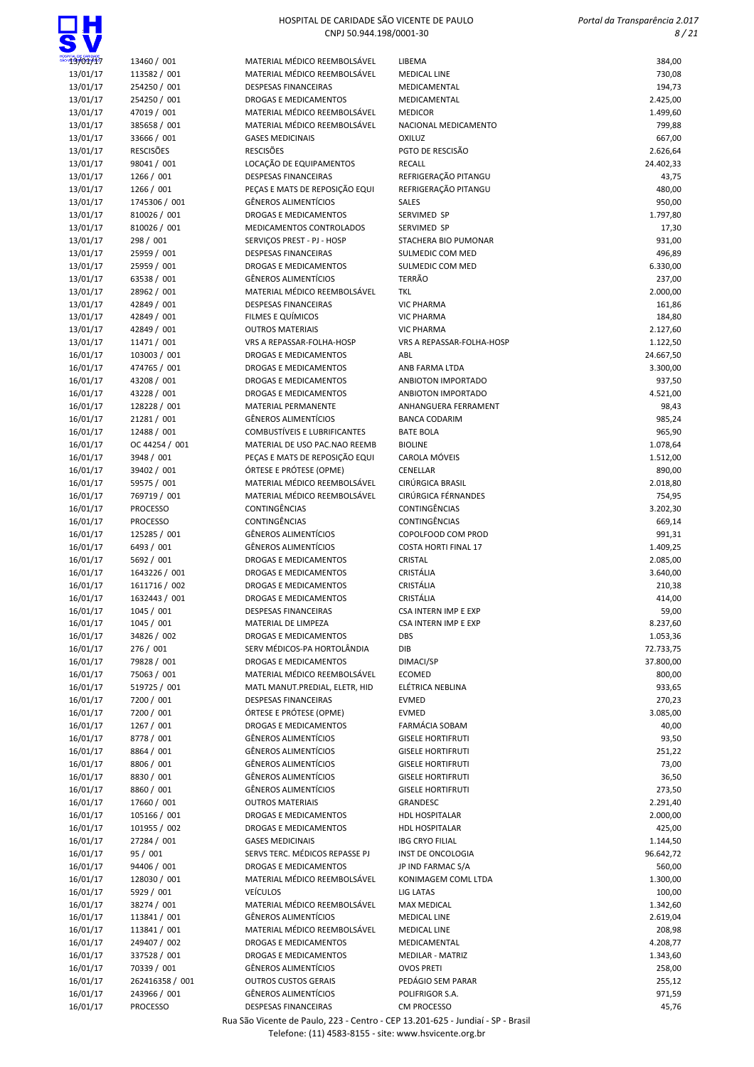| | | | | |
|---|---|---|---|---|
| 13/01/17 | 13460 / 001 | MATERIAL MÉDICO REEMBOLSÁVEL | LIBEMA | 384,00 |
| 13/01/17 | 113582 / 001 | MATERIAL MÉDICO REEMBOLSÁVEL | MEDICAL LINE | 730,08 |
| 13/01/17 | 254250 / 001 | DESPESAS FINANCEIRAS | MEDICAMENTAL | 194,73 |
| 13/01/17 | 254250 / 001 | DROGAS E MEDICAMENTOS | MEDICAMENTAL | 2.425,00 |
| 13/01/17 | 47019 / 001 | MATERIAL MÉDICO REEMBOLSÁVEL | MEDICOR | 1.499,60 |
| 13/01/17 | 385658 / 001 | MATERIAL MÉDICO REEMBOLSÁVEL | NACIONAL MEDICAMENTO | 799,88 |
| 13/01/17 | 33666 / 001 | GASES MEDICINAIS | OXILUZ | 667,00 |
| 13/01/17 | RESCISÕES | RESCISÕES | PGTO DE RESCISÃO | 2.626,64 |
| 13/01/17 | 98041 / 001 | LOCAÇÃO DE EQUIPAMENTOS | RECALL | 24.402,33 |
| 13/01/17 | 1266 / 001 | DESPESAS FINANCEIRAS | REFRIGERAÇÃO PITANGU | 43,75 |
| 13/01/17 | 1266 / 001 | PEÇAS E MATS DE REPOSIÇÃO EQUI | REFRIGERAÇÃO PITANGU | 480,00 |
| 13/01/17 | 1745306 / 001 | GÊNEROS ALIMENTÍCIOS | SALES | 950,00 |
| 13/01/17 | 810026 / 001 | DROGAS E MEDICAMENTOS | SERVIMED SP | 1.797,80 |
| 13/01/17 | 810026 / 001 | MEDICAMENTOS CONTROLADOS | SERVIMED SP | 17,30 |
| 13/01/17 | 298 / 001 | SERVIÇOS PREST - PJ - HOSP | STACHERA BIO PUMONAR | 931,00 |
| 13/01/17 | 25959 / 001 | DESPESAS FINANCEIRAS | SULMEDIC COM MED | 496,89 |
| 13/01/17 | 25959 / 001 | DROGAS E MEDICAMENTOS | SULMEDIC COM MED | 6.330,00 |
| 13/01/17 | 63538 / 001 | GÊNEROS ALIMENTÍCIOS | TERRÃO | 237,00 |
| 13/01/17 | 28962 / 001 | MATERIAL MÉDICO REEMBOLSÁVEL | TKL | 2.000,00 |
| 13/01/17 | 42849 / 001 | DESPESAS FINANCEIRAS | VIC PHARMA | 161,86 |
| 13/01/17 | 42849 / 001 | FILMES E QUÍMICOS | VIC PHARMA | 184,80 |
| 13/01/17 | 42849 / 001 | OUTROS MATERIAIS | VIC PHARMA | 2.127,60 |
| 13/01/17 | 11471 / 001 | VRS A REPASSAR-FOLHA-HOSP | VRS A REPASSAR-FOLHA-HOSP | 1.122,50 |
| 16/01/17 | 103003 / 001 | DROGAS E MEDICAMENTOS | ABL | 24.667,50 |
| 16/01/17 | 474765 / 001 | DROGAS E MEDICAMENTOS | ANB FARMA LTDA | 3.300,00 |
| 16/01/17 | 43208 / 001 | DROGAS E MEDICAMENTOS | ANBIOTON IMPORTADO | 937,50 |
| 16/01/17 | 43228 / 001 | DROGAS E MEDICAMENTOS | ANBIOTON IMPORTADO | 4.521,00 |
| 16/01/17 | 128228 / 001 | MATERIAL PERMANENTE | ANHANGUERA FERRAMENT | 98,43 |
| 16/01/17 | 21281 / 001 | GÊNEROS ALIMENTÍCIOS | BANCA CODARIM | 985,24 |
| 16/01/17 | 12488 / 001 | COMBUSTÍVEIS E LUBRIFICANTES | BATE BOLA | 965,90 |
| 16/01/17 | OC 44254 / 001 | MATERIAL DE USO PAC.NAO REEMB | BIOLINE | 1.078,64 |
| 16/01/17 | 3948 / 001 | PEÇAS E MATS DE REPOSIÇÃO EQUI | CAROLA MÓVEIS | 1.512,00 |
| 16/01/17 | 39402 / 001 | ÓRTESE E PRÓTESE (OPME) | CENELLAR | 890,00 |
| 16/01/17 | 59575 / 001 | MATERIAL MÉDICO REEMBOLSÁVEL | CIRÚRGICA BRASIL | 2.018,80 |
| 16/01/17 | 769719 / 001 | MATERIAL MÉDICO REEMBOLSÁVEL | CIRÚRGICA FÉRNANDES | 754,95 |
| 16/01/17 | PROCESSO | CONTINGÊNCIAS | CONTINGÊNCIAS | 3.202,30 |
| 16/01/17 | PROCESSO | CONTINGÊNCIAS | CONTINGÊNCIAS | 669,14 |
| 16/01/17 | 125285 / 001 | GÊNEROS ALIMENTÍCIOS | COPOLFOOD COM PROD | 991,31 |
| 16/01/17 | 6493 / 001 | GÊNEROS ALIMENTÍCIOS | COSTA HORTI FINAL 17 | 1.409,25 |
| 16/01/17 | 5692 / 001 | DROGAS E MEDICAMENTOS | CRISTAL | 2.085,00 |
| 16/01/17 | 1643226 / 001 | DROGAS E MEDICAMENTOS | CRISTÁLIA | 3.640,00 |
| 16/01/17 | 1611716 / 002 | DROGAS E MEDICAMENTOS | CRISTÁLIA | 210,38 |
| 16/01/17 | 1632443 / 001 | DROGAS E MEDICAMENTOS | CRISTÁLIA | 414,00 |
| 16/01/17 | 1045 / 001 | DESPESAS FINANCEIRAS | CSA INTERN IMP E EXP | 59,00 |
| 16/01/17 | 1045 / 001 | MATERIAL DE LIMPEZA | CSA INTERN IMP E EXP | 8.237,60 |
| 16/01/17 | 34826 / 002 | DROGAS E MEDICAMENTOS | DBS | 1.053,36 |
| 16/01/17 | 276 / 001 | SERV MÉDICOS-PA HORTOLÂNDIA | DIB | 72.733,75 |
| 16/01/17 | 79828 / 001 | DROGAS E MEDICAMENTOS | DIMACI/SP | 37.800,00 |
| 16/01/17 | 75063 / 001 | MATERIAL MÉDICO REEMBOLSÁVEL | ECOMED | 800,00 |
| 16/01/17 | 519725 / 001 | MATL MANUT.PREDIAL, ELETR, HID | ELÉTRICA NEBLINA | 933,65 |
| 16/01/17 | 7200 / 001 | DESPESAS FINANCEIRAS | EVMED | 270,23 |
| 16/01/17 | 7200 / 001 | ÓRTESE E PRÓTESE (OPME) | EVMED | 3.085,00 |
| 16/01/17 | 1267 / 001 | DROGAS E MEDICAMENTOS | FARMÁCIA SOBAM | 40,00 |
| 16/01/17 | 8778 / 001 | GÊNEROS ALIMENTÍCIOS | GISELE HORTIFRUTI | 93,50 |
| 16/01/17 | 8864 / 001 | GÊNEROS ALIMENTÍCIOS | GISELE HORTIFRUTI | 251,22 |
| 16/01/17 | 8806 / 001 | GÊNEROS ALIMENTÍCIOS | GISELE HORTIFRUTI | 73,00 |
| 16/01/17 | 8830 / 001 | GÊNEROS ALIMENTÍCIOS | GISELE HORTIFRUTI | 36,50 |
| 16/01/17 | 8860 / 001 | GÊNEROS ALIMENTÍCIOS | GISELE HORTIFRUTI | 273,50 |
| 16/01/17 | 17660 / 001 | OUTROS MATERIAIS | GRANDESC | 2.291,40 |
| 16/01/17 | 105166 / 001 | DROGAS E MEDICAMENTOS | HDL HOSPITALAR | 2.000,00 |
| 16/01/17 | 101955 / 002 | DROGAS E MEDICAMENTOS | HDL HOSPITALAR | 425,00 |
| 16/01/17 | 27284 / 001 | GASES MEDICINAIS | IBG CRYO FILIAL | 1.144,50 |
| 16/01/17 | 95 / 001 | SERVS TERC. MÉDICOS REPASSE PJ | INST DE ONCOLOGIA | 96.642,72 |
| 16/01/17 | 94406 / 001 | DROGAS E MEDICAMENTOS | JP IND FARMAC S/A | 560,00 |
| 16/01/17 | 128030 / 001 | MATERIAL MÉDICO REEMBOLSÁVEL | KONIMAGEM COML LTDA | 1.300,00 |
| 16/01/17 | 5929 / 001 | VEÍCULOS | LIG LATAS | 100,00 |
| 16/01/17 | 38274 / 001 | MATERIAL MÉDICO REEMBOLSÁVEL | MAX MEDICAL | 1.342,60 |
| 16/01/17 | 113841 / 001 | GÊNEROS ALIMENTÍCIOS | MEDICAL LINE | 2.619,04 |
| 16/01/17 | 113841 / 001 | MATERIAL MÉDICO REEMBOLSÁVEL | MEDICAL LINE | 208,98 |
| 16/01/17 | 249407 / 002 | DROGAS E MEDICAMENTOS | MEDICAMENTAL | 4.208,77 |
| 16/01/17 | 337528 / 001 | DROGAS E MEDICAMENTOS | MEDILAR - MATRIZ | 1.343,60 |
| 16/01/17 | 70339 / 001 | GÊNEROS ALIMENTÍCIOS | OVOS PRETI | 258,00 |
| 16/01/17 | 262416358 / 001 | OUTROS CUSTOS GERAIS | PEDÁGIO SEM PARAR | 255,12 |
| 16/01/17 | 243966 / 001 | GÊNEROS ALIMENTÍCIOS | POLIFRIGOR S.A. | 971,59 |
| 16/01/17 | PROCESSO | DESPESAS FINANCEIRAS | CM PROCESSO | 45,76 |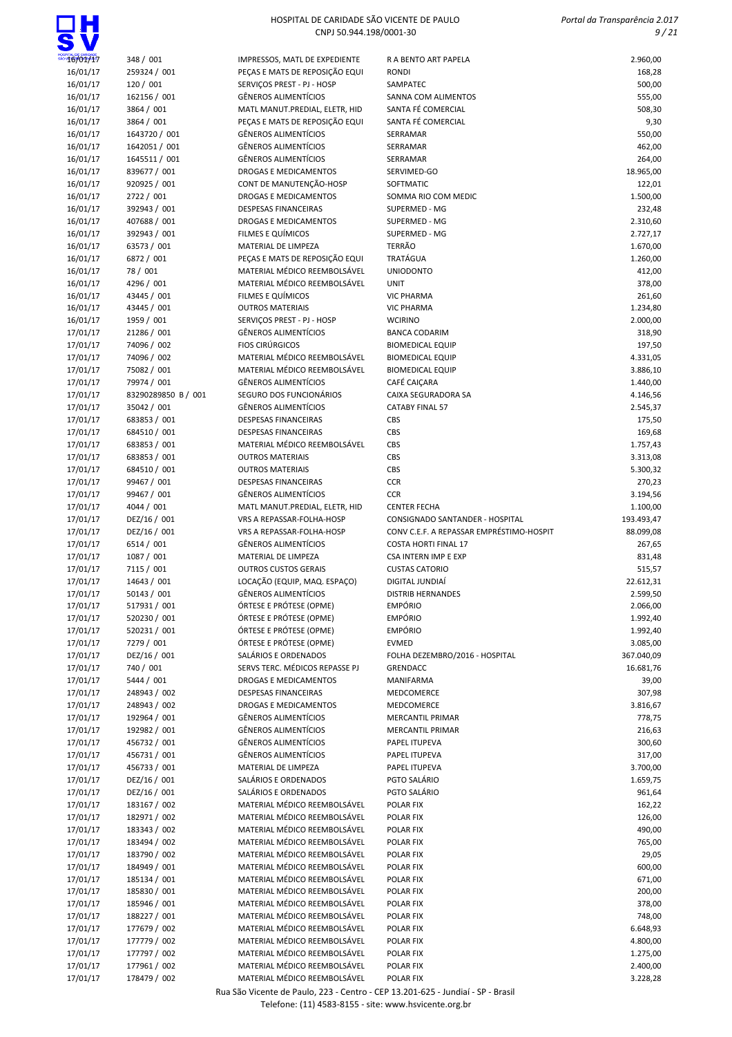| | | | | |
|---|---|---|---|---|
| 16/01/17 | 348 / 001 | IMPRESSOS, MATL DE EXPEDIENTE | R A BENTO ART PAPELA | 2.960,00 |
| 16/01/17 | 259324 / 001 | PEÇAS E MATS DE REPOSIÇÃO EQUI | RONDI | 168,28 |
| 16/01/17 | 120 / 001 | SERVIÇOS PREST - PJ - HOSP | SAMPATEC | 500,00 |
| 16/01/17 | 162156 / 001 | GÊNEROS ALIMENTÍCIOS | SANNA COM ALIMENTOS | 555,00 |
| 16/01/17 | 3864 / 001 | MATL MANUT.PREDIAL, ELETR, HID | SANTA FÉ COMERCIAL | 508,30 |
| 16/01/17 | 3864 / 001 | PEÇAS E MATS DE REPOSIÇÃO EQUI | SANTA FÉ COMERCIAL | 9,30 |
| 16/01/17 | 1643720 / 001 | GÊNEROS ALIMENTÍCIOS | SERRAMAR | 550,00 |
| 16/01/17 | 1642051 / 001 | GÊNEROS ALIMENTÍCIOS | SERRAMAR | 462,00 |
| 16/01/17 | 1645511 / 001 | GÊNEROS ALIMENTÍCIOS | SERRAMAR | 264,00 |
| 16/01/17 | 839677 / 001 | DROGAS E MEDICAMENTOS | SERVIMED-GO | 18.965,00 |
| 16/01/17 | 920925 / 001 | CONT DE MANUTENÇÃO-HOSP | SOFTMATIC | 122,01 |
| 16/01/17 | 2722 / 001 | DROGAS E MEDICAMENTOS | SOMMA RIO COM MEDIC | 1.500,00 |
| 16/01/17 | 392943 / 001 | DESPESAS FINANCEIRAS | SUPERMED - MG | 232,48 |
| 16/01/17 | 407688 / 001 | DROGAS E MEDICAMENTOS | SUPERMED - MG | 2.310,60 |
| 16/01/17 | 392943 / 001 | FILMES E QUÍMICOS | SUPERMED - MG | 2.727,17 |
| 16/01/17 | 63573 / 001 | MATERIAL DE LIMPEZA | TERRÃO | 1.670,00 |
| 16/01/17 | 6872 / 001 | PEÇAS E MATS DE REPOSIÇÃO EQUI | TRATÁGUA | 1.260,00 |
| 16/01/17 | 78 / 001 | MATERIAL MÉDICO REEMBOLSÁVEL | UNIODONTO | 412,00 |
| 16/01/17 | 4296 / 001 | MATERIAL MÉDICO REEMBOLSÁVEL | UNIT | 378,00 |
| 16/01/17 | 43445 / 001 | FILMES E QUÍMICOS | VIC PHARMA | 261,60 |
| 16/01/17 | 43445 / 001 | OUTROS MATERIAIS | VIC PHARMA | 1.234,80 |
| 16/01/17 | 1959 / 001 | SERVIÇOS PREST - PJ - HOSP | WCIRINO | 2.000,00 |
| 17/01/17 | 21286 / 001 | GÊNEROS ALIMENTÍCIOS | BANCA CODARIM | 318,90 |
| 17/01/17 | 74096 / 002 | FIOS CIRÚRGICOS | BIOMEDICAL EQUIP | 197,50 |
| 17/01/17 | 74096 / 002 | MATERIAL MÉDICO REEMBOLSÁVEL | BIOMEDICAL EQUIP | 4.331,05 |
| 17/01/17 | 75082 / 001 | MATERIAL MÉDICO REEMBOLSÁVEL | BIOMEDICAL EQUIP | 3.886,10 |
| 17/01/17 | 79974 / 001 | GÊNEROS ALIMENTÍCIOS | CAFÉ CAIÇARA | 1.440,00 |
| 17/01/17 | 83290289850 B / 001 | SEGURO DOS FUNCIONÁRIOS | CAIXA SEGURADORA SA | 4.146,56 |
| 17/01/17 | 35042 / 001 | GÊNEROS ALIMENTÍCIOS | CATABY FINAL 57 | 2.545,37 |
| 17/01/17 | 683853 / 001 | DESPESAS FINANCEIRAS | CBS | 175,50 |
| 17/01/17 | 684510 / 001 | DESPESAS FINANCEIRAS | CBS | 169,68 |
| 17/01/17 | 683853 / 001 | MATERIAL MÉDICO REEMBOLSÁVEL | CBS | 1.757,43 |
| 17/01/17 | 683853 / 001 | OUTROS MATERIAIS | CBS | 3.313,08 |
| 17/01/17 | 684510 / 001 | OUTROS MATERIAIS | CBS | 5.300,32 |
| 17/01/17 | 99467 / 001 | DESPESAS FINANCEIRAS | CCR | 270,23 |
| 17/01/17 | 99467 / 001 | GÊNEROS ALIMENTÍCIOS | CCR | 3.194,56 |
| 17/01/17 | 4044 / 001 | MATL MANUT.PREDIAL, ELETR, HID | CENTER FECHA | 1.100,00 |
| 17/01/17 | DEZ/16 / 001 | VRS A REPASSAR-FOLHA-HOSP | CONSIGNADO SANTANDER - HOSPITAL | 193.493,47 |
| 17/01/17 | DEZ/16 / 001 | VRS A REPASSAR-FOLHA-HOSP | CONV C.E.F. A REPASSAR EMPRÉSTIMO-HOSPIT | 88.099,08 |
| 17/01/17 | 6514 / 001 | GÊNEROS ALIMENTÍCIOS | COSTA HORTI FINAL 17 | 267,65 |
| 17/01/17 | 1087 / 001 | MATERIAL DE LIMPEZA | CSA INTERN IMP E EXP | 831,48 |
| 17/01/17 | 7115 / 001 | OUTROS CUSTOS GERAIS | CUSTAS CATORIO | 515,57 |
| 17/01/17 | 14643 / 001 | LOCAÇÃO (EQUIP, MAQ. ESPAÇO) | DIGITAL JUNDIAÍ | 22.612,31 |
| 17/01/17 | 50143 / 001 | GÊNEROS ALIMENTÍCIOS | DISTRIB HERNANDES | 2.599,50 |
| 17/01/17 | 517931 / 001 | ÓRTESE E PRÓTESE (OPME) | EMPÓRIO | 2.066,00 |
| 17/01/17 | 520230 / 001 | ÓRTESE E PRÓTESE (OPME) | EMPÓRIO | 1.992,40 |
| 17/01/17 | 520231 / 001 | ÓRTESE E PRÓTESE (OPME) | EMPÓRIO | 1.992,40 |
| 17/01/17 | 7279 / 001 | ÓRTESE E PRÓTESE (OPME) | EVMED | 3.085,00 |
| 17/01/17 | DEZ/16 / 001 | SALÁRIOS E ORDENADOS | FOLHA DEZEMBRO/2016 - HOSPITAL | 367.040,09 |
| 17/01/17 | 740 / 001 | SERVS TERC. MÉDICOS REPASSE PJ | GRENDACC | 16.681,76 |
| 17/01/17 | 5444 / 001 | DROGAS E MEDICAMENTOS | MANIFARMA | 39,00 |
| 17/01/17 | 248943 / 002 | DESPESAS FINANCEIRAS | MEDCOMERCE | 307,98 |
| 17/01/17 | 248943 / 002 | DROGAS E MEDICAMENTOS | MEDCOMERCE | 3.816,67 |
| 17/01/17 | 192964 / 001 | GÊNEROS ALIMENTÍCIOS | MERCANTIL PRIMAR | 778,75 |
| 17/01/17 | 192982 / 001 | GÊNEROS ALIMENTÍCIOS | MERCANTIL PRIMAR | 216,63 |
| 17/01/17 | 456732 / 001 | GÊNEROS ALIMENTÍCIOS | PAPEL ITUPEVA | 300,60 |
| 17/01/17 | 456731 / 001 | GÊNEROS ALIMENTÍCIOS | PAPEL ITUPEVA | 317,00 |
| 17/01/17 | 456733 / 001 | MATERIAL DE LIMPEZA | PAPEL ITUPEVA | 3.700,00 |
| 17/01/17 | DEZ/16 / 001 | SALÁRIOS E ORDENADOS | PGTO SALÁRIO | 1.659,75 |
| 17/01/17 | DEZ/16 / 001 | SALÁRIOS E ORDENADOS | PGTO SALÁRIO | 961,64 |
| 17/01/17 | 183167 / 002 | MATERIAL MÉDICO REEMBOLSÁVEL | POLAR FIX | 162,22 |
| 17/01/17 | 182971 / 002 | MATERIAL MÉDICO REEMBOLSÁVEL | POLAR FIX | 126,00 |
| 17/01/17 | 183343 / 002 | MATERIAL MÉDICO REEMBOLSÁVEL | POLAR FIX | 490,00 |
| 17/01/17 | 183494 / 002 | MATERIAL MÉDICO REEMBOLSÁVEL | POLAR FIX | 765,00 |
| 17/01/17 | 183790 / 002 | MATERIAL MÉDICO REEMBOLSÁVEL | POLAR FIX | 29,05 |
| 17/01/17 | 184949 / 001 | MATERIAL MÉDICO REEMBOLSÁVEL | POLAR FIX | 600,00 |
| 17/01/17 | 185134 / 001 | MATERIAL MÉDICO REEMBOLSÁVEL | POLAR FIX | 671,00 |
| 17/01/17 | 185830 / 001 | MATERIAL MÉDICO REEMBOLSÁVEL | POLAR FIX | 200,00 |
| 17/01/17 | 185946 / 001 | MATERIAL MÉDICO REEMBOLSÁVEL | POLAR FIX | 378,00 |
| 17/01/17 | 188227 / 001 | MATERIAL MÉDICO REEMBOLSÁVEL | POLAR FIX | 748,00 |
| 17/01/17 | 177679 / 002 | MATERIAL MÉDICO REEMBOLSÁVEL | POLAR FIX | 6.648,93 |
| 17/01/17 | 177779 / 002 | MATERIAL MÉDICO REEMBOLSÁVEL | POLAR FIX | 4.800,00 |
| 17/01/17 | 177797 / 002 | MATERIAL MÉDICO REEMBOLSÁVEL | POLAR FIX | 1.275,00 |
| 17/01/17 | 177961 / 002 | MATERIAL MÉDICO REEMBOLSÁVEL | POLAR FIX | 2.400,00 |
| 17/01/17 | 178479 / 002 | MATERIAL MÉDICO REEMBOLSÁVEL | POLAR FIX | 3.228,28 |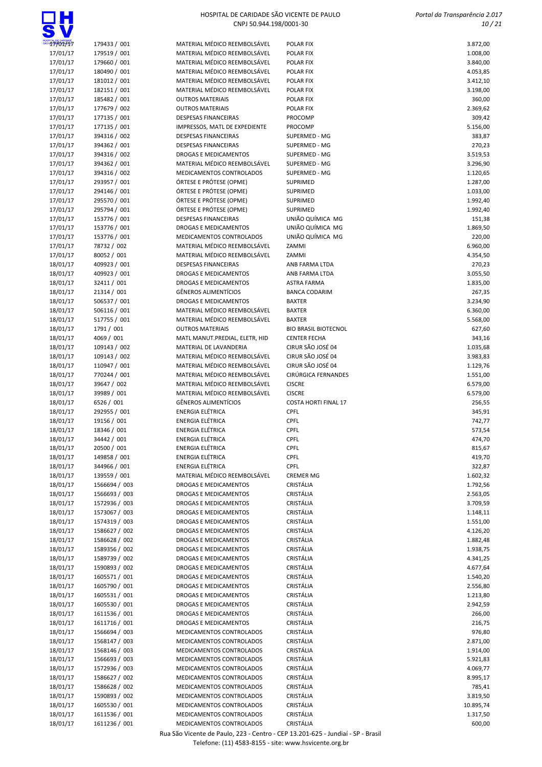| | | | | |
|---|---|---|---|---|
| 17/01/17 | 179433 / 001 | MATERIAL MÉDICO REEMBOLSÁVEL | POLAR FIX | 3.872,00 |
| 17/01/17 | 179519 / 001 | MATERIAL MÉDICO REEMBOLSÁVEL | POLAR FIX | 1.008,00 |
| 17/01/17 | 179660 / 001 | MATERIAL MÉDICO REEMBOLSÁVEL | POLAR FIX | 3.840,00 |
| 17/01/17 | 180490 / 001 | MATERIAL MÉDICO REEMBOLSÁVEL | POLAR FIX | 4.053,85 |
| 17/01/17 | 181012 / 001 | MATERIAL MÉDICO REEMBOLSÁVEL | POLAR FIX | 3.412,10 |
| 17/01/17 | 182151 / 001 | MATERIAL MÉDICO REEMBOLSÁVEL | POLAR FIX | 3.198,00 |
| 17/01/17 | 185482 / 001 | OUTROS MATERIAIS | POLAR FIX | 360,00 |
| 17/01/17 | 177679 / 002 | OUTROS MATERIAIS | POLAR FIX | 2.369,62 |
| 17/01/17 | 177135 / 001 | DESPESAS FINANCEIRAS | PROCOMP | 309,42 |
| 17/01/17 | 177135 / 001 | IMPRESSOS, MATL DE EXPEDIENTE | PROCOMP | 5.156,00 |
| 17/01/17 | 394316 / 002 | DESPESAS FINANCEIRAS | SUPERMED - MG | 383,87 |
| 17/01/17 | 394362 / 001 | DESPESAS FINANCEIRAS | SUPERMED - MG | 270,23 |
| 17/01/17 | 394316 / 002 | DROGAS E MEDICAMENTOS | SUPERMED - MG | 3.519,53 |
| 17/01/17 | 394362 / 001 | MATERIAL MÉDICO REEMBOLSÁVEL | SUPERMED - MG | 3.296,90 |
| 17/01/17 | 394316 / 002 | MEDICAMENTOS CONTROLADOS | SUPERMED - MG | 1.120,65 |
| 17/01/17 | 293957 / 001 | ÓRTESE E PRÓTESE (OPME) | SUPRIMED | 1.287,00 |
| 17/01/17 | 294146 / 001 | ÓRTESE E PRÓTESE (OPME) | SUPRIMED | 1.033,00 |
| 17/01/17 | 295570 / 001 | ÓRTESE E PRÓTESE (OPME) | SUPRIMED | 1.992,40 |
| 17/01/17 | 295794 / 001 | ÓRTESE E PRÓTESE (OPME) | SUPRIMED | 1.992,40 |
| 17/01/17 | 153776 / 001 | DESPESAS FINANCEIRAS | UNIÃO QUÍMICA MG | 151,38 |
| 17/01/17 | 153776 / 001 | DROGAS E MEDICAMENTOS | UNIÃO QUÍMICA MG | 1.869,50 |
| 17/01/17 | 153776 / 001 | MEDICAMENTOS CONTROLADOS | UNIÃO QUÍMICA MG | 220,00 |
| 17/01/17 | 78732 / 002 | MATERIAL MÉDICO REEMBOLSÁVEL | ZAMMI | 6.960,00 |
| 17/01/17 | 80052 / 001 | MATERIAL MÉDICO REEMBOLSÁVEL | ZAMMI | 4.354,50 |
| 18/01/17 | 409923 / 001 | DESPESAS FINANCEIRAS | ANB FARMA LTDA | 270,23 |
| 18/01/17 | 409923 / 001 | DROGAS E MEDICAMENTOS | ANB FARMA LTDA | 3.055,50 |
| 18/01/17 | 32411 / 001 | DROGAS E MEDICAMENTOS | ASTRA FARMA | 1.835,00 |
| 18/01/17 | 21314 / 001 | GÊNEROS ALIMENTÍCIOS | BANCA CODARIM | 267,35 |
| 18/01/17 | 506537 / 001 | DROGAS E MEDICAMENTOS | BAXTER | 3.234,90 |
| 18/01/17 | 506116 / 001 | MATERIAL MÉDICO REEMBOLSÁVEL | BAXTER | 6.360,00 |
| 18/01/17 | 517755 / 001 | MATERIAL MÉDICO REEMBOLSÁVEL | BAXTER | 5.568,00 |
| 18/01/17 | 1791 / 001 | OUTROS MATERIAIS | BIO BRASIL BIOTECNOL | 627,60 |
| 18/01/17 | 4069 / 001 | MATL MANUT.PREDIAL, ELETR, HID | CENTER FECHA | 343,16 |
| 18/01/17 | 109143 / 002 | MATERIAL DE LAVANDERIA | CIRUR SÃO JOSÉ 04 | 1.035,68 |
| 18/01/17 | 109143 / 002 | MATERIAL MÉDICO REEMBOLSÁVEL | CIRUR SÃO JOSÉ 04 | 3.983,83 |
| 18/01/17 | 110947 / 001 | MATERIAL MÉDICO REEMBOLSÁVEL | CIRUR SÃO JOSÉ 04 | 1.129,76 |
| 18/01/17 | 770244 / 001 | MATERIAL MÉDICO REEMBOLSÁVEL | CIRÚRGICA FERNANDES | 1.551,00 |
| 18/01/17 | 39647 / 002 | MATERIAL MÉDICO REEMBOLSÁVEL | CISCRE | 6.579,00 |
| 18/01/17 | 39989 / 001 | MATERIAL MÉDICO REEMBOLSÁVEL | CISCRE | 6.579,00 |
| 18/01/17 | 6526 / 001 | GÊNEROS ALIMENTÍCIOS | COSTA HORTI FINAL 17 | 256,55 |
| 18/01/17 | 292955 / 001 | ENERGIA ELÉTRICA | CPFL | 345,91 |
| 18/01/17 | 19156 / 001 | ENERGIA ELÉTRICA | CPFL | 742,77 |
| 18/01/17 | 18346 / 001 | ENERGIA ELÉTRICA | CPFL | 573,54 |
| 18/01/17 | 34442 / 001 | ENERGIA ELÉTRICA | CPFL | 474,70 |
| 18/01/17 | 20500 / 001 | ENERGIA ELÉTRICA | CPFL | 815,67 |
| 18/01/17 | 149858 / 001 | ENERGIA ELÉTRICA | CPFL | 419,70 |
| 18/01/17 | 344966 / 001 | ENERGIA ELÉTRICA | CPFL | 322,87 |
| 18/01/17 | 139559 / 001 | MATERIAL MÉDICO REEMBOLSÁVEL | CREMER MG | 1.602,32 |
| 18/01/17 | 1566694 / 003 | DROGAS E MEDICAMENTOS | CRISTÁLIA | 1.792,56 |
| 18/01/17 | 1566693 / 003 | DROGAS E MEDICAMENTOS | CRISTÁLIA | 2.563,05 |
| 18/01/17 | 1572936 / 003 | DROGAS E MEDICAMENTOS | CRISTÁLIA | 3.709,59 |
| 18/01/17 | 1573067 / 003 | DROGAS E MEDICAMENTOS | CRISTÁLIA | 1.148,11 |
| 18/01/17 | 1574319 / 003 | DROGAS E MEDICAMENTOS | CRISTÁLIA | 1.551,00 |
| 18/01/17 | 1586627 / 002 | DROGAS E MEDICAMENTOS | CRISTÁLIA | 4.126,20 |
| 18/01/17 | 1586628 / 002 | DROGAS E MEDICAMENTOS | CRISTÁLIA | 1.882,48 |
| 18/01/17 | 1589356 / 002 | DROGAS E MEDICAMENTOS | CRISTÁLIA | 1.938,75 |
| 18/01/17 | 1589739 / 002 | DROGAS E MEDICAMENTOS | CRISTÁLIA | 4.341,25 |
| 18/01/17 | 1590893 / 002 | DROGAS E MEDICAMENTOS | CRISTÁLIA | 4.677,64 |
| 18/01/17 | 1605571 / 001 | DROGAS E MEDICAMENTOS | CRISTÁLIA | 1.540,20 |
| 18/01/17 | 1605790 / 001 | DROGAS E MEDICAMENTOS | CRISTÁLIA | 2.556,80 |
| 18/01/17 | 1605531 / 001 | DROGAS E MEDICAMENTOS | CRISTÁLIA | 1.213,80 |
| 18/01/17 | 1605530 / 001 | DROGAS E MEDICAMENTOS | CRISTÁLIA | 2.942,59 |
| 18/01/17 | 1611536 / 001 | DROGAS E MEDICAMENTOS | CRISTÁLIA | 266,00 |
| 18/01/17 | 1611716 / 001 | DROGAS E MEDICAMENTOS | CRISTÁLIA | 216,75 |
| 18/01/17 | 1566694 / 003 | MEDICAMENTOS CONTROLADOS | CRISTÁLIA | 976,80 |
| 18/01/17 | 1568147 / 003 | MEDICAMENTOS CONTROLADOS | CRISTÁLIA | 2.871,00 |
| 18/01/17 | 1568146 / 003 | MEDICAMENTOS CONTROLADOS | CRISTÁLIA | 1.914,00 |
| 18/01/17 | 1566693 / 003 | MEDICAMENTOS CONTROLADOS | CRISTÁLIA | 5.921,83 |
| 18/01/17 | 1572936 / 003 | MEDICAMENTOS CONTROLADOS | CRISTÁLIA | 4.069,77 |
| 18/01/17 | 1586627 / 002 | MEDICAMENTOS CONTROLADOS | CRISTÁLIA | 8.995,17 |
| 18/01/17 | 1586628 / 002 | MEDICAMENTOS CONTROLADOS | CRISTÁLIA | 785,41 |
| 18/01/17 | 1590893 / 002 | MEDICAMENTOS CONTROLADOS | CRISTÁLIA | 3.819,50 |
| 18/01/17 | 1605530 / 001 | MEDICAMENTOS CONTROLADOS | CRISTÁLIA | 10.895,74 |
| 18/01/17 | 1611536 / 001 | MEDICAMENTOS CONTROLADOS | CRISTÁLIA | 1.317,50 |
| 18/01/17 | 1611236 / 001 | MEDICAMENTOS CONTROLADOS | CRISTÁLIA | 600,00 |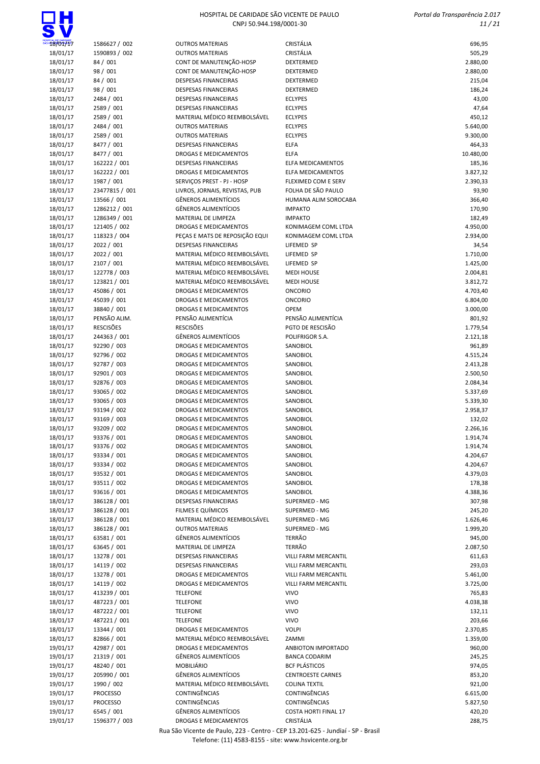| | | | | |
|---|---|---|---|---|
| 18/01/17 | 1586627 / 002 | OUTROS MATERIAIS | CRISTÁLIA | 696,95 |
| 18/01/17 | 1590893 / 002 | OUTROS MATERIAIS | CRISTÁLIA | 505,29 |
| 18/01/17 | 84 / 001 | CONT DE MANUTENÇÃO-HOSP | DEXTERMED | 2.880,00 |
| 18/01/17 | 98 / 001 | CONT DE MANUTENÇÃO-HOSP | DEXTERMED | 2.880,00 |
| 18/01/17 | 84 / 001 | DESPESAS FINANCEIRAS | DEXTERMED | 215,04 |
| 18/01/17 | 98 / 001 | DESPESAS FINANCEIRAS | DEXTERMED | 186,24 |
| 18/01/17 | 2484 / 001 | DESPESAS FINANCEIRAS | ECLYPES | 43,00 |
| 18/01/17 | 2589 / 001 | DESPESAS FINANCEIRAS | ECLYPES | 47,64 |
| 18/01/17 | 2589 / 001 | MATERIAL MÉDICO REEMBOLSÁVEL | ECLYPES | 450,12 |
| 18/01/17 | 2484 / 001 | OUTROS MATERIAIS | ECLYPES | 5.640,00 |
| 18/01/17 | 2589 / 001 | OUTROS MATERIAIS | ECLYPES | 9.300,00 |
| 18/01/17 | 8477 / 001 | DESPESAS FINANCEIRAS | ELFA | 464,33 |
| 18/01/17 | 8477 / 001 | DROGAS E MEDICAMENTOS | ELFA | 10.480,00 |
| 18/01/17 | 162222 / 001 | DESPESAS FINANCEIRAS | ELFA MEDICAMENTOS | 185,36 |
| 18/01/17 | 162222 / 001 | DROGAS E MEDICAMENTOS | ELFA MEDICAMENTOS | 3.827,32 |
| 18/01/17 | 1987 / 001 | SERVIÇOS PREST - PJ - HOSP | FLEXIMED COM E SERV | 2.390,33 |
| 18/01/17 | 23477815 / 001 | LIVROS, JORNAIS, REVISTAS, PUB | FOLHA DE SÃO PAULO | 93,90 |
| 18/01/17 | 13566 / 001 | GÊNEROS ALIMENTÍCIOS | HUMANA ALIM SOROCABA | 366,40 |
| 18/01/17 | 1286212 / 001 | GÊNEROS ALIMENTÍCIOS | IMPAKTO | 170,90 |
| 18/01/17 | 1286349 / 001 | MATERIAL DE LIMPEZA | IMPAKTO | 182,49 |
| 18/01/17 | 121405 / 002 | DROGAS E MEDICAMENTOS | KONIMAGEM COML LTDA | 4.950,00 |
| 18/01/17 | 118323 / 004 | PEÇAS E MATS DE REPOSIÇÃO EQUI | KONIMAGEM COML LTDA | 2.934,00 |
| 18/01/17 | 2022 / 001 | DESPESAS FINANCEIRAS | LIFEMED SP | 34,54 |
| 18/01/17 | 2022 / 001 | MATERIAL MÉDICO REEMBOLSÁVEL | LIFEMED SP | 1.710,00 |
| 18/01/17 | 2107 / 001 | MATERIAL MÉDICO REEMBOLSÁVEL | LIFEMED SP | 1.425,00 |
| 18/01/17 | 122778 / 003 | MATERIAL MÉDICO REEMBOLSÁVEL | MEDI HOUSE | 2.004,81 |
| 18/01/17 | 123821 / 001 | MATERIAL MÉDICO REEMBOLSÁVEL | MEDI HOUSE | 3.812,72 |
| 18/01/17 | 45086 / 001 | DROGAS E MEDICAMENTOS | ONCORIO | 4.703,40 |
| 18/01/17 | 45039 / 001 | DROGAS E MEDICAMENTOS | ONCORIO | 6.804,00 |
| 18/01/17 | 38840 / 001 | DROGAS E MEDICAMENTOS | OPEM | 3.000,00 |
| 18/01/17 | PENSÃO ALIM. | PENSÃO ALIMENTÍCIA | PENSÃO ALIMENTÍCIA | 801,92 |
| 18/01/17 | RESCISÕES | RESCISÕES | PGTO DE RESCISÃO | 1.779,54 |
| 18/01/17 | 244363 / 001 | GÊNEROS ALIMENTÍCIOS | POLIFRIGOR S.A. | 2.121,18 |
| 18/01/17 | 92290 / 003 | DROGAS E MEDICAMENTOS | SANOBIOL | 961,89 |
| 18/01/17 | 92796 / 002 | DROGAS E MEDICAMENTOS | SANOBIOL | 4.515,24 |
| 18/01/17 | 92787 / 003 | DROGAS E MEDICAMENTOS | SANOBIOL | 2.413,28 |
| 18/01/17 | 92901 / 003 | DROGAS E MEDICAMENTOS | SANOBIOL | 2.500,50 |
| 18/01/17 | 92876 / 003 | DROGAS E MEDICAMENTOS | SANOBIOL | 2.084,34 |
| 18/01/17 | 93065 / 002 | DROGAS E MEDICAMENTOS | SANOBIOL | 5.337,69 |
| 18/01/17 | 93065 / 003 | DROGAS E MEDICAMENTOS | SANOBIOL | 5.339,30 |
| 18/01/17 | 93194 / 002 | DROGAS E MEDICAMENTOS | SANOBIOL | 2.958,37 |
| 18/01/17 | 93169 / 003 | DROGAS E MEDICAMENTOS | SANOBIOL | 132,02 |
| 18/01/17 | 93209 / 002 | DROGAS E MEDICAMENTOS | SANOBIOL | 2.266,16 |
| 18/01/17 | 93376 / 001 | DROGAS E MEDICAMENTOS | SANOBIOL | 1.914,74 |
| 18/01/17 | 93376 / 002 | DROGAS E MEDICAMENTOS | SANOBIOL | 1.914,74 |
| 18/01/17 | 93334 / 001 | DROGAS E MEDICAMENTOS | SANOBIOL | 4.204,67 |
| 18/01/17 | 93334 / 002 | DROGAS E MEDICAMENTOS | SANOBIOL | 4.204,67 |
| 18/01/17 | 93532 / 001 | DROGAS E MEDICAMENTOS | SANOBIOL | 4.379,03 |
| 18/01/17 | 93511 / 002 | DROGAS E MEDICAMENTOS | SANOBIOL | 178,38 |
| 18/01/17 | 93616 / 001 | DROGAS E MEDICAMENTOS | SANOBIOL | 4.388,36 |
| 18/01/17 | 386128 / 001 | DESPESAS FINANCEIRAS | SUPERMED - MG | 307,98 |
| 18/01/17 | 386128 / 001 | FILMES E QUÍMICOS | SUPERMED - MG | 245,20 |
| 18/01/17 | 386128 / 001 | MATERIAL MÉDICO REEMBOLSÁVEL | SUPERMED - MG | 1.626,46 |
| 18/01/17 | 386128 / 001 | OUTROS MATERIAIS | SUPERMED - MG | 1.999,20 |
| 18/01/17 | 63581 / 001 | GÊNEROS ALIMENTÍCIOS | TERRÃO | 945,00 |
| 18/01/17 | 63645 / 001 | MATERIAL DE LIMPEZA | TERRÃO | 2.087,50 |
| 18/01/17 | 13278 / 001 | DESPESAS FINANCEIRAS | VILLI FARM MERCANTIL | 611,63 |
| 18/01/17 | 14119 / 002 | DESPESAS FINANCEIRAS | VILLI FARM MERCANTIL | 293,03 |
| 18/01/17 | 13278 / 001 | DROGAS E MEDICAMENTOS | VILLI FARM MERCANTIL | 5.461,00 |
| 18/01/17 | 14119 / 002 | DROGAS E MEDICAMENTOS | VILLI FARM MERCANTIL | 3.725,00 |
| 18/01/17 | 413239 / 001 | TELEFONE | VIVO | 765,83 |
| 18/01/17 | 487223 / 001 | TELEFONE | VIVO | 4.038,38 |
| 18/01/17 | 487222 / 001 | TELEFONE | VIVO | 132,11 |
| 18/01/17 | 487221 / 001 | TELEFONE | VIVO | 203,66 |
| 18/01/17 | 13344 / 001 | DROGAS E MEDICAMENTOS | VOLPI | 2.370,85 |
| 18/01/17 | 82866 / 001 | MATERIAL MÉDICO REEMBOLSÁVEL | ZAMMI | 1.359,00 |
| 19/01/17 | 42987 / 001 | DROGAS E MEDICAMENTOS | ANBIOTON IMPORTADO | 960,00 |
| 19/01/17 | 21319 / 001 | GÊNEROS ALIMENTÍCIOS | BANCA CODARIM | 245,25 |
| 19/01/17 | 48240 / 001 | MOBILIÁRIO | BCF PLÁSTICOS | 974,05 |
| 19/01/17 | 205990 / 001 | GÊNEROS ALIMENTÍCIOS | CENTROESTE CARNES | 853,20 |
| 19/01/17 | 1990 / 002 | MATERIAL MÉDICO REEMBOLSÁVEL | COLINA TEXTIL | 921,00 |
| 19/01/17 | PROCESSO | CONTINGÊNCIAS | CONTINGÊNCIAS | 6.615,00 |
| 19/01/17 | PROCESSO | CONTINGÊNCIAS | CONTINGÊNCIAS | 5.827,50 |
| 19/01/17 | 6545 / 001 | GÊNEROS ALIMENTÍCIOS | COSTA HORTI FINAL 17 | 420,20 |
| 19/01/17 | 1596377 / 003 | DROGAS E MEDICAMENTOS | CRISTÁLIA | 288,75 |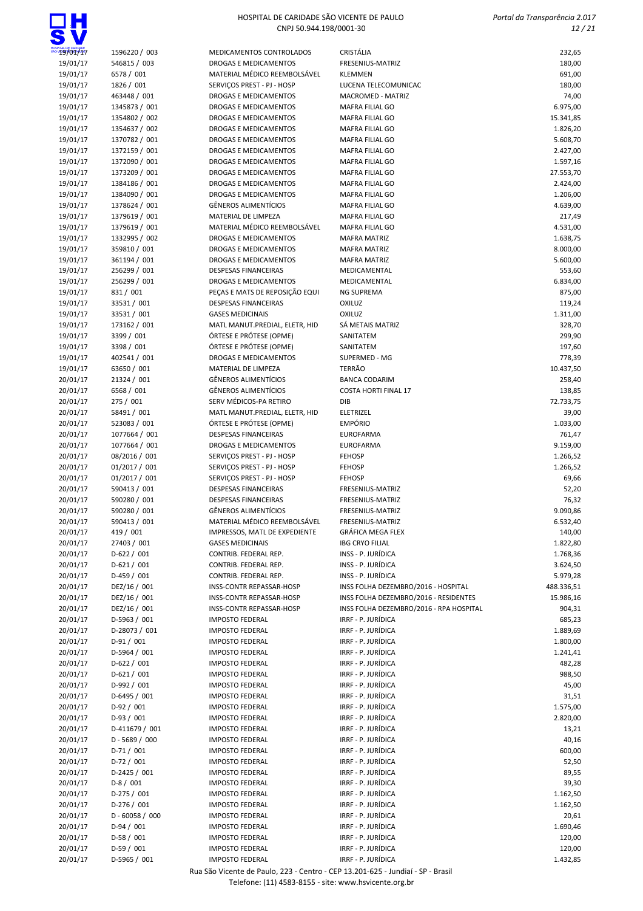| | | | | |
|---|---|---|---|---|
| 19/01/17 | 1596220 / 003 | MEDICAMENTOS CONTROLADOS | CRISTÁLIA | 232,65 |
| 19/01/17 | 546815 / 003 | DROGAS E MEDICAMENTOS | FRESENIUS-MATRIZ | 180,00 |
| 19/01/17 | 6578 / 001 | MATERIAL MÉDICO REEMBOLSÁVEL | KLEMMEN | 691,00 |
| 19/01/17 | 1826 / 001 | SERVIÇOS PREST - PJ - HOSP | LUCENA TELECOMUNICAC | 180,00 |
| 19/01/17 | 463448 / 001 | DROGAS E MEDICAMENTOS | MACROMED - MATRIZ | 74,00 |
| 19/01/17 | 1345873 / 001 | DROGAS E MEDICAMENTOS | MAFRA FILIAL GO | 6.975,00 |
| 19/01/17 | 1354802 / 002 | DROGAS E MEDICAMENTOS | MAFRA FILIAL GO | 15.341,85 |
| 19/01/17 | 1354637 / 002 | DROGAS E MEDICAMENTOS | MAFRA FILIAL GO | 1.826,20 |
| 19/01/17 | 1370782 / 001 | DROGAS E MEDICAMENTOS | MAFRA FILIAL GO | 5.608,70 |
| 19/01/17 | 1372159 / 001 | DROGAS E MEDICAMENTOS | MAFRA FILIAL GO | 2.427,00 |
| 19/01/17 | 1372090 / 001 | DROGAS E MEDICAMENTOS | MAFRA FILIAL GO | 1.597,16 |
| 19/01/17 | 1373209 / 001 | DROGAS E MEDICAMENTOS | MAFRA FILIAL GO | 27.553,70 |
| 19/01/17 | 1384186 / 001 | DROGAS E MEDICAMENTOS | MAFRA FILIAL GO | 2.424,00 |
| 19/01/17 | 1384090 / 001 | DROGAS E MEDICAMENTOS | MAFRA FILIAL GO | 1.206,00 |
| 19/01/17 | 1378624 / 001 | GÊNEROS ALIMENTÍCIOS | MAFRA FILIAL GO | 4.639,00 |
| 19/01/17 | 1379619 / 001 | MATERIAL DE LIMPEZA | MAFRA FILIAL GO | 217,49 |
| 19/01/17 | 1379619 / 001 | MATERIAL MÉDICO REEMBOLSÁVEL | MAFRA FILIAL GO | 4.531,00 |
| 19/01/17 | 1332995 / 002 | DROGAS E MEDICAMENTOS | MAFRA MATRIZ | 1.638,75 |
| 19/01/17 | 359810 / 001 | DROGAS E MEDICAMENTOS | MAFRA MATRIZ | 8.000,00 |
| 19/01/17 | 361194 / 001 | DROGAS E MEDICAMENTOS | MAFRA MATRIZ | 5.600,00 |
| 19/01/17 | 256299 / 001 | DESPESAS FINANCEIRAS | MEDICAMENTAL | 553,60 |
| 19/01/17 | 256299 / 001 | DROGAS E MEDICAMENTOS | MEDICAMENTAL | 6.834,00 |
| 19/01/17 | 831 / 001 | PEÇAS E MATS DE REPOSIÇÃO EQUI | NG SUPREMA | 875,00 |
| 19/01/17 | 33531 / 001 | DESPESAS FINANCEIRAS | OXILUZ | 119,24 |
| 19/01/17 | 33531 / 001 | GASES MEDICINAIS | OXILUZ | 1.311,00 |
| 19/01/17 | 173162 / 001 | MATL MANUT.PREDIAL, ELETR, HID | SÁ METAIS MATRIZ | 328,70 |
| 19/01/17 | 3399 / 001 | ÓRTESE E PRÓTESE (OPME) | SANITATEM | 299,90 |
| 19/01/17 | 3398 / 001 | ÓRTESE E PRÓTESE (OPME) | SANITATEM | 197,60 |
| 19/01/17 | 402541 / 001 | DROGAS E MEDICAMENTOS | SUPERMED - MG | 778,39 |
| 19/01/17 | 63650 / 001 | MATERIAL DE LIMPEZA | TERRÃO | 10.437,50 |
| 20/01/17 | 21324 / 001 | GÊNEROS ALIMENTÍCIOS | BANCA CODARIM | 258,40 |
| 20/01/17 | 6568 / 001 | GÊNEROS ALIMENTÍCIOS | COSTA HORTI FINAL 17 | 138,85 |
| 20/01/17 | 275 / 001 | SERV MÉDICOS-PA RETIRO | DIB | 72.733,75 |
| 20/01/17 | 58491 / 001 | MATL MANUT.PREDIAL, ELETR, HID | ELETRIZEL | 39,00 |
| 20/01/17 | 523083 / 001 | ÓRTESE E PRÓTESE (OPME) | EMPÓRIO | 1.033,00 |
| 20/01/17 | 1077664 / 001 | DESPESAS FINANCEIRAS | EUROFARMA | 761,47 |
| 20/01/17 | 1077664 / 001 | DROGAS E MEDICAMENTOS | EUROFARMA | 9.159,00 |
| 20/01/17 | 08/2016 / 001 | SERVIÇOS PREST - PJ - HOSP | FEHOSP | 1.266,52 |
| 20/01/17 | 01/2017 / 001 | SERVIÇOS PREST - PJ - HOSP | FEHOSP | 1.266,52 |
| 20/01/17 | 01/2017 / 001 | SERVIÇOS PREST - PJ - HOSP | FEHOSP | 69,66 |
| 20/01/17 | 590413 / 001 | DESPESAS FINANCEIRAS | FRESENIUS-MATRIZ | 52,20 |
| 20/01/17 | 590280 / 001 | DESPESAS FINANCEIRAS | FRESENIUS-MATRIZ | 76,32 |
| 20/01/17 | 590280 / 001 | GÊNEROS ALIMENTÍCIOS | FRESENIUS-MATRIZ | 9.090,86 |
| 20/01/17 | 590413 / 001 | MATERIAL MÉDICO REEMBOLSÁVEL | FRESENIUS-MATRIZ | 6.532,40 |
| 20/01/17 | 419 / 001 | IMPRESSOS, MATL DE EXPEDIENTE | GRÁFICA MEGA FLEX | 140,00 |
| 20/01/17 | 27403 / 001 | GASES MEDICINAIS | IBG CRYO FILIAL | 1.822,80 |
| 20/01/17 | D-622 / 001 | CONTRIB. FEDERAL REP. | INSS - P. JURÍDICA | 1.768,36 |
| 20/01/17 | D-621 / 001 | CONTRIB. FEDERAL REP. | INSS - P. JURÍDICA | 3.624,50 |
| 20/01/17 | D-459 / 001 | CONTRIB. FEDERAL REP. | INSS - P. JURÍDICA | 5.979,28 |
| 20/01/17 | DEZ/16 / 001 | INSS-CONTR REPASSAR-HOSP | INSS FOLHA DEZEMBRO/2016 - HOSPITAL | 488.336,51 |
| 20/01/17 | DEZ/16 / 001 | INSS-CONTR REPASSAR-HOSP | INSS FOLHA DEZEMBRO/2016 - RESIDENTES | 15.986,16 |
| 20/01/17 | DEZ/16 / 001 | INSS-CONTR REPASSAR-HOSP | INSS FOLHA DEZEMBRO/2016 - RPA HOSPITAL | 904,31 |
| 20/01/17 | D-5963 / 001 | IMPOSTO FEDERAL | IRRF - P. JURÍDICA | 685,23 |
| 20/01/17 | D-28073 / 001 | IMPOSTO FEDERAL | IRRF - P. JURÍDICA | 1.889,69 |
| 20/01/17 | D-91 / 001 | IMPOSTO FEDERAL | IRRF - P. JURÍDICA | 1.800,00 |
| 20/01/17 | D-5964 / 001 | IMPOSTO FEDERAL | IRRF - P. JURÍDICA | 1.241,41 |
| 20/01/17 | D-622 / 001 | IMPOSTO FEDERAL | IRRF - P. JURÍDICA | 482,28 |
| 20/01/17 | D-621 / 001 | IMPOSTO FEDERAL | IRRF - P. JURÍDICA | 988,50 |
| 20/01/17 | D-992 / 001 | IMPOSTO FEDERAL | IRRF - P. JURÍDICA | 45,00 |
| 20/01/17 | D-6495 / 001 | IMPOSTO FEDERAL | IRRF - P. JURÍDICA | 31,51 |
| 20/01/17 | D-92 / 001 | IMPOSTO FEDERAL | IRRF - P. JURÍDICA | 1.575,00 |
| 20/01/17 | D-93 / 001 | IMPOSTO FEDERAL | IRRF - P. JURÍDICA | 2.820,00 |
| 20/01/17 | D-411679 / 001 | IMPOSTO FEDERAL | IRRF - P. JURÍDICA | 13,21 |
| 20/01/17 | D - 5689 / 000 | IMPOSTO FEDERAL | IRRF - P. JURÍDICA | 40,16 |
| 20/01/17 | D-71 / 001 | IMPOSTO FEDERAL | IRRF - P. JURÍDICA | 600,00 |
| 20/01/17 | D-72 / 001 | IMPOSTO FEDERAL | IRRF - P. JURÍDICA | 52,50 |
| 20/01/17 | D-2425 / 001 | IMPOSTO FEDERAL | IRRF - P. JURÍDICA | 89,55 |
| 20/01/17 | D-8 / 001 | IMPOSTO FEDERAL | IRRF - P. JURÍDICA | 39,30 |
| 20/01/17 | D-275 / 001 | IMPOSTO FEDERAL | IRRF - P. JURÍDICA | 1.162,50 |
| 20/01/17 | D-276 / 001 | IMPOSTO FEDERAL | IRRF - P. JURÍDICA | 1.162,50 |
| 20/01/17 | D - 60058 / 000 | IMPOSTO FEDERAL | IRRF - P. JURÍDICA | 20,61 |
| 20/01/17 | D-94 / 001 | IMPOSTO FEDERAL | IRRF - P. JURÍDICA | 1.690,46 |
| 20/01/17 | D-58 / 001 | IMPOSTO FEDERAL | IRRF - P. JURÍDICA | 120,00 |
| 20/01/17 | D-59 / 001 | IMPOSTO FEDERAL | IRRF - P. JURÍDICA | 120,00 |
| 20/01/17 | D-5965 / 001 | IMPOSTO FEDERAL | IRRF - P. JURÍDICA | 1.432,85 |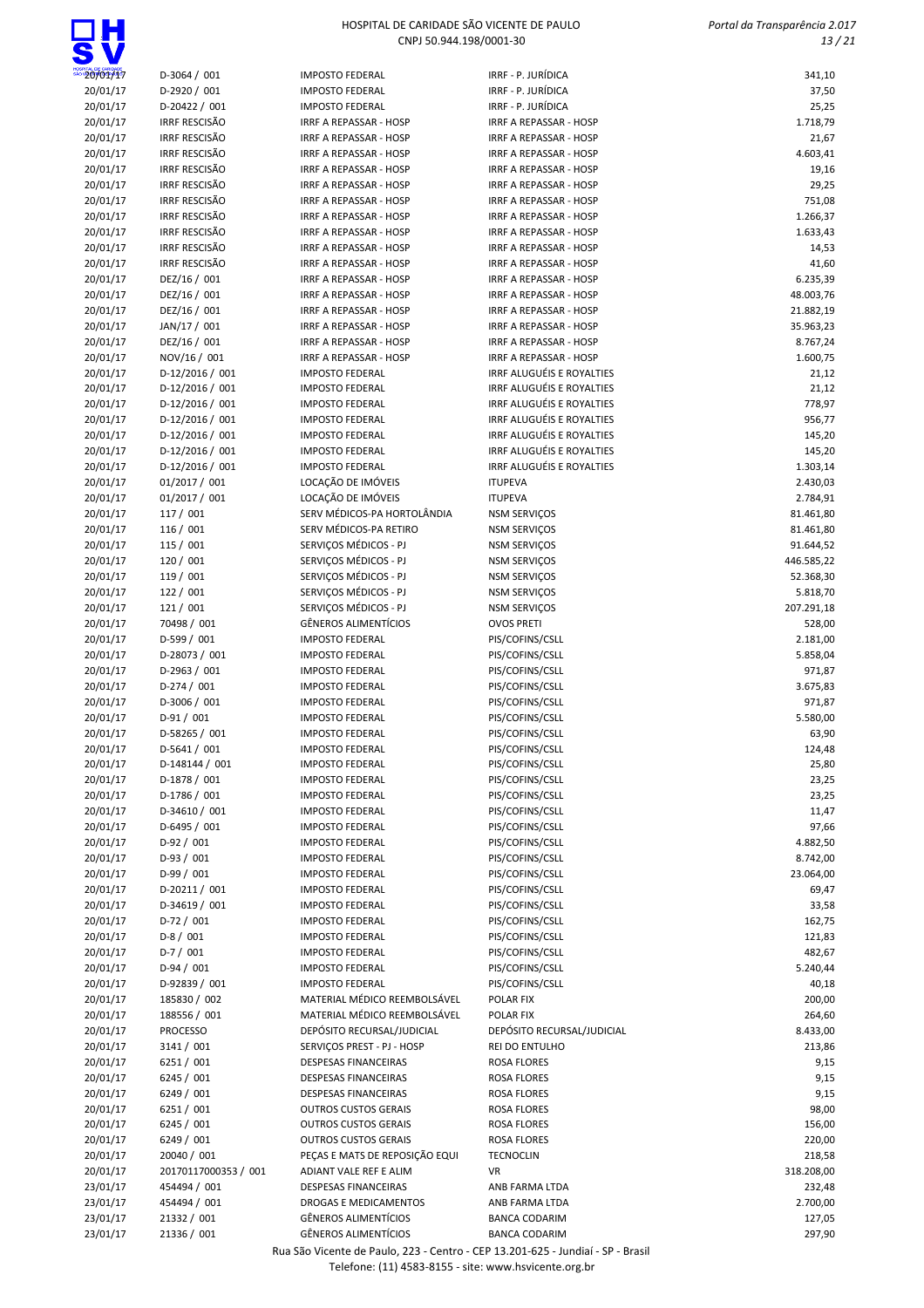| | | | | |
|---|---|---|---|---|
| 20/01/17 | D-3064 / 001 | IMPOSTO FEDERAL | IRRF - P. JURÍDICA | 341,10 |
| 20/01/17 | D-2920 / 001 | IMPOSTO FEDERAL | IRRF - P. JURÍDICA | 37,50 |
| 20/01/17 | D-20422 / 001 | IMPOSTO FEDERAL | IRRF - P. JURÍDICA | 25,25 |
| 20/01/17 | IRRF RESCISÃO | IRRF A REPASSAR - HOSP | IRRF A REPASSAR - HOSP | 1.718,79 |
| 20/01/17 | IRRF RESCISÃO | IRRF A REPASSAR - HOSP | IRRF A REPASSAR - HOSP | 21,67 |
| 20/01/17 | IRRF RESCISÃO | IRRF A REPASSAR - HOSP | IRRF A REPASSAR - HOSP | 4.603,41 |
| 20/01/17 | IRRF RESCISÃO | IRRF A REPASSAR - HOSP | IRRF A REPASSAR - HOSP | 19,16 |
| 20/01/17 | IRRF RESCISÃO | IRRF A REPASSAR - HOSP | IRRF A REPASSAR - HOSP | 29,25 |
| 20/01/17 | IRRF RESCISÃO | IRRF A REPASSAR - HOSP | IRRF A REPASSAR - HOSP | 751,08 |
| 20/01/17 | IRRF RESCISÃO | IRRF A REPASSAR - HOSP | IRRF A REPASSAR - HOSP | 1.266,37 |
| 20/01/17 | IRRF RESCISÃO | IRRF A REPASSAR - HOSP | IRRF A REPASSAR - HOSP | 1.633,43 |
| 20/01/17 | IRRF RESCISÃO | IRRF A REPASSAR - HOSP | IRRF A REPASSAR - HOSP | 14,53 |
| 20/01/17 | IRRF RESCISÃO | IRRF A REPASSAR - HOSP | IRRF A REPASSAR - HOSP | 41,60 |
| 20/01/17 | DEZ/16 / 001 | IRRF A REPASSAR - HOSP | IRRF A REPASSAR - HOSP | 6.235,39 |
| 20/01/17 | DEZ/16 / 001 | IRRF A REPASSAR - HOSP | IRRF A REPASSAR - HOSP | 48.003,76 |
| 20/01/17 | DEZ/16 / 001 | IRRF A REPASSAR - HOSP | IRRF A REPASSAR - HOSP | 21.882,19 |
| 20/01/17 | JAN/17 / 001 | IRRF A REPASSAR - HOSP | IRRF A REPASSAR - HOSP | 35.963,23 |
| 20/01/17 | DEZ/16 / 001 | IRRF A REPASSAR - HOSP | IRRF A REPASSAR - HOSP | 8.767,24 |
| 20/01/17 | NOV/16 / 001 | IRRF A REPASSAR - HOSP | IRRF A REPASSAR - HOSP | 1.600,75 |
| 20/01/17 | D-12/2016 / 001 | IMPOSTO FEDERAL | IRRF ALUGUÉIS E ROYALTIES | 21,12 |
| 20/01/17 | D-12/2016 / 001 | IMPOSTO FEDERAL | IRRF ALUGUÉIS E ROYALTIES | 21,12 |
| 20/01/17 | D-12/2016 / 001 | IMPOSTO FEDERAL | IRRF ALUGUÉIS E ROYALTIES | 778,97 |
| 20/01/17 | D-12/2016 / 001 | IMPOSTO FEDERAL | IRRF ALUGUÉIS E ROYALTIES | 956,77 |
| 20/01/17 | D-12/2016 / 001 | IMPOSTO FEDERAL | IRRF ALUGUÉIS E ROYALTIES | 145,20 |
| 20/01/17 | D-12/2016 / 001 | IMPOSTO FEDERAL | IRRF ALUGUÉIS E ROYALTIES | 145,20 |
| 20/01/17 | D-12/2016 / 001 | IMPOSTO FEDERAL | IRRF ALUGUÉIS E ROYALTIES | 1.303,14 |
| 20/01/17 | 01/2017 / 001 | LOCAÇÃO DE IMÓVEIS | ITUPEVA | 2.430,03 |
| 20/01/17 | 01/2017 / 001 | LOCAÇÃO DE IMÓVEIS | ITUPEVA | 2.784,91 |
| 20/01/17 | 117 / 001 | SERV MÉDICOS-PA HORTOLÂNDIA | NSM SERVIÇOS | 81.461,80 |
| 20/01/17 | 116 / 001 | SERV MÉDICOS-PA RETIRO | NSM SERVIÇOS | 81.461,80 |
| 20/01/17 | 115 / 001 | SERVIÇOS MÉDICOS - PJ | NSM SERVIÇOS | 91.644,52 |
| 20/01/17 | 120 / 001 | SERVIÇOS MÉDICOS - PJ | NSM SERVIÇOS | 446.585,22 |
| 20/01/17 | 119 / 001 | SERVIÇOS MÉDICOS - PJ | NSM SERVIÇOS | 52.368,30 |
| 20/01/17 | 122 / 001 | SERVIÇOS MÉDICOS - PJ | NSM SERVIÇOS | 5.818,70 |
| 20/01/17 | 121 / 001 | SERVIÇOS MÉDICOS - PJ | NSM SERVIÇOS | 207.291,18 |
| 20/01/17 | 70498 / 001 | GÊNEROS ALIMENTÍCIOS | OVOS PRETI | 528,00 |
| 20/01/17 | D-599 / 001 | IMPOSTO FEDERAL | PIS/COFINS/CSLL | 2.181,00 |
| 20/01/17 | D-28073 / 001 | IMPOSTO FEDERAL | PIS/COFINS/CSLL | 5.858,04 |
| 20/01/17 | D-2963 / 001 | IMPOSTO FEDERAL | PIS/COFINS/CSLL | 971,87 |
| 20/01/17 | D-274 / 001 | IMPOSTO FEDERAL | PIS/COFINS/CSLL | 3.675,83 |
| 20/01/17 | D-3006 / 001 | IMPOSTO FEDERAL | PIS/COFINS/CSLL | 971,87 |
| 20/01/17 | D-91 / 001 | IMPOSTO FEDERAL | PIS/COFINS/CSLL | 5.580,00 |
| 20/01/17 | D-58265 / 001 | IMPOSTO FEDERAL | PIS/COFINS/CSLL | 63,90 |
| 20/01/17 | D-5641 / 001 | IMPOSTO FEDERAL | PIS/COFINS/CSLL | 124,48 |
| 20/01/17 | D-148144 / 001 | IMPOSTO FEDERAL | PIS/COFINS/CSLL | 25,80 |
| 20/01/17 | D-1878 / 001 | IMPOSTO FEDERAL | PIS/COFINS/CSLL | 23,25 |
| 20/01/17 | D-1786 / 001 | IMPOSTO FEDERAL | PIS/COFINS/CSLL | 23,25 |
| 20/01/17 | D-34610 / 001 | IMPOSTO FEDERAL | PIS/COFINS/CSLL | 11,47 |
| 20/01/17 | D-6495 / 001 | IMPOSTO FEDERAL | PIS/COFINS/CSLL | 97,66 |
| 20/01/17 | D-92 / 001 | IMPOSTO FEDERAL | PIS/COFINS/CSLL | 4.882,50 |
| 20/01/17 | D-93 / 001 | IMPOSTO FEDERAL | PIS/COFINS/CSLL | 8.742,00 |
| 20/01/17 | D-99 / 001 | IMPOSTO FEDERAL | PIS/COFINS/CSLL | 23.064,00 |
| 20/01/17 | D-20211 / 001 | IMPOSTO FEDERAL | PIS/COFINS/CSLL | 69,47 |
| 20/01/17 | D-34619 / 001 | IMPOSTO FEDERAL | PIS/COFINS/CSLL | 33,58 |
| 20/01/17 | D-72 / 001 | IMPOSTO FEDERAL | PIS/COFINS/CSLL | 162,75 |
| 20/01/17 | D-8 / 001 | IMPOSTO FEDERAL | PIS/COFINS/CSLL | 121,83 |
| 20/01/17 | D-7 / 001 | IMPOSTO FEDERAL | PIS/COFINS/CSLL | 482,67 |
| 20/01/17 | D-94 / 001 | IMPOSTO FEDERAL | PIS/COFINS/CSLL | 5.240,44 |
| 20/01/17 | D-92839 / 001 | IMPOSTO FEDERAL | PIS/COFINS/CSLL | 40,18 |
| 20/01/17 | 185830 / 002 | MATERIAL MÉDICO REEMBOLSÁVEL | POLAR FIX | 200,00 |
| 20/01/17 | 188556 / 001 | MATERIAL MÉDICO REEMBOLSÁVEL | POLAR FIX | 264,60 |
| 20/01/17 | PROCESSO | DEPÓSITO RECURSAL/JUDICIAL | DEPÓSITO RECURSAL/JUDICIAL | 8.433,00 |
| 20/01/17 | 3141 / 001 | SERVIÇOS PREST - PJ - HOSP | REI DO ENTULHO | 213,86 |
| 20/01/17 | 6251 / 001 | DESPESAS FINANCEIRAS | ROSA FLORES | 9,15 |
| 20/01/17 | 6245 / 001 | DESPESAS FINANCEIRAS | ROSA FLORES | 9,15 |
| 20/01/17 | 6249 / 001 | DESPESAS FINANCEIRAS | ROSA FLORES | 9,15 |
| 20/01/17 | 6251 / 001 | OUTROS CUSTOS GERAIS | ROSA FLORES | 98,00 |
| 20/01/17 | 6245 / 001 | OUTROS CUSTOS GERAIS | ROSA FLORES | 156,00 |
| 20/01/17 | 6249 / 001 | OUTROS CUSTOS GERAIS | ROSA FLORES | 220,00 |
| 20/01/17 | 20040 / 001 | PEÇAS E MATS DE REPOSIÇÃO EQUI | TECNOCLIN | 218,58 |
| 20/01/17 | 20170117000353 / 001 | ADIANT VALE REF E ALIM | VR | 318.208,00 |
| 23/01/17 | 454494 / 001 | DESPESAS FINANCEIRAS | ANB FARMA LTDA | 232,48 |
| 23/01/17 | 454494 / 001 | DROGAS E MEDICAMENTOS | ANB FARMA LTDA | 2.700,00 |
| 23/01/17 | 21332 / 001 | GÊNEROS ALIMENTÍCIOS | BANCA CODARIM | 127,05 |
| 23/01/17 | 21336 / 001 | GÊNEROS ALIMENTÍCIOS | BANCA CODARIM | 297,90 |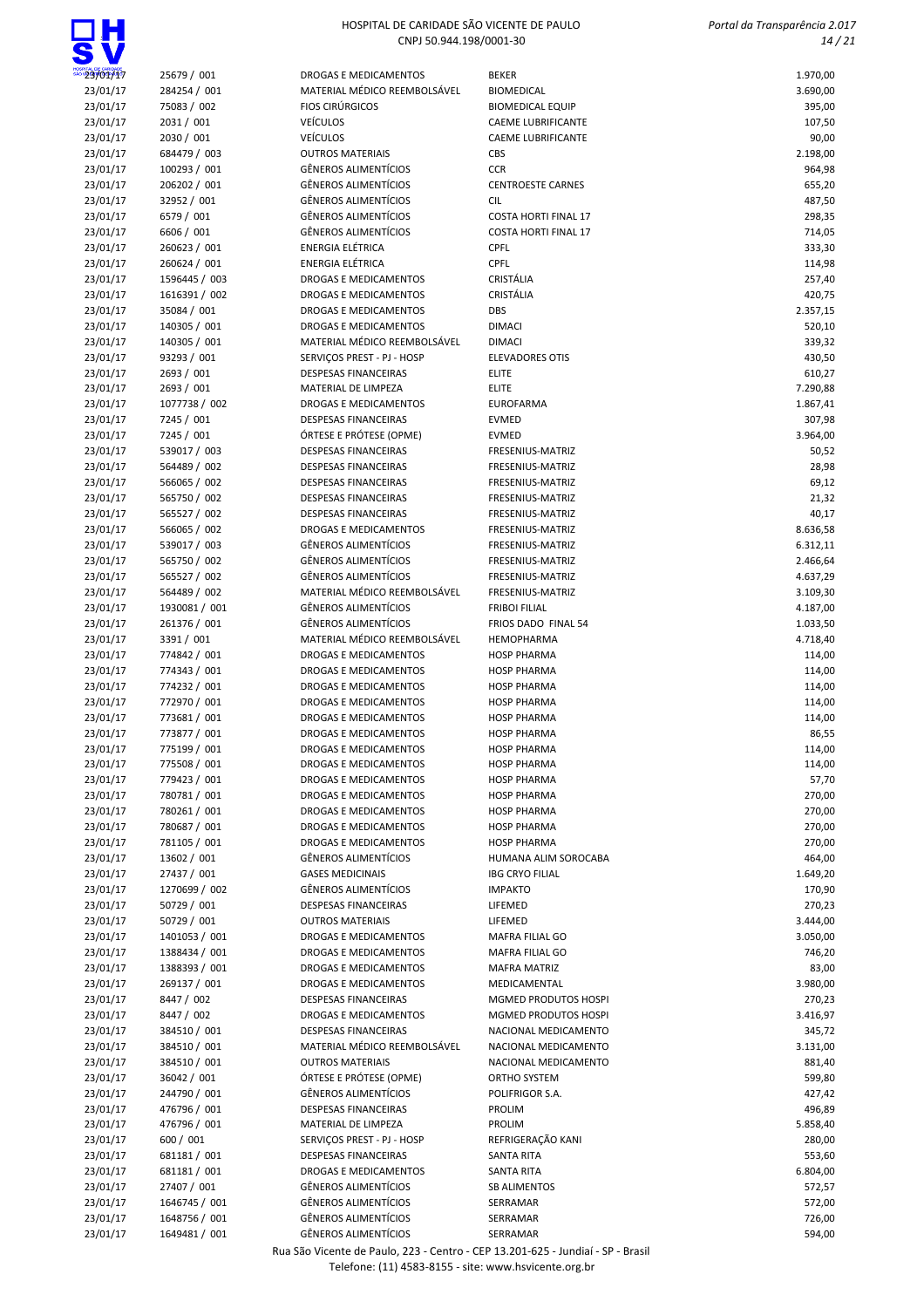| | | | | |
|---|---|---|---|---|
| 23/01/17 | 25679 / 001 | DROGAS E MEDICAMENTOS | BEKER | 1.970,00 |
| 23/01/17 | 284254 / 001 | MATERIAL MÉDICO REEMBOLSÁVEL | BIOMEDICAL | 3.690,00 |
| 23/01/17 | 75083 / 002 | FIOS CIRÚRGICOS | BIOMEDICAL EQUIP | 395,00 |
| 23/01/17 | 2031 / 001 | VEÍCULOS | CAEME LUBRIFICANTE | 107,50 |
| 23/01/17 | 2030 / 001 | VEÍCULOS | CAEME LUBRIFICANTE | 90,00 |
| 23/01/17 | 684479 / 003 | OUTROS MATERIAIS | CBS | 2.198,00 |
| 23/01/17 | 100293 / 001 | GÊNEROS ALIMENTÍCIOS | CCR | 964,98 |
| 23/01/17 | 206202 / 001 | GÊNEROS ALIMENTÍCIOS | CENTROESTE CARNES | 655,20 |
| 23/01/17 | 32952 / 001 | GÊNEROS ALIMENTÍCIOS | CIL | 487,50 |
| 23/01/17 | 6579 / 001 | GÊNEROS ALIMENTÍCIOS | COSTA HORTI FINAL 17 | 298,35 |
| 23/01/17 | 6606 / 001 | GÊNEROS ALIMENTÍCIOS | COSTA HORTI FINAL 17 | 714,05 |
| 23/01/17 | 260623 / 001 | ENERGIA ELÉTRICA | CPFL | 333,30 |
| 23/01/17 | 260624 / 001 | ENERGIA ELÉTRICA | CPFL | 114,98 |
| 23/01/17 | 1596445 / 003 | DROGAS E MEDICAMENTOS | CRISTÁLIA | 257,40 |
| 23/01/17 | 1616391 / 002 | DROGAS E MEDICAMENTOS | CRISTÁLIA | 420,75 |
| 23/01/17 | 35084 / 001 | DROGAS E MEDICAMENTOS | DBS | 2.357,15 |
| 23/01/17 | 140305 / 001 | DROGAS E MEDICAMENTOS | DIMACI | 520,10 |
| 23/01/17 | 140305 / 001 | MATERIAL MÉDICO REEMBOLSÁVEL | DIMACI | 339,32 |
| 23/01/17 | 93293 / 001 | SERVIÇOS PREST - PJ - HOSP | ELEVADORES OTIS | 430,50 |
| 23/01/17 | 2693 / 001 | DESPESAS FINANCEIRAS | ELITE | 610,27 |
| 23/01/17 | 2693 / 001 | MATERIAL DE LIMPEZA | ELITE | 7.290,88 |
| 23/01/17 | 1077738 / 002 | DROGAS E MEDICAMENTOS | EUROFARMA | 1.867,41 |
| 23/01/17 | 7245 / 001 | DESPESAS FINANCEIRAS | EVMED | 307,98 |
| 23/01/17 | 7245 / 001 | ÓRTESE E PRÓTESE (OPME) | EVMED | 3.964,00 |
| 23/01/17 | 539017 / 003 | DESPESAS FINANCEIRAS | FRESENIUS-MATRIZ | 50,52 |
| 23/01/17 | 564489 / 002 | DESPESAS FINANCEIRAS | FRESENIUS-MATRIZ | 28,98 |
| 23/01/17 | 566065 / 002 | DESPESAS FINANCEIRAS | FRESENIUS-MATRIZ | 69,12 |
| 23/01/17 | 565750 / 002 | DESPESAS FINANCEIRAS | FRESENIUS-MATRIZ | 21,32 |
| 23/01/17 | 565527 / 002 | DESPESAS FINANCEIRAS | FRESENIUS-MATRIZ | 40,17 |
| 23/01/17 | 566065 / 002 | DROGAS E MEDICAMENTOS | FRESENIUS-MATRIZ | 8.636,58 |
| 23/01/17 | 539017 / 003 | GÊNEROS ALIMENTÍCIOS | FRESENIUS-MATRIZ | 6.312,11 |
| 23/01/17 | 565750 / 002 | GÊNEROS ALIMENTÍCIOS | FRESENIUS-MATRIZ | 2.466,64 |
| 23/01/17 | 565527 / 002 | GÊNEROS ALIMENTÍCIOS | FRESENIUS-MATRIZ | 4.637,29 |
| 23/01/17 | 564489 / 002 | MATERIAL MÉDICO REEMBOLSÁVEL | FRESENIUS-MATRIZ | 3.109,30 |
| 23/01/17 | 1930081 / 001 | GÊNEROS ALIMENTÍCIOS | FRIBOI FILIAL | 4.187,00 |
| 23/01/17 | 261376 / 001 | GÊNEROS ALIMENTÍCIOS | FRIOS DADO FINAL 54 | 1.033,50 |
| 23/01/17 | 3391 / 001 | MATERIAL MÉDICO REEMBOLSÁVEL | HEMOPHARMA | 4.718,40 |
| 23/01/17 | 774842 / 001 | DROGAS E MEDICAMENTOS | HOSP PHARMA | 114,00 |
| 23/01/17 | 774343 / 001 | DROGAS E MEDICAMENTOS | HOSP PHARMA | 114,00 |
| 23/01/17 | 774232 / 001 | DROGAS E MEDICAMENTOS | HOSP PHARMA | 114,00 |
| 23/01/17 | 772970 / 001 | DROGAS E MEDICAMENTOS | HOSP PHARMA | 114,00 |
| 23/01/17 | 773681 / 001 | DROGAS E MEDICAMENTOS | HOSP PHARMA | 114,00 |
| 23/01/17 | 773877 / 001 | DROGAS E MEDICAMENTOS | HOSP PHARMA | 86,55 |
| 23/01/17 | 775199 / 001 | DROGAS E MEDICAMENTOS | HOSP PHARMA | 114,00 |
| 23/01/17 | 775508 / 001 | DROGAS E MEDICAMENTOS | HOSP PHARMA | 114,00 |
| 23/01/17 | 779423 / 001 | DROGAS E MEDICAMENTOS | HOSP PHARMA | 57,70 |
| 23/01/17 | 780781 / 001 | DROGAS E MEDICAMENTOS | HOSP PHARMA | 270,00 |
| 23/01/17 | 780261 / 001 | DROGAS E MEDICAMENTOS | HOSP PHARMA | 270,00 |
| 23/01/17 | 780687 / 001 | DROGAS E MEDICAMENTOS | HOSP PHARMA | 270,00 |
| 23/01/17 | 781105 / 001 | DROGAS E MEDICAMENTOS | HOSP PHARMA | 270,00 |
| 23/01/17 | 13602 / 001 | GÊNEROS ALIMENTÍCIOS | HUMANA ALIM SOROCABA | 464,00 |
| 23/01/17 | 27437 / 001 | GASES MEDICINAIS | IBG CRYO FILIAL | 1.649,20 |
| 23/01/17 | 1270699 / 002 | GÊNEROS ALIMENTÍCIOS | IMPAKTO | 170,90 |
| 23/01/17 | 50729 / 001 | DESPESAS FINANCEIRAS | LIFEMED | 270,23 |
| 23/01/17 | 50729 / 001 | OUTROS MATERIAIS | LIFEMED | 3.444,00 |
| 23/01/17 | 1401053 / 001 | DROGAS E MEDICAMENTOS | MAFRA FILIAL GO | 3.050,00 |
| 23/01/17 | 1388434 / 001 | DROGAS E MEDICAMENTOS | MAFRA FILIAL GO | 746,20 |
| 23/01/17 | 1388393 / 001 | DROGAS E MEDICAMENTOS | MAFRA MATRIZ | 83,00 |
| 23/01/17 | 269137 / 001 | DROGAS E MEDICAMENTOS | MEDICAMENTAL | 3.980,00 |
| 23/01/17 | 8447 / 002 | DESPESAS FINANCEIRAS | MGMED PRODUTOS HOSPI | 270,23 |
| 23/01/17 | 8447 / 002 | DROGAS E MEDICAMENTOS | MGMED PRODUTOS HOSPI | 3.416,97 |
| 23/01/17 | 384510 / 001 | DESPESAS FINANCEIRAS | NACIONAL MEDICAMENTO | 345,72 |
| 23/01/17 | 384510 / 001 | MATERIAL MÉDICO REEMBOLSÁVEL | NACIONAL MEDICAMENTO | 3.131,00 |
| 23/01/17 | 384510 / 001 | OUTROS MATERIAIS | NACIONAL MEDICAMENTO | 881,40 |
| 23/01/17 | 36042 / 001 | ÓRTESE E PRÓTESE (OPME) | ORTHO SYSTEM | 599,80 |
| 23/01/17 | 244790 / 001 | GÊNEROS ALIMENTÍCIOS | POLIFRIGOR S.A. | 427,42 |
| 23/01/17 | 476796 / 001 | DESPESAS FINANCEIRAS | PROLIM | 496,89 |
| 23/01/17 | 476796 / 001 | MATERIAL DE LIMPEZA | PROLIM | 5.858,40 |
| 23/01/17 | 600 / 001 | SERVIÇOS PREST - PJ - HOSP | REFRIGERAÇÃO KANI | 280,00 |
| 23/01/17 | 681181 / 001 | DESPESAS FINANCEIRAS | SANTA RITA | 553,60 |
| 23/01/17 | 681181 / 001 | DROGAS E MEDICAMENTOS | SANTA RITA | 6.804,00 |
| 23/01/17 | 27407 / 001 | GÊNEROS ALIMENTÍCIOS | SB ALIMENTOS | 572,57 |
| 23/01/17 | 1646745 / 001 | GÊNEROS ALIMENTÍCIOS | SERRAMAR | 572,00 |
| 23/01/17 | 1648756 / 001 | GÊNEROS ALIMENTÍCIOS | SERRAMAR | 726,00 |
| 23/01/17 | 1649481 / 001 | GÊNEROS ALIMENTÍCIOS | SERRAMAR | 594,00 |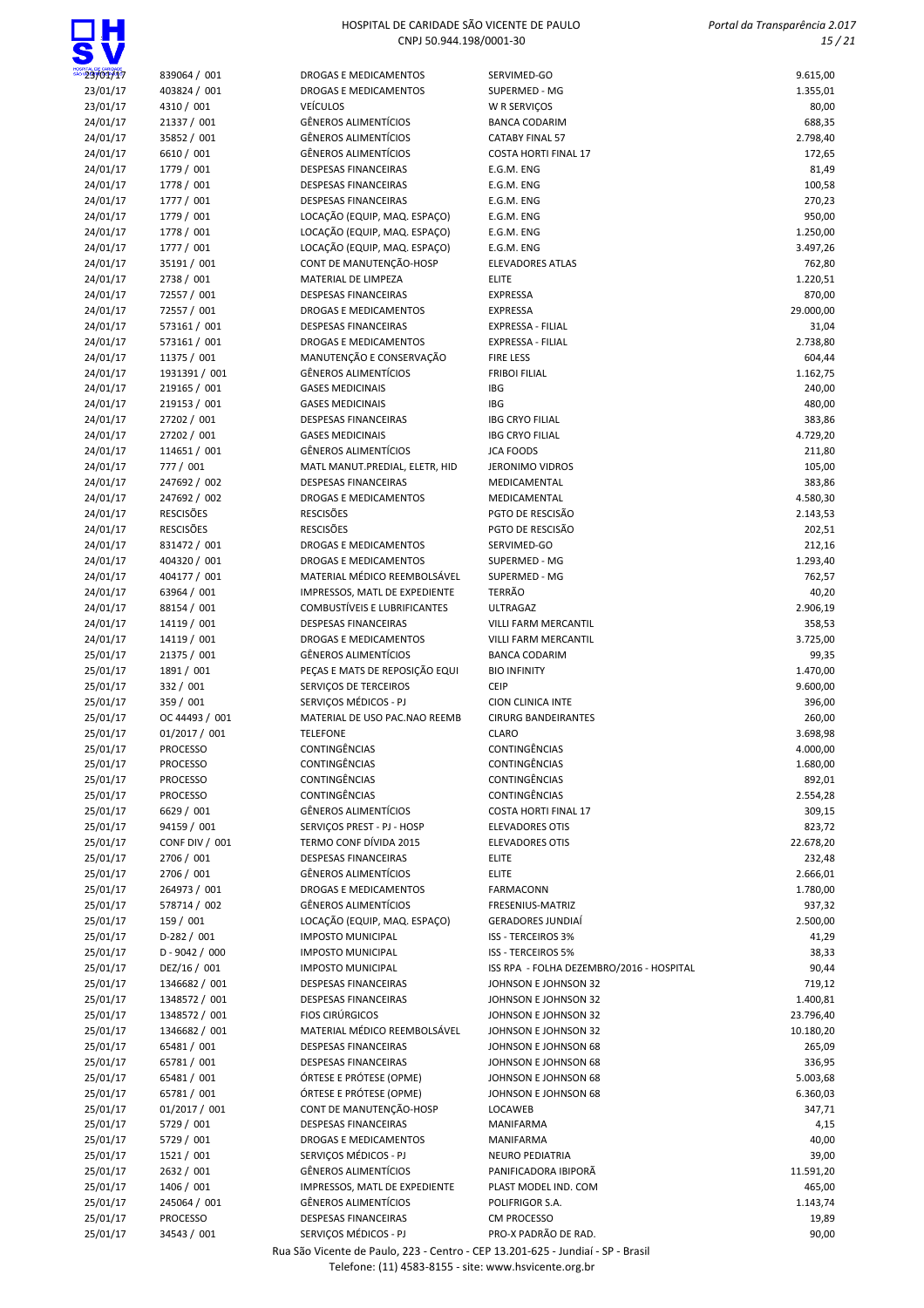| | | | |
|---|---|---|---|
| 23/01/17 | 839064 / 001 | DROGAS E MEDICAMENTOS | SERVIMED-GO | 9.615,00 |
| 23/01/17 | 403824 / 001 | DROGAS E MEDICAMENTOS | SUPERMED - MG | 1.355,01 |
| 23/01/17 | 4310 / 001 | VEÍCULOS | W R SERVIÇOS | 80,00 |
| 24/01/17 | 21337 / 001 | GÊNEROS ALIMENTÍCIOS | BANCA CODARIM | 688,35 |
| 24/01/17 | 35852 / 001 | GÊNEROS ALIMENTÍCIOS | CATABY FINAL 57 | 2.798,40 |
| 24/01/17 | 6610 / 001 | GÊNEROS ALIMENTÍCIOS | COSTA HORTI FINAL 17 | 172,65 |
| 24/01/17 | 1779 / 001 | DESPESAS FINANCEIRAS | E.G.M. ENG | 81,49 |
| 24/01/17 | 1778 / 001 | DESPESAS FINANCEIRAS | E.G.M. ENG | 100,58 |
| 24/01/17 | 1777 / 001 | DESPESAS FINANCEIRAS | E.G.M. ENG | 270,23 |
| 24/01/17 | 1779 / 001 | LOCAÇÃO (EQUIP, MAQ. ESPAÇO) | E.G.M. ENG | 950,00 |
| 24/01/17 | 1778 / 001 | LOCAÇÃO (EQUIP, MAQ. ESPAÇO) | E.G.M. ENG | 1.250,00 |
| 24/01/17 | 1777 / 001 | LOCAÇÃO (EQUIP, MAQ. ESPAÇO) | E.G.M. ENG | 3.497,26 |
| 24/01/17 | 35191 / 001 | CONT DE MANUTENÇÃO-HOSP | ELEVADORES ATLAS | 762,80 |
| 24/01/17 | 2738 / 001 | MATERIAL DE LIMPEZA | ELITE | 1.220,51 |
| 24/01/17 | 72557 / 001 | DESPESAS FINANCEIRAS | EXPRESSA | 870,00 |
| 24/01/17 | 72557 / 001 | DROGAS E MEDICAMENTOS | EXPRESSA | 29.000,00 |
| 24/01/17 | 573161 / 001 | DESPESAS FINANCEIRAS | EXPRESSA - FILIAL | 31,04 |
| 24/01/17 | 573161 / 001 | DROGAS E MEDICAMENTOS | EXPRESSA - FILIAL | 2.738,80 |
| 24/01/17 | 11375 / 001 | MANUTENÇÃO E CONSERVAÇÃO | FIRE LESS | 604,44 |
| 24/01/17 | 1931391 / 001 | GÊNEROS ALIMENTÍCIOS | FRIBOI FILIAL | 1.162,75 |
| 24/01/17 | 219165 / 001 | GASES MEDICINAIS | IBG | 240,00 |
| 24/01/17 | 219153 / 001 | GASES MEDICINAIS | IBG | 480,00 |
| 24/01/17 | 27202 / 001 | DESPESAS FINANCEIRAS | IBG CRYO FILIAL | 383,86 |
| 24/01/17 | 27202 / 001 | GASES MEDICINAIS | IBG CRYO FILIAL | 4.729,20 |
| 24/01/17 | 114651 / 001 | GÊNEROS ALIMENTÍCIOS | JCA FOODS | 211,80 |
| 24/01/17 | 777 / 001 | MATL MANUT.PREDIAL, ELETR, HID | JERONIMO VIDROS | 105,00 |
| 24/01/17 | 247692 / 002 | DESPESAS FINANCEIRAS | MEDICAMENTAL | 383,86 |
| 24/01/17 | 247692 / 002 | DROGAS E MEDICAMENTOS | MEDICAMENTAL | 4.580,30 |
| 24/01/17 | RESCISÕES | RESCISÕES | PGTO DE RESCISÃO | 2.143,53 |
| 24/01/17 | RESCISÕES | RESCISÕES | PGTO DE RESCISÃO | 202,51 |
| 24/01/17 | 831472 / 001 | DROGAS E MEDICAMENTOS | SERVIMED-GO | 212,16 |
| 24/01/17 | 404320 / 001 | DROGAS E MEDICAMENTOS | SUPERMED - MG | 1.293,40 |
| 24/01/17 | 404177 / 001 | MATERIAL MÉDICO REEMBOLSÁVEL | SUPERMED - MG | 762,57 |
| 24/01/17 | 63964 / 001 | IMPRESSOS, MATL DE EXPEDIENTE | TERRÃO | 40,20 |
| 24/01/17 | 88154 / 001 | COMBUSTÍVEIS E LUBRIFICANTES | ULTRAGAZ | 2.906,19 |
| 24/01/17 | 14119 / 001 | DESPESAS FINANCEIRAS | VILLI FARM MERCANTIL | 358,53 |
| 24/01/17 | 14119 / 001 | DROGAS E MEDICAMENTOS | VILLI FARM MERCANTIL | 3.725,00 |
| 25/01/17 | 21375 / 001 | GÊNEROS ALIMENTÍCIOS | BANCA CODARIM | 99,35 |
| 25/01/17 | 1891 / 001 | PEÇAS E MATS DE REPOSIÇÃO EQUI | BIO INFINITY | 1.470,00 |
| 25/01/17 | 332 / 001 | SERVIÇOS DE TERCEIROS | CEIP | 9.600,00 |
| 25/01/17 | 359 / 001 | SERVIÇOS MÉDICOS - PJ | CION CLINICA INTE | 396,00 |
| 25/01/17 | OC 44493 / 001 | MATERIAL DE USO PAC.NAO REEMB | CIRURG BANDEIRANTES | 260,00 |
| 25/01/17 | 01/2017 / 001 | TELEFONE | CLARO | 3.698,98 |
| 25/01/17 | PROCESSO | CONTINGÊNCIAS | CONTINGÊNCIAS | 4.000,00 |
| 25/01/17 | PROCESSO | CONTINGÊNCIAS | CONTINGÊNCIAS | 1.680,00 |
| 25/01/17 | PROCESSO | CONTINGÊNCIAS | CONTINGÊNCIAS | 892,01 |
| 25/01/17 | PROCESSO | CONTINGÊNCIAS | CONTINGÊNCIAS | 2.554,28 |
| 25/01/17 | 6629 / 001 | GÊNEROS ALIMENTÍCIOS | COSTA HORTI FINAL 17 | 309,15 |
| 25/01/17 | 94159 / 001 | SERVIÇOS PREST - PJ - HOSP | ELEVADORES OTIS | 823,72 |
| 25/01/17 | CONF DIV / 001 | TERMO CONF DÍVIDA 2015 | ELEVADORES OTIS | 22.678,20 |
| 25/01/17 | 2706 / 001 | DESPESAS FINANCEIRAS | ELITE | 232,48 |
| 25/01/17 | 2706 / 001 | GÊNEROS ALIMENTÍCIOS | ELITE | 2.666,01 |
| 25/01/17 | 264973 / 001 | DROGAS E MEDICAMENTOS | FARMACONN | 1.780,00 |
| 25/01/17 | 578714 / 002 | GÊNEROS ALIMENTÍCIOS | FRESENIUS-MATRIZ | 937,32 |
| 25/01/17 | 159 / 001 | LOCAÇÃO (EQUIP, MAQ. ESPAÇO) | GERADORES JUNDIAÍ | 2.500,00 |
| 25/01/17 | D-282 / 001 | IMPOSTO MUNICIPAL | ISS - TERCEIROS 3% | 41,29 |
| 25/01/17 | D - 9042 / 000 | IMPOSTO MUNICIPAL | ISS - TERCEIROS 5% | 38,33 |
| 25/01/17 | DEZ/16 / 001 | IMPOSTO MUNICIPAL | ISS RPA - FOLHA DEZEMBRO/2016 - HOSPITAL | 90,44 |
| 25/01/17 | 1346682 / 001 | DESPESAS FINANCEIRAS | JOHNSON E JOHNSON 32 | 719,12 |
| 25/01/17 | 1348572 / 001 | DESPESAS FINANCEIRAS | JOHNSON E JOHNSON 32 | 1.400,81 |
| 25/01/17 | 1348572 / 001 | FIOS CIRÚRGICOS | JOHNSON E JOHNSON 32 | 23.796,40 |
| 25/01/17 | 1346682 / 001 | MATERIAL MÉDICO REEMBOLSÁVEL | JOHNSON E JOHNSON 32 | 10.180,20 |
| 25/01/17 | 65481 / 001 | DESPESAS FINANCEIRAS | JOHNSON E JOHNSON 68 | 265,09 |
| 25/01/17 | 65781 / 001 | DESPESAS FINANCEIRAS | JOHNSON E JOHNSON 68 | 336,95 |
| 25/01/17 | 65481 / 001 | ÓRTESE E PRÓTESE (OPME) | JOHNSON E JOHNSON 68 | 5.003,68 |
| 25/01/17 | 65781 / 001 | ÓRTESE E PRÓTESE (OPME) | JOHNSON E JOHNSON 68 | 6.360,03 |
| 25/01/17 | 01/2017 / 001 | CONT DE MANUTENÇÃO-HOSP | LOCAWEB | 347,71 |
| 25/01/17 | 5729 / 001 | DESPESAS FINANCEIRAS | MANIFARMA | 4,15 |
| 25/01/17 | 5729 / 001 | DROGAS E MEDICAMENTOS | MANIFARMA | 40,00 |
| 25/01/17 | 1521 / 001 | SERVIÇOS MÉDICOS - PJ | NEURO PEDIATRIA | 39,00 |
| 25/01/17 | 2632 / 001 | GÊNEROS ALIMENTÍCIOS | PANIFICADORA IBIPORÃ | 11.591,20 |
| 25/01/17 | 1406 / 001 | IMPRESSOS, MATL DE EXPEDIENTE | PLAST MODEL IND. COM | 465,00 |
| 25/01/17 | 245064 / 001 | GÊNEROS ALIMENTÍCIOS | POLIFRIGOR S.A. | 1.143,74 |
| 25/01/17 | PROCESSO | DESPESAS FINANCEIRAS | CM PROCESSO | 19,89 |
| 25/01/17 | 34543 / 001 | SERVIÇOS MÉDICOS - PJ | PRO-X PADRÃO DE RAD. | 90,00 |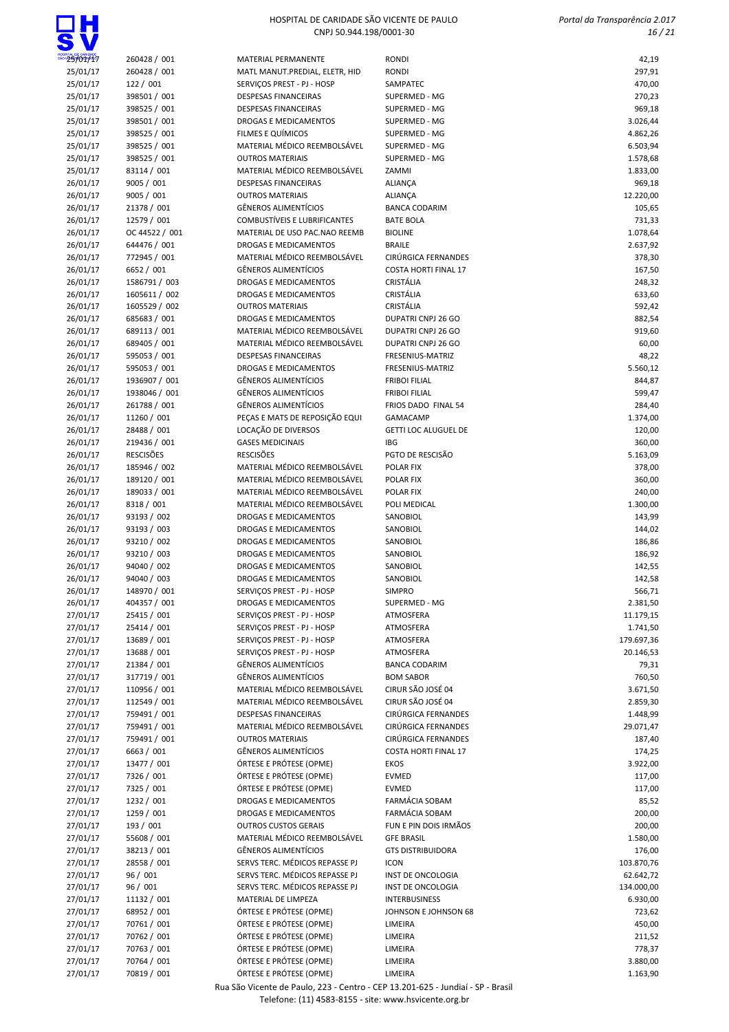| | | | | |
|---|---|---|---|---|
| 25/01/17 | 260428 / 001 | MATERIAL PERMANENTE | RONDI | 42,19 |
| 25/01/17 | 260428 / 001 | MATL MANUT.PREDIAL, ELETR, HID | RONDI | 297,91 |
| 25/01/17 | 122 / 001 | SERVIÇOS PREST - PJ - HOSP | SAMPATEC | 470,00 |
| 25/01/17 | 398501 / 001 | DESPESAS FINANCEIRAS | SUPERMED - MG | 270,23 |
| 25/01/17 | 398525 / 001 | DESPESAS FINANCEIRAS | SUPERMED - MG | 969,18 |
| 25/01/17 | 398501 / 001 | DROGAS E MEDICAMENTOS | SUPERMED - MG | 3.026,44 |
| 25/01/17 | 398525 / 001 | FILMES E QUÍMICOS | SUPERMED - MG | 4.862,26 |
| 25/01/17 | 398525 / 001 | MATERIAL MÉDICO REEMBOLSÁVEL | SUPERMED - MG | 6.503,94 |
| 25/01/17 | 398525 / 001 | OUTROS MATERIAIS | SUPERMED - MG | 1.578,68 |
| 25/01/17 | 83114 / 001 | MATERIAL MÉDICO REEMBOLSÁVEL | ZAMMI | 1.833,00 |
| 26/01/17 | 9005 / 001 | DESPESAS FINANCEIRAS | ALIANÇA | 969,18 |
| 26/01/17 | 9005 / 001 | OUTROS MATERIAIS | ALIANÇA | 12.220,00 |
| 26/01/17 | 21378 / 001 | GÊNEROS ALIMENTÍCIOS | BANCA CODARIM | 105,65 |
| 26/01/17 | 12579 / 001 | COMBUSTÍVEIS E LUBRIFICANTES | BATE BOLA | 731,33 |
| 26/01/17 | OC 44522 / 001 | MATERIAL DE USO PAC.NAO REEMB | BIOLINE | 1.078,64 |
| 26/01/17 | 644476 / 001 | DROGAS E MEDICAMENTOS | BRAILE | 2.637,92 |
| 26/01/17 | 772945 / 001 | MATERIAL MÉDICO REEMBOLSÁVEL | CIRÚRGICA FERNANDES | 378,30 |
| 26/01/17 | 6652 / 001 | GÊNEROS ALIMENTÍCIOS | COSTA HORTI FINAL 17 | 167,50 |
| 26/01/17 | 1586791 / 003 | DROGAS E MEDICAMENTOS | CRISTÁLIA | 248,32 |
| 26/01/17 | 1605611 / 002 | DROGAS E MEDICAMENTOS | CRISTÁLIA | 633,60 |
| 26/01/17 | 1605529 / 002 | OUTROS MATERIAIS | CRISTÁLIA | 592,42 |
| 26/01/17 | 685683 / 001 | DROGAS E MEDICAMENTOS | DUPATRI CNPJ 26 GO | 882,54 |
| 26/01/17 | 689113 / 001 | MATERIAL MÉDICO REEMBOLSÁVEL | DUPATRI CNPJ 26 GO | 919,60 |
| 26/01/17 | 689405 / 001 | MATERIAL MÉDICO REEMBOLSÁVEL | DUPATRI CNPJ 26 GO | 60,00 |
| 26/01/17 | 595053 / 001 | DESPESAS FINANCEIRAS | FRESENIUS-MATRIZ | 48,22 |
| 26/01/17 | 595053 / 001 | DROGAS E MEDICAMENTOS | FRESENIUS-MATRIZ | 5.560,12 |
| 26/01/17 | 1936907 / 001 | GÊNEROS ALIMENTÍCIOS | FRIBOI FILIAL | 844,87 |
| 26/01/17 | 1938046 / 001 | GÊNEROS ALIMENTÍCIOS | FRIBOI FILIAL | 599,47 |
| 26/01/17 | 261788 / 001 | GÊNEROS ALIMENTÍCIOS | FRIOS DADO FINAL 54 | 284,40 |
| 26/01/17 | 11260 / 001 | PEÇAS E MATS DE REPOSIÇÃO EQUI | GAMACAMP | 1.374,00 |
| 26/01/17 | 28488 / 001 | LOCAÇÃO DE DIVERSOS | GETTI LOC ALUGUEL DE | 120,00 |
| 26/01/17 | 219436 / 001 | GASES MEDICINAIS | IBG | 360,00 |
| 26/01/17 | RESCISÕES | RESCISÕES | PGTO DE RESCISÃO | 5.163,09 |
| 26/01/17 | 185946 / 002 | MATERIAL MÉDICO REEMBOLSÁVEL | POLAR FIX | 378,00 |
| 26/01/17 | 189120 / 001 | MATERIAL MÉDICO REEMBOLSÁVEL | POLAR FIX | 360,00 |
| 26/01/17 | 189033 / 001 | MATERIAL MÉDICO REEMBOLSÁVEL | POLAR FIX | 240,00 |
| 26/01/17 | 8318 / 001 | MATERIAL MÉDICO REEMBOLSÁVEL | POLI MEDICAL | 1.300,00 |
| 26/01/17 | 93193 / 002 | DROGAS E MEDICAMENTOS | SANOBIOL | 143,99 |
| 26/01/17 | 93193 / 003 | DROGAS E MEDICAMENTOS | SANOBIOL | 144,02 |
| 26/01/17 | 93210 / 002 | DROGAS E MEDICAMENTOS | SANOBIOL | 186,86 |
| 26/01/17 | 93210 / 003 | DROGAS E MEDICAMENTOS | SANOBIOL | 186,92 |
| 26/01/17 | 94040 / 002 | DROGAS E MEDICAMENTOS | SANOBIOL | 142,55 |
| 26/01/17 | 94040 / 003 | DROGAS E MEDICAMENTOS | SANOBIOL | 142,58 |
| 26/01/17 | 148970 / 001 | SERVIÇOS PREST - PJ - HOSP | SIMPRO | 566,71 |
| 26/01/17 | 404357 / 001 | DROGAS E MEDICAMENTOS | SUPERMED - MG | 2.381,50 |
| 27/01/17 | 25415 / 001 | SERVIÇOS PREST - PJ - HOSP | ATMOSFERA | 11.179,15 |
| 27/01/17 | 25414 / 001 | SERVIÇOS PREST - PJ - HOSP | ATMOSFERA | 1.741,50 |
| 27/01/17 | 13689 / 001 | SERVIÇOS PREST - PJ - HOSP | ATMOSFERA | 179.697,36 |
| 27/01/17 | 13688 / 001 | SERVIÇOS PREST - PJ - HOSP | ATMOSFERA | 20.146,53 |
| 27/01/17 | 21384 / 001 | GÊNEROS ALIMENTÍCIOS | BANCA CODARIM | 79,31 |
| 27/01/17 | 317719 / 001 | GÊNEROS ALIMENTÍCIOS | BOM SABOR | 760,50 |
| 27/01/17 | 110956 / 001 | MATERIAL MÉDICO REEMBOLSÁVEL | CIRUR SÃO JOSÉ 04 | 3.671,50 |
| 27/01/17 | 112549 / 001 | MATERIAL MÉDICO REEMBOLSÁVEL | CIRUR SÃO JOSÉ 04 | 2.859,30 |
| 27/01/17 | 759491 / 001 | DESPESAS FINANCEIRAS | CIRÚRGICA FERNANDES | 1.448,99 |
| 27/01/17 | 759491 / 001 | MATERIAL MÉDICO REEMBOLSÁVEL | CIRÚRGICA FERNANDES | 29.071,47 |
| 27/01/17 | 759491 / 001 | OUTROS MATERIAIS | CIRÚRGICA FERNANDES | 187,40 |
| 27/01/17 | 6663 / 001 | GÊNEROS ALIMENTÍCIOS | COSTA HORTI FINAL 17 | 174,25 |
| 27/01/17 | 13477 / 001 | ÓRTESE E PRÓTESE (OPME) | EKOS | 3.922,00 |
| 27/01/17 | 7326 / 001 | ÓRTESE E PRÓTESE (OPME) | EVMED | 117,00 |
| 27/01/17 | 7325 / 001 | ÓRTESE E PRÓTESE (OPME) | EVMED | 117,00 |
| 27/01/17 | 1232 / 001 | DROGAS E MEDICAMENTOS | FARMÁCIA SOBAM | 85,52 |
| 27/01/17 | 1259 / 001 | DROGAS E MEDICAMENTOS | FARMÁCIA SOBAM | 200,00 |
| 27/01/17 | 193 / 001 | OUTROS CUSTOS GERAIS | FUN E PIN DOIS IRMÃOS | 200,00 |
| 27/01/17 | 55608 / 001 | MATERIAL MÉDICO REEMBOLSÁVEL | GFE BRASIL | 1.580,00 |
| 27/01/17 | 38213 / 001 | GÊNEROS ALIMENTÍCIOS | GTS DISTRIBUIDORA | 176,00 |
| 27/01/17 | 28558 / 001 | SERVS TERC. MÉDICOS REPASSE PJ | ICON | 103.870,76 |
| 27/01/17 | 96 / 001 | SERVS TERC. MÉDICOS REPASSE PJ | INST DE ONCOLOGIA | 62.642,72 |
| 27/01/17 | 96 / 001 | SERVS TERC. MÉDICOS REPASSE PJ | INST DE ONCOLOGIA | 134.000,00 |
| 27/01/17 | 11132 / 001 | MATERIAL DE LIMPEZA | INTERBUSINESS | 6.930,00 |
| 27/01/17 | 68952 / 001 | ÓRTESE E PRÓTESE (OPME) | JOHNSON E JOHNSON 68 | 723,62 |
| 27/01/17 | 70761 / 001 | ÓRTESE E PRÓTESE (OPME) | LIMEIRA | 450,00 |
| 27/01/17 | 70762 / 001 | ÓRTESE E PRÓTESE (OPME) | LIMEIRA | 211,52 |
| 27/01/17 | 70763 / 001 | ÓRTESE E PRÓTESE (OPME) | LIMEIRA | 778,37 |
| 27/01/17 | 70764 / 001 | ÓRTESE E PRÓTESE (OPME) | LIMEIRA | 3.880,00 |
| 27/01/17 | 70819 / 001 | ÓRTESE E PRÓTESE (OPME) | LIMEIRA | 1.163,90 |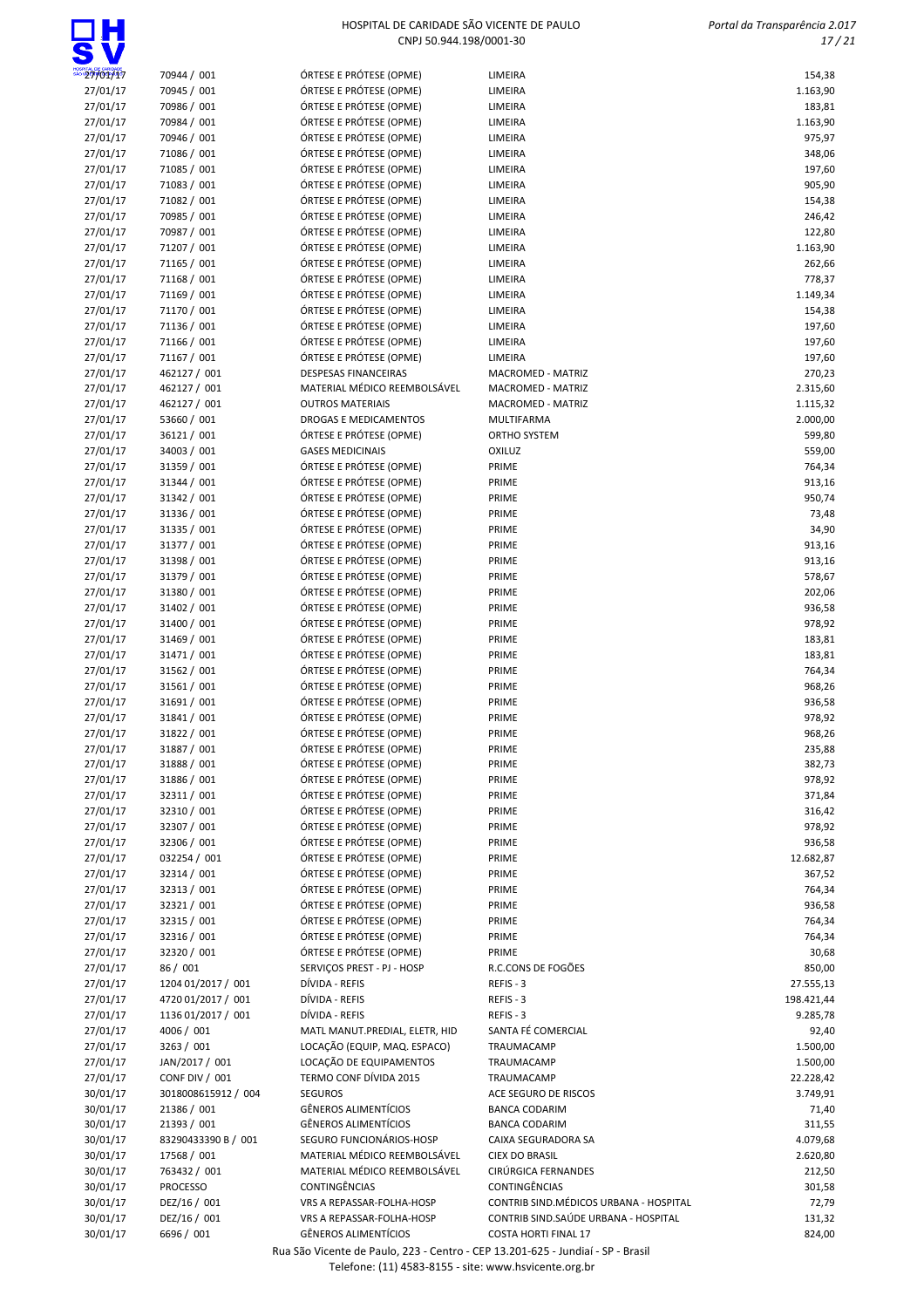| | | | | |
|---|---|---|---|---|
| 27/01/17 | 70944 / 001 | ÓRTESE E PRÓTESE (OPME) | LIMEIRA | 154,38 |
| 27/01/17 | 70945 / 001 | ÓRTESE E PRÓTESE (OPME) | LIMEIRA | 1.163,90 |
| 27/01/17 | 70986 / 001 | ÓRTESE E PRÓTESE (OPME) | LIMEIRA | 183,81 |
| 27/01/17 | 70984 / 001 | ÓRTESE E PRÓTESE (OPME) | LIMEIRA | 1.163,90 |
| 27/01/17 | 70946 / 001 | ÓRTESE E PRÓTESE (OPME) | LIMEIRA | 975,97 |
| 27/01/17 | 71086 / 001 | ÓRTESE E PRÓTESE (OPME) | LIMEIRA | 348,06 |
| 27/01/17 | 71085 / 001 | ÓRTESE E PRÓTESE (OPME) | LIMEIRA | 197,60 |
| 27/01/17 | 71083 / 001 | ÓRTESE E PRÓTESE (OPME) | LIMEIRA | 905,90 |
| 27/01/17 | 71082 / 001 | ÓRTESE E PRÓTESE (OPME) | LIMEIRA | 154,38 |
| 27/01/17 | 70985 / 001 | ÓRTESE E PRÓTESE (OPME) | LIMEIRA | 246,42 |
| 27/01/17 | 70987 / 001 | ÓRTESE E PRÓTESE (OPME) | LIMEIRA | 122,80 |
| 27/01/17 | 71207 / 001 | ÓRTESE E PRÓTESE (OPME) | LIMEIRA | 1.163,90 |
| 27/01/17 | 71165 / 001 | ÓRTESE E PRÓTESE (OPME) | LIMEIRA | 262,66 |
| 27/01/17 | 71168 / 001 | ÓRTESE E PRÓTESE (OPME) | LIMEIRA | 778,37 |
| 27/01/17 | 71169 / 001 | ÓRTESE E PRÓTESE (OPME) | LIMEIRA | 1.149,34 |
| 27/01/17 | 71170 / 001 | ÓRTESE E PRÓTESE (OPME) | LIMEIRA | 154,38 |
| 27/01/17 | 71136 / 001 | ÓRTESE E PRÓTESE (OPME) | LIMEIRA | 197,60 |
| 27/01/17 | 71166 / 001 | ÓRTESE E PRÓTESE (OPME) | LIMEIRA | 197,60 |
| 27/01/17 | 71167 / 001 | ÓRTESE E PRÓTESE (OPME) | LIMEIRA | 197,60 |
| 27/01/17 | 462127 / 001 | DESPESAS FINANCEIRAS | MACROMED - MATRIZ | 270,23 |
| 27/01/17 | 462127 / 001 | MATERIAL MÉDICO REEMBOLSÁVEL | MACROMED - MATRIZ | 2.315,60 |
| 27/01/17 | 462127 / 001 | OUTROS MATERIAIS | MACROMED - MATRIZ | 1.115,32 |
| 27/01/17 | 53660 / 001 | DROGAS E MEDICAMENTOS | MULTIFARMA | 2.000,00 |
| 27/01/17 | 36121 / 001 | ÓRTESE E PRÓTESE (OPME) | ORTHO SYSTEM | 599,80 |
| 27/01/17 | 34003 / 001 | GASES MEDICINAIS | OXILUZ | 559,00 |
| 27/01/17 | 31359 / 001 | ÓRTESE E PRÓTESE (OPME) | PRIME | 764,34 |
| 27/01/17 | 31344 / 001 | ÓRTESE E PRÓTESE (OPME) | PRIME | 913,16 |
| 27/01/17 | 31342 / 001 | ÓRTESE E PRÓTESE (OPME) | PRIME | 950,74 |
| 27/01/17 | 31336 / 001 | ÓRTESE E PRÓTESE (OPME) | PRIME | 73,48 |
| 27/01/17 | 31335 / 001 | ÓRTESE E PRÓTESE (OPME) | PRIME | 34,90 |
| 27/01/17 | 31377 / 001 | ÓRTESE E PRÓTESE (OPME) | PRIME | 913,16 |
| 27/01/17 | 31398 / 001 | ÓRTESE E PRÓTESE (OPME) | PRIME | 913,16 |
| 27/01/17 | 31379 / 001 | ÓRTESE E PRÓTESE (OPME) | PRIME | 578,67 |
| 27/01/17 | 31380 / 001 | ÓRTESE E PRÓTESE (OPME) | PRIME | 202,06 |
| 27/01/17 | 31402 / 001 | ÓRTESE E PRÓTESE (OPME) | PRIME | 936,58 |
| 27/01/17 | 31400 / 001 | ÓRTESE E PRÓTESE (OPME) | PRIME | 978,92 |
| 27/01/17 | 31469 / 001 | ÓRTESE E PRÓTESE (OPME) | PRIME | 183,81 |
| 27/01/17 | 31471 / 001 | ÓRTESE E PRÓTESE (OPME) | PRIME | 183,81 |
| 27/01/17 | 31562 / 001 | ÓRTESE E PRÓTESE (OPME) | PRIME | 764,34 |
| 27/01/17 | 31561 / 001 | ÓRTESE E PRÓTESE (OPME) | PRIME | 968,26 |
| 27/01/17 | 31691 / 001 | ÓRTESE E PRÓTESE (OPME) | PRIME | 936,58 |
| 27/01/17 | 31841 / 001 | ÓRTESE E PRÓTESE (OPME) | PRIME | 978,92 |
| 27/01/17 | 31822 / 001 | ÓRTESE E PRÓTESE (OPME) | PRIME | 968,26 |
| 27/01/17 | 31887 / 001 | ÓRTESE E PRÓTESE (OPME) | PRIME | 235,88 |
| 27/01/17 | 31888 / 001 | ÓRTESE E PRÓTESE (OPME) | PRIME | 382,73 |
| 27/01/17 | 31886 / 001 | ÓRTESE E PRÓTESE (OPME) | PRIME | 978,92 |
| 27/01/17 | 32311 / 001 | ÓRTESE E PRÓTESE (OPME) | PRIME | 371,84 |
| 27/01/17 | 32310 / 001 | ÓRTESE E PRÓTESE (OPME) | PRIME | 316,42 |
| 27/01/17 | 32307 / 001 | ÓRTESE E PRÓTESE (OPME) | PRIME | 978,92 |
| 27/01/17 | 32306 / 001 | ÓRTESE E PRÓTESE (OPME) | PRIME | 936,58 |
| 27/01/17 | 032254 / 001 | ÓRTESE E PRÓTESE (OPME) | PRIME | 12.682,87 |
| 27/01/17 | 32314 / 001 | ÓRTESE E PRÓTESE (OPME) | PRIME | 367,52 |
| 27/01/17 | 32313 / 001 | ÓRTESE E PRÓTESE (OPME) | PRIME | 764,34 |
| 27/01/17 | 32321 / 001 | ÓRTESE E PRÓTESE (OPME) | PRIME | 936,58 |
| 27/01/17 | 32315 / 001 | ÓRTESE E PRÓTESE (OPME) | PRIME | 764,34 |
| 27/01/17 | 32316 / 001 | ÓRTESE E PRÓTESE (OPME) | PRIME | 764,34 |
| 27/01/17 | 32320 / 001 | ÓRTESE E PRÓTESE (OPME) | PRIME | 30,68 |
| 27/01/17 | 86 / 001 | SERVIÇOS PREST - PJ - HOSP | R.C.CONS DE FOGÕES | 850,00 |
| 27/01/17 | 1204 01/2017 / 001 | DÍVIDA - REFIS | REFIS - 3 | 27.555,13 |
| 27/01/17 | 4720 01/2017 / 001 | DÍVIDA - REFIS | REFIS - 3 | 198.421,44 |
| 27/01/17 | 1136 01/2017 / 001 | DÍVIDA - REFIS | REFIS - 3 | 9.285,78 |
| 27/01/17 | 4006 / 001 | MATL MANUT.PREDIAL, ELETR, HID | SANTA FÉ COMERCIAL | 92,40 |
| 27/01/17 | 3263 / 001 | LOCAÇÃO (EQUIP, MAQ. ESPAÇO) | TRAUMACAMP | 1.500,00 |
| 27/01/17 | JAN/2017 / 001 | LOCAÇÃO DE EQUIPAMENTOS | TRAUMACAMP | 1.500,00 |
| 27/01/17 | CONF DIV / 001 | TERMO CONF DÍVIDA 2015 | TRAUMACAMP | 22.228,42 |
| 30/01/17 | 3018008615912 / 004 | SEGUROS | ACE SEGURO DE RISCOS | 3.749,91 |
| 30/01/17 | 21386 / 001 | GÊNEROS ALIMENTÍCIOS | BANCA CODARIM | 71,40 |
| 30/01/17 | 21393 / 001 | GÊNEROS ALIMENTÍCIOS | BANCA CODARIM | 311,55 |
| 30/01/17 | 83290433390 B / 001 | SEGURO FUNCIONÁRIOS-HOSP | CAIXA SEGURADORA SA | 4.079,68 |
| 30/01/17 | 17568 / 001 | MATERIAL MÉDICO REEMBOLSÁVEL | CIEX DO BRASIL | 2.620,80 |
| 30/01/17 | 763432 / 001 | MATERIAL MÉDICO REEMBOLSÁVEL | CIRÚRGICA FERNANDES | 212,50 |
| 30/01/17 | PROCESSO | CONTINGÊNCIAS | CONTINGÊNCIAS | 301,58 |
| 30/01/17 | DEZ/16 / 001 | VRS A REPASSAR-FOLHA-HOSP | CONTRIB SIND.MÉDICOS URBANA - HOSPITAL | 72,79 |
| 30/01/17 | DEZ/16 / 001 | VRS A REPASSAR-FOLHA-HOSP | CONTRIB SIND.SAÚDE URBANA - HOSPITAL | 131,32 |
| 30/01/17 | 6696 / 001 | GÊNEROS ALIMENTÍCIOS | COSTA HORTI FINAL 17 | 824,00 |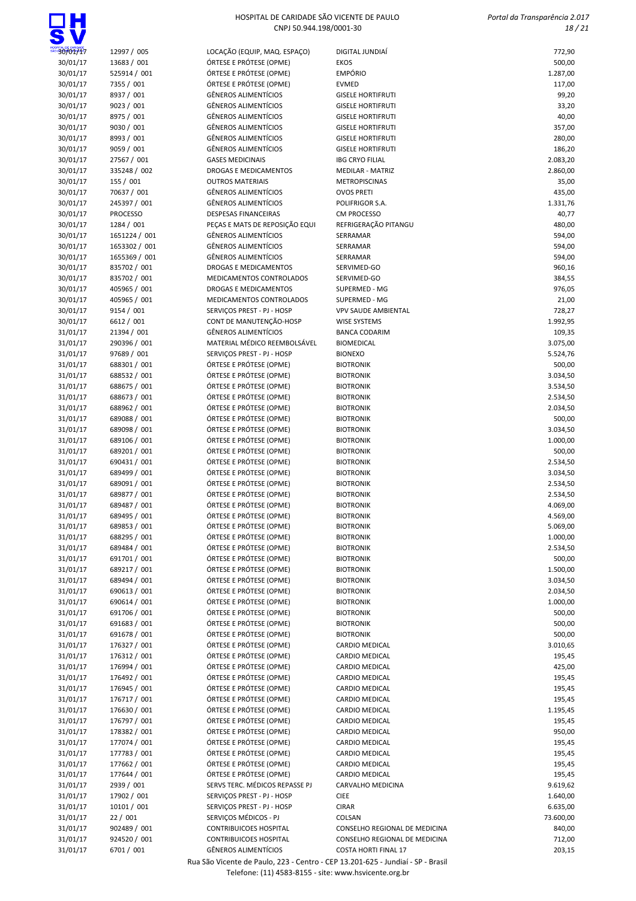| | | | | |
|---|---|---|---|---|
| 30/01/17 | 12997 / 005 | LOCAÇÃO (EQUIP, MAQ. ESPAÇO) | DIGITAL JUNDIAÍ | 772,90 |
| 30/01/17 | 13683 / 001 | ÓRTESE E PRÓTESE (OPME) | EKOS | 500,00 |
| 30/01/17 | 525914 / 001 | ÓRTESE E PRÓTESE (OPME) | EMPÓRIO | 1.287,00 |
| 30/01/17 | 7355 / 001 | ÓRTESE E PRÓTESE (OPME) | EVMED | 117,00 |
| 30/01/17 | 8937 / 001 | GÊNEROS ALIMENTÍCIOS | GISELE HORTIFRUTI | 99,20 |
| 30/01/17 | 9023 / 001 | GÊNEROS ALIMENTÍCIOS | GISELE HORTIFRUTI | 33,20 |
| 30/01/17 | 8975 / 001 | GÊNEROS ALIMENTÍCIOS | GISELE HORTIFRUTI | 40,00 |
| 30/01/17 | 9030 / 001 | GÊNEROS ALIMENTÍCIOS | GISELE HORTIFRUTI | 357,00 |
| 30/01/17 | 8993 / 001 | GÊNEROS ALIMENTÍCIOS | GISELE HORTIFRUTI | 280,00 |
| 30/01/17 | 9059 / 001 | GÊNEROS ALIMENTÍCIOS | GISELE HORTIFRUTI | 186,20 |
| 30/01/17 | 27567 / 001 | GASES MEDICINAIS | IBG CRYO FILIAL | 2.083,20 |
| 30/01/17 | 335248 / 002 | DROGAS E MEDICAMENTOS | MEDILAR - MATRIZ | 2.860,00 |
| 30/01/17 | 155 / 001 | OUTROS MATERIAIS | METROPISCINAS | 35,00 |
| 30/01/17 | 70637 / 001 | GÊNEROS ALIMENTÍCIOS | OVOS PRETI | 435,00 |
| 30/01/17 | 245397 / 001 | GÊNEROS ALIMENTÍCIOS | POLIFRIGOR S.A. | 1.331,76 |
| 30/01/17 | PROCESSO | DESPESAS FINANCEIRAS | CM PROCESSO | 40,77 |
| 30/01/17 | 1284 / 001 | PEÇAS E MATS DE REPOSIÇÃO EQUI | REFRIGERAÇÃO PITANGU | 480,00 |
| 30/01/17 | 1651224 / 001 | GÊNEROS ALIMENTÍCIOS | SERRAMAR | 594,00 |
| 30/01/17 | 1653302 / 001 | GÊNEROS ALIMENTÍCIOS | SERRAMAR | 594,00 |
| 30/01/17 | 1655369 / 001 | GÊNEROS ALIMENTÍCIOS | SERRAMAR | 594,00 |
| 30/01/17 | 835702 / 001 | DROGAS E MEDICAMENTOS | SERVIMED-GO | 960,16 |
| 30/01/17 | 835702 / 001 | MEDICAMENTOS CONTROLADOS | SERVIMED-GO | 384,55 |
| 30/01/17 | 405965 / 001 | DROGAS E MEDICAMENTOS | SUPERMED - MG | 976,05 |
| 30/01/17 | 405965 / 001 | MEDICAMENTOS CONTROLADOS | SUPERMED - MG | 21,00 |
| 30/01/17 | 9154 / 001 | SERVIÇOS PREST - PJ - HOSP | VPV SAUDE AMBIENTAL | 728,27 |
| 30/01/17 | 6612 / 001 | CONT DE MANUTENÇÃO-HOSP | WISE SYSTEMS | 1.992,95 |
| 31/01/17 | 21394 / 001 | GÊNEROS ALIMENTÍCIOS | BANCA CODARIM | 109,35 |
| 31/01/17 | 290396 / 001 | MATERIAL MÉDICO REEMBOLSÁVEL | BIOMEDICAL | 3.075,00 |
| 31/01/17 | 97689 / 001 | SERVIÇOS PREST - PJ - HOSP | BIONEXO | 5.524,76 |
| 31/01/17 | 688301 / 001 | ÓRTESE E PRÓTESE (OPME) | BIOTRONIK | 500,00 |
| 31/01/17 | 688532 / 001 | ÓRTESE E PRÓTESE (OPME) | BIOTRONIK | 3.034,50 |
| 31/01/17 | 688675 / 001 | ÓRTESE E PRÓTESE (OPME) | BIOTRONIK | 3.534,50 |
| 31/01/17 | 688673 / 001 | ÓRTESE E PRÓTESE (OPME) | BIOTRONIK | 2.534,50 |
| 31/01/17 | 688962 / 001 | ÓRTESE E PRÓTESE (OPME) | BIOTRONIK | 2.034,50 |
| 31/01/17 | 689088 / 001 | ÓRTESE E PRÓTESE (OPME) | BIOTRONIK | 500,00 |
| 31/01/17 | 689098 / 001 | ÓRTESE E PRÓTESE (OPME) | BIOTRONIK | 3.034,50 |
| 31/01/17 | 689106 / 001 | ÓRTESE E PRÓTESE (OPME) | BIOTRONIK | 1.000,00 |
| 31/01/17 | 689201 / 001 | ÓRTESE E PRÓTESE (OPME) | BIOTRONIK | 500,00 |
| 31/01/17 | 690431 / 001 | ÓRTESE E PRÓTESE (OPME) | BIOTRONIK | 2.534,50 |
| 31/01/17 | 689499 / 001 | ÓRTESE E PRÓTESE (OPME) | BIOTRONIK | 3.034,50 |
| 31/01/17 | 689091 / 001 | ÓRTESE E PRÓTESE (OPME) | BIOTRONIK | 2.534,50 |
| 31/01/17 | 689877 / 001 | ÓRTESE E PRÓTESE (OPME) | BIOTRONIK | 2.534,50 |
| 31/01/17 | 689487 / 001 | ÓRTESE E PRÓTESE (OPME) | BIOTRONIK | 4.069,00 |
| 31/01/17 | 689495 / 001 | ÓRTESE E PRÓTESE (OPME) | BIOTRONIK | 4.569,00 |
| 31/01/17 | 689853 / 001 | ÓRTESE E PRÓTESE (OPME) | BIOTRONIK | 5.069,00 |
| 31/01/17 | 688295 / 001 | ÓRTESE E PRÓTESE (OPME) | BIOTRONIK | 1.000,00 |
| 31/01/17 | 689484 / 001 | ÓRTESE E PRÓTESE (OPME) | BIOTRONIK | 2.534,50 |
| 31/01/17 | 691701 / 001 | ÓRTESE E PRÓTESE (OPME) | BIOTRONIK | 500,00 |
| 31/01/17 | 689217 / 001 | ÓRTESE E PRÓTESE (OPME) | BIOTRONIK | 1.500,00 |
| 31/01/17 | 689494 / 001 | ÓRTESE E PRÓTESE (OPME) | BIOTRONIK | 3.034,50 |
| 31/01/17 | 690613 / 001 | ÓRTESE E PRÓTESE (OPME) | BIOTRONIK | 2.034,50 |
| 31/01/17 | 690614 / 001 | ÓRTESE E PRÓTESE (OPME) | BIOTRONIK | 1.000,00 |
| 31/01/17 | 691706 / 001 | ÓRTESE E PRÓTESE (OPME) | BIOTRONIK | 500,00 |
| 31/01/17 | 691683 / 001 | ÓRTESE E PRÓTESE (OPME) | BIOTRONIK | 500,00 |
| 31/01/17 | 691678 / 001 | ÓRTESE E PRÓTESE (OPME) | BIOTRONIK | 500,00 |
| 31/01/17 | 176327 / 001 | ÓRTESE E PRÓTESE (OPME) | CARDIO MEDICAL | 3.010,65 |
| 31/01/17 | 176312 / 001 | ÓRTESE E PRÓTESE (OPME) | CARDIO MEDICAL | 195,45 |
| 31/01/17 | 176994 / 001 | ÓRTESE E PRÓTESE (OPME) | CARDIO MEDICAL | 425,00 |
| 31/01/17 | 176492 / 001 | ÓRTESE E PRÓTESE (OPME) | CARDIO MEDICAL | 195,45 |
| 31/01/17 | 176945 / 001 | ÓRTESE E PRÓTESE (OPME) | CARDIO MEDICAL | 195,45 |
| 31/01/17 | 176717 / 001 | ÓRTESE E PRÓTESE (OPME) | CARDIO MEDICAL | 195,45 |
| 31/01/17 | 176630 / 001 | ÓRTESE E PRÓTESE (OPME) | CARDIO MEDICAL | 1.195,45 |
| 31/01/17 | 176797 / 001 | ÓRTESE E PRÓTESE (OPME) | CARDIO MEDICAL | 195,45 |
| 31/01/17 | 178382 / 001 | ÓRTESE E PRÓTESE (OPME) | CARDIO MEDICAL | 950,00 |
| 31/01/17 | 177074 / 001 | ÓRTESE E PRÓTESE (OPME) | CARDIO MEDICAL | 195,45 |
| 31/01/17 | 177783 / 001 | ÓRTESE E PRÓTESE (OPME) | CARDIO MEDICAL | 195,45 |
| 31/01/17 | 177662 / 001 | ÓRTESE E PRÓTESE (OPME) | CARDIO MEDICAL | 195,45 |
| 31/01/17 | 177644 / 001 | ÓRTESE E PRÓTESE (OPME) | CARDIO MEDICAL | 195,45 |
| 31/01/17 | 2939 / 001 | SERVS TERC. MÉDICOS REPASSE PJ | CARVALHO MEDICINA | 9.619,62 |
| 31/01/17 | 17902 / 001 | SERVIÇOS PREST - PJ - HOSP | CIEE | 1.640,00 |
| 31/01/17 | 10101 / 001 | SERVIÇOS PREST - PJ - HOSP | CIRAR | 6.635,00 |
| 31/01/17 | 22 / 001 | SERVIÇOS MÉDICOS - PJ | COLSAN | 73.600,00 |
| 31/01/17 | 902489 / 001 | CONTRIBUICOES HOSPITAL | CONSELHO REGIONAL DE MEDICINA | 840,00 |
| 31/01/17 | 924520 / 001 | CONTRIBUICOES HOSPITAL | CONSELHO REGIONAL DE MEDICINA | 712,00 |
| 31/01/17 | 6701 / 001 | GÊNEROS ALIMENTÍCIOS | COSTA HORTI FINAL 17 | 203,15 |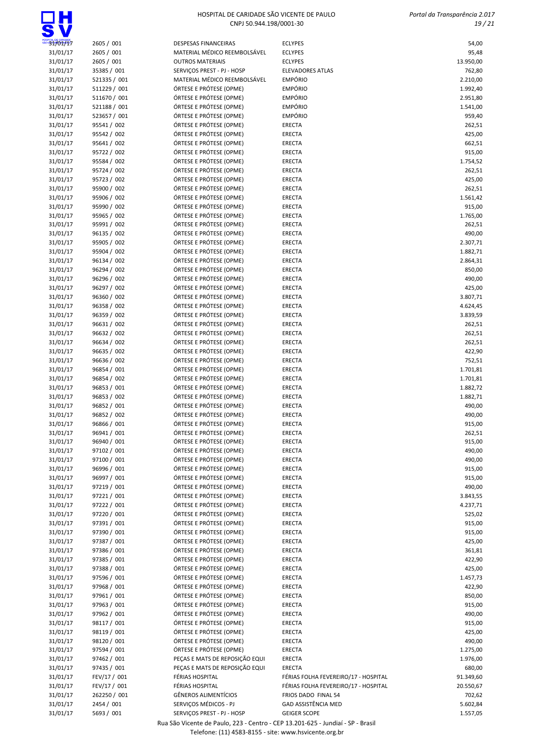| | | | | |
|---|---|---|---|---|
| 31/01/17 | 2605 / 001 | DESPESAS FINANCEIRAS | ECLYPES | 54,00 |
| 31/01/17 | 2605 / 001 | MATERIAL MÉDICO REEMBOLSÁVEL | ECLYPES | 95,48 |
| 31/01/17 | 2605 / 001 | OUTROS MATERIAIS | ECLYPES | 13.950,00 |
| 31/01/17 | 35385 / 001 | SERVIÇOS PREST - PJ - HOSP | ELEVADORES ATLAS | 762,80 |
| 31/01/17 | 521335 / 001 | MATERIAL MÉDICO REEMBOLSÁVEL | EMPÓRIO | 2.210,00 |
| 31/01/17 | 511229 / 001 | ÓRTESE E PRÓTESE (OPME) | EMPÓRIO | 1.992,40 |
| 31/01/17 | 511670 / 001 | ÓRTESE E PRÓTESE (OPME) | EMPÓRIO | 2.951,80 |
| 31/01/17 | 521188 / 001 | ÓRTESE E PRÓTESE (OPME) | EMPÓRIO | 1.541,00 |
| 31/01/17 | 523657 / 001 | ÓRTESE E PRÓTESE (OPME) | EMPÓRIO | 959,40 |
| 31/01/17 | 95541 / 002 | ÓRTESE E PRÓTESE (OPME) | ERECTA | 262,51 |
| 31/01/17 | 95542 / 002 | ÓRTESE E PRÓTESE (OPME) | ERECTA | 425,00 |
| 31/01/17 | 95641 / 002 | ÓRTESE E PRÓTESE (OPME) | ERECTA | 662,51 |
| 31/01/17 | 95722 / 002 | ÓRTESE E PRÓTESE (OPME) | ERECTA | 915,00 |
| 31/01/17 | 95584 / 002 | ÓRTESE E PRÓTESE (OPME) | ERECTA | 1.754,52 |
| 31/01/17 | 95724 / 002 | ÓRTESE E PRÓTESE (OPME) | ERECTA | 262,51 |
| 31/01/17 | 95723 / 002 | ÓRTESE E PRÓTESE (OPME) | ERECTA | 425,00 |
| 31/01/17 | 95900 / 002 | ÓRTESE E PRÓTESE (OPME) | ERECTA | 262,51 |
| 31/01/17 | 95906 / 002 | ÓRTESE E PRÓTESE (OPME) | ERECTA | 1.561,42 |
| 31/01/17 | 95990 / 002 | ÓRTESE E PRÓTESE (OPME) | ERECTA | 915,00 |
| 31/01/17 | 95965 / 002 | ÓRTESE E PRÓTESE (OPME) | ERECTA | 1.765,00 |
| 31/01/17 | 95991 / 002 | ÓRTESE E PRÓTESE (OPME) | ERECTA | 262,51 |
| 31/01/17 | 96135 / 002 | ÓRTESE E PRÓTESE (OPME) | ERECTA | 490,00 |
| 31/01/17 | 95905 / 002 | ÓRTESE E PRÓTESE (OPME) | ERECTA | 2.307,71 |
| 31/01/17 | 95904 / 002 | ÓRTESE E PRÓTESE (OPME) | ERECTA | 1.882,71 |
| 31/01/17 | 96134 / 002 | ÓRTESE E PRÓTESE (OPME) | ERECTA | 2.864,31 |
| 31/01/17 | 96294 / 002 | ÓRTESE E PRÓTESE (OPME) | ERECTA | 850,00 |
| 31/01/17 | 96296 / 002 | ÓRTESE E PRÓTESE (OPME) | ERECTA | 490,00 |
| 31/01/17 | 96297 / 002 | ÓRTESE E PRÓTESE (OPME) | ERECTA | 425,00 |
| 31/01/17 | 96360 / 002 | ÓRTESE E PRÓTESE (OPME) | ERECTA | 3.807,71 |
| 31/01/17 | 96358 / 002 | ÓRTESE E PRÓTESE (OPME) | ERECTA | 4.624,45 |
| 31/01/17 | 96359 / 002 | ÓRTESE E PRÓTESE (OPME) | ERECTA | 3.839,59 |
| 31/01/17 | 96631 / 002 | ÓRTESE E PRÓTESE (OPME) | ERECTA | 262,51 |
| 31/01/17 | 96632 / 002 | ÓRTESE E PRÓTESE (OPME) | ERECTA | 262,51 |
| 31/01/17 | 96634 / 002 | ÓRTESE E PRÓTESE (OPME) | ERECTA | 262,51 |
| 31/01/17 | 96635 / 002 | ÓRTESE E PRÓTESE (OPME) | ERECTA | 422,90 |
| 31/01/17 | 96636 / 002 | ÓRTESE E PRÓTESE (OPME) | ERECTA | 752,51 |
| 31/01/17 | 96854 / 001 | ÓRTESE E PRÓTESE (OPME) | ERECTA | 1.701,81 |
| 31/01/17 | 96854 / 002 | ÓRTESE E PRÓTESE (OPME) | ERECTA | 1.701,81 |
| 31/01/17 | 96853 / 001 | ÓRTESE E PRÓTESE (OPME) | ERECTA | 1.882,72 |
| 31/01/17 | 96853 / 002 | ÓRTESE E PRÓTESE (OPME) | ERECTA | 1.882,71 |
| 31/01/17 | 96852 / 001 | ÓRTESE E PRÓTESE (OPME) | ERECTA | 490,00 |
| 31/01/17 | 96852 / 002 | ÓRTESE E PRÓTESE (OPME) | ERECTA | 490,00 |
| 31/01/17 | 96866 / 001 | ÓRTESE E PRÓTESE (OPME) | ERECTA | 915,00 |
| 31/01/17 | 96941 / 001 | ÓRTESE E PRÓTESE (OPME) | ERECTA | 262,51 |
| 31/01/17 | 96940 / 001 | ÓRTESE E PRÓTESE (OPME) | ERECTA | 915,00 |
| 31/01/17 | 97102 / 001 | ÓRTESE E PRÓTESE (OPME) | ERECTA | 490,00 |
| 31/01/17 | 97100 / 001 | ÓRTESE E PRÓTESE (OPME) | ERECTA | 490,00 |
| 31/01/17 | 96996 / 001 | ÓRTESE E PRÓTESE (OPME) | ERECTA | 915,00 |
| 31/01/17 | 96997 / 001 | ÓRTESE E PRÓTESE (OPME) | ERECTA | 915,00 |
| 31/01/17 | 97219 / 001 | ÓRTESE E PRÓTESE (OPME) | ERECTA | 490,00 |
| 31/01/17 | 97221 / 001 | ÓRTESE E PRÓTESE (OPME) | ERECTA | 3.843,55 |
| 31/01/17 | 97222 / 001 | ÓRTESE E PRÓTESE (OPME) | ERECTA | 4.237,71 |
| 31/01/17 | 97220 / 001 | ÓRTESE E PRÓTESE (OPME) | ERECTA | 525,02 |
| 31/01/17 | 97391 / 001 | ÓRTESE E PRÓTESE (OPME) | ERECTA | 915,00 |
| 31/01/17 | 97390 / 001 | ÓRTESE E PRÓTESE (OPME) | ERECTA | 915,00 |
| 31/01/17 | 97387 / 001 | ÓRTESE E PRÓTESE (OPME) | ERECTA | 425,00 |
| 31/01/17 | 97386 / 001 | ÓRTESE E PRÓTESE (OPME) | ERECTA | 361,81 |
| 31/01/17 | 97385 / 001 | ÓRTESE E PRÓTESE (OPME) | ERECTA | 422,90 |
| 31/01/17 | 97388 / 001 | ÓRTESE E PRÓTESE (OPME) | ERECTA | 425,00 |
| 31/01/17 | 97596 / 001 | ÓRTESE E PRÓTESE (OPME) | ERECTA | 1.457,73 |
| 31/01/17 | 97968 / 001 | ÓRTESE E PRÓTESE (OPME) | ERECTA | 422,90 |
| 31/01/17 | 97961 / 001 | ÓRTESE E PRÓTESE (OPME) | ERECTA | 850,00 |
| 31/01/17 | 97963 / 001 | ÓRTESE E PRÓTESE (OPME) | ERECTA | 915,00 |
| 31/01/17 | 97962 / 001 | ÓRTESE E PRÓTESE (OPME) | ERECTA | 490,00 |
| 31/01/17 | 98117 / 001 | ÓRTESE E PRÓTESE (OPME) | ERECTA | 915,00 |
| 31/01/17 | 98119 / 001 | ÓRTESE E PRÓTESE (OPME) | ERECTA | 425,00 |
| 31/01/17 | 98120 / 001 | ÓRTESE E PRÓTESE (OPME) | ERECTA | 490,00 |
| 31/01/17 | 97594 / 001 | ÓRTESE E PRÓTESE (OPME) | ERECTA | 1.275,00 |
| 31/01/17 | 97462 / 001 | PEÇAS E MATS DE REPOSIÇÃO EQUI | ERECTA | 1.976,00 |
| 31/01/17 | 97435 / 001 | PEÇAS E MATS DE REPOSIÇÃO EQUI | ERECTA | 680,00 |
| 31/01/17 | FEV/17 / 001 | FÉRIAS HOSPITAL | FÉRIAS FOLHA FEVEREIRO/17 - HOSPITAL | 91.349,60 |
| 31/01/17 | FEV/17 / 001 | FÉRIAS HOSPITAL | FÉRIAS FOLHA FEVEREIRO/17 - HOSPITAL | 20.550,67 |
| 31/01/17 | 262250 / 001 | GÊNEROS ALIMENTÍCIOS | FRIOS DADO FINAL 54 | 702,62 |
| 31/01/17 | 2454 / 001 | SERVIÇOS MÉDICOS - PJ | GAD ASSISTÊNCIA MED | 5.602,84 |
| 31/01/17 | 5693 / 001 | SERVIÇOS PREST - PJ - HOSP | GEIGER SCOPE | 1.557,05 |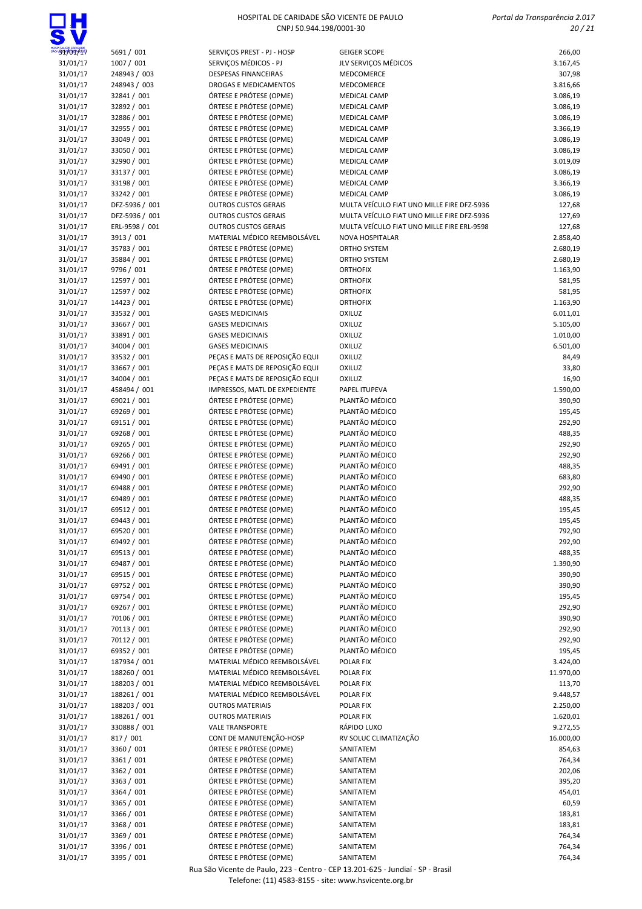| | | | | |
|---|---|---|---|---|
| 31/01/17 | 5691 / 001 | SERVIÇOS PREST - PJ - HOSP | GEIGER SCOPE | 266,00 |
| 31/01/17 | 1007 / 001 | SERVIÇOS MÉDICOS - PJ | JLV SERVIÇOS MÉDICOS | 3.167,45 |
| 31/01/17 | 248943 / 003 | DESPESAS FINANCEIRAS | MEDCOMERCE | 307,98 |
| 31/01/17 | 248943 / 003 | DROGAS E MEDICAMENTOS | MEDCOMERCE | 3.816,66 |
| 31/01/17 | 32841 / 001 | ÓRTESE E PRÓTESE (OPME) | MEDICAL CAMP | 3.086,19 |
| 31/01/17 | 32892 / 001 | ÓRTESE E PRÓTESE (OPME) | MEDICAL CAMP | 3.086,19 |
| 31/01/17 | 32886 / 001 | ÓRTESE E PRÓTESE (OPME) | MEDICAL CAMP | 3.086,19 |
| 31/01/17 | 32955 / 001 | ÓRTESE E PRÓTESE (OPME) | MEDICAL CAMP | 3.366,19 |
| 31/01/17 | 33049 / 001 | ÓRTESE E PRÓTESE (OPME) | MEDICAL CAMP | 3.086,19 |
| 31/01/17 | 33050 / 001 | ÓRTESE E PRÓTESE (OPME) | MEDICAL CAMP | 3.086,19 |
| 31/01/17 | 32990 / 001 | ÓRTESE E PRÓTESE (OPME) | MEDICAL CAMP | 3.019,09 |
| 31/01/17 | 33137 / 001 | ÓRTESE E PRÓTESE (OPME) | MEDICAL CAMP | 3.086,19 |
| 31/01/17 | 33198 / 001 | ÓRTESE E PRÓTESE (OPME) | MEDICAL CAMP | 3.366,19 |
| 31/01/17 | 33242 / 001 | ÓRTESE E PRÓTESE (OPME) | MEDICAL CAMP | 3.086,19 |
| 31/01/17 | DFZ-5936 / 001 | OUTROS CUSTOS GERAIS | MULTA VEÍCULO FIAT UNO MILLE FIRE DFZ-5936 | 127,68 |
| 31/01/17 | DFZ-5936 / 001 | OUTROS CUSTOS GERAIS | MULTA VEÍCULO FIAT UNO MILLE FIRE DFZ-5936 | 127,69 |
| 31/01/17 | ERL-9598 / 001 | OUTROS CUSTOS GERAIS | MULTA VEÍCULO FIAT UNO MILLE FIRE ERL-9598 | 127,68 |
| 31/01/17 | 3913 / 001 | MATERIAL MÉDICO REEMBOLSÁVEL | NOVA HOSPITALAR | 2.858,40 |
| 31/01/17 | 35783 / 001 | ÓRTESE E PRÓTESE (OPME) | ORTHO SYSTEM | 2.680,19 |
| 31/01/17 | 35884 / 001 | ÓRTESE E PRÓTESE (OPME) | ORTHO SYSTEM | 2.680,19 |
| 31/01/17 | 9796 / 001 | ÓRTESE E PRÓTESE (OPME) | ORTHOFIX | 1.163,90 |
| 31/01/17 | 12597 / 001 | ÓRTESE E PRÓTESE (OPME) | ORTHOFIX | 581,95 |
| 31/01/17 | 12597 / 002 | ÓRTESE E PRÓTESE (OPME) | ORTHOFIX | 581,95 |
| 31/01/17 | 14423 / 001 | ÓRTESE E PRÓTESE (OPME) | ORTHOFIX | 1.163,90 |
| 31/01/17 | 33532 / 001 | GASES MEDICINAIS | OXILUZ | 6.011,01 |
| 31/01/17 | 33667 / 001 | GASES MEDICINAIS | OXILUZ | 5.105,00 |
| 31/01/17 | 33891 / 001 | GASES MEDICINAIS | OXILUZ | 1.010,00 |
| 31/01/17 | 34004 / 001 | GASES MEDICINAIS | OXILUZ | 6.501,00 |
| 31/01/17 | 33532 / 001 | PEÇAS E MATS DE REPOSIÇÃO EQUI | OXILUZ | 84,49 |
| 31/01/17 | 33667 / 001 | PEÇAS E MATS DE REPOSIÇÃO EQUI | OXILUZ | 33,80 |
| 31/01/17 | 34004 / 001 | PEÇAS E MATS DE REPOSIÇÃO EQUI | OXILUZ | 16,90 |
| 31/01/17 | 458494 / 001 | IMPRESSOS, MATL DE EXPEDIENTE | PAPEL ITUPEVA | 1.590,00 |
| 31/01/17 | 69021 / 001 | ÓRTESE E PRÓTESE (OPME) | PLANTÃO MÉDICO | 390,90 |
| 31/01/17 | 69269 / 001 | ÓRTESE E PRÓTESE (OPME) | PLANTÃO MÉDICO | 195,45 |
| 31/01/17 | 69151 / 001 | ÓRTESE E PRÓTESE (OPME) | PLANTÃO MÉDICO | 292,90 |
| 31/01/17 | 69268 / 001 | ÓRTESE E PRÓTESE (OPME) | PLANTÃO MÉDICO | 488,35 |
| 31/01/17 | 69265 / 001 | ÓRTESE E PRÓTESE (OPME) | PLANTÃO MÉDICO | 292,90 |
| 31/01/17 | 69266 / 001 | ÓRTESE E PRÓTESE (OPME) | PLANTÃO MÉDICO | 292,90 |
| 31/01/17 | 69491 / 001 | ÓRTESE E PRÓTESE (OPME) | PLANTÃO MÉDICO | 488,35 |
| 31/01/17 | 69490 / 001 | ÓRTESE E PRÓTESE (OPME) | PLANTÃO MÉDICO | 683,80 |
| 31/01/17 | 69488 / 001 | ÓRTESE E PRÓTESE (OPME) | PLANTÃO MÉDICO | 292,90 |
| 31/01/17 | 69489 / 001 | ÓRTESE E PRÓTESE (OPME) | PLANTÃO MÉDICO | 488,35 |
| 31/01/17 | 69512 / 001 | ÓRTESE E PRÓTESE (OPME) | PLANTÃO MÉDICO | 195,45 |
| 31/01/17 | 69443 / 001 | ÓRTESE E PRÓTESE (OPME) | PLANTÃO MÉDICO | 195,45 |
| 31/01/17 | 69520 / 001 | ÓRTESE E PRÓTESE (OPME) | PLANTÃO MÉDICO | 792,90 |
| 31/01/17 | 69492 / 001 | ÓRTESE E PRÓTESE (OPME) | PLANTÃO MÉDICO | 292,90 |
| 31/01/17 | 69513 / 001 | ÓRTESE E PRÓTESE (OPME) | PLANTÃO MÉDICO | 488,35 |
| 31/01/17 | 69487 / 001 | ÓRTESE E PRÓTESE (OPME) | PLANTÃO MÉDICO | 1.390,90 |
| 31/01/17 | 69515 / 001 | ÓRTESE E PRÓTESE (OPME) | PLANTÃO MÉDICO | 390,90 |
| 31/01/17 | 69752 / 001 | ÓRTESE E PRÓTESE (OPME) | PLANTÃO MÉDICO | 390,90 |
| 31/01/17 | 69754 / 001 | ÓRTESE E PRÓTESE (OPME) | PLANTÃO MÉDICO | 195,45 |
| 31/01/17 | 69267 / 001 | ÓRTESE E PRÓTESE (OPME) | PLANTÃO MÉDICO | 292,90 |
| 31/01/17 | 70106 / 001 | ÓRTESE E PRÓTESE (OPME) | PLANTÃO MÉDICO | 390,90 |
| 31/01/17 | 70113 / 001 | ÓRTESE E PRÓTESE (OPME) | PLANTÃO MÉDICO | 292,90 |
| 31/01/17 | 70112 / 001 | ÓRTESE E PRÓTESE (OPME) | PLANTÃO MÉDICO | 292,90 |
| 31/01/17 | 69352 / 001 | ÓRTESE E PRÓTESE (OPME) | PLANTÃO MÉDICO | 195,45 |
| 31/01/17 | 187934 / 001 | MATERIAL MÉDICO REEMBOLSÁVEL | POLAR FIX | 3.424,00 |
| 31/01/17 | 188260 / 001 | MATERIAL MÉDICO REEMBOLSÁVEL | POLAR FIX | 11.970,00 |
| 31/01/17 | 188203 / 001 | MATERIAL MÉDICO REEMBOLSÁVEL | POLAR FIX | 113,70 |
| 31/01/17 | 188261 / 001 | MATERIAL MÉDICO REEMBOLSÁVEL | POLAR FIX | 9.448,57 |
| 31/01/17 | 188203 / 001 | OUTROS MATERIAIS | POLAR FIX | 2.250,00 |
| 31/01/17 | 188261 / 001 | OUTROS MATERIAIS | POLAR FIX | 1.620,01 |
| 31/01/17 | 330888 / 001 | VALE TRANSPORTE | RÁPIDO LUXO | 9.272,55 |
| 31/01/17 | 817 / 001 | CONT DE MANUTENÇÃO-HOSP | RV SOLUC CLIMATIZAÇÃO | 16.000,00 |
| 31/01/17 | 3360 / 001 | ÓRTESE E PRÓTESE (OPME) | SANITATEM | 854,63 |
| 31/01/17 | 3361 / 001 | ÓRTESE E PRÓTESE (OPME) | SANITATEM | 764,34 |
| 31/01/17 | 3362 / 001 | ÓRTESE E PRÓTESE (OPME) | SANITATEM | 202,06 |
| 31/01/17 | 3363 / 001 | ÓRTESE E PRÓTESE (OPME) | SANITATEM | 395,20 |
| 31/01/17 | 3364 / 001 | ÓRTESE E PRÓTESE (OPME) | SANITATEM | 454,01 |
| 31/01/17 | 3365 / 001 | ÓRTESE E PRÓTESE (OPME) | SANITATEM | 60,59 |
| 31/01/17 | 3366 / 001 | ÓRTESE E PRÓTESE (OPME) | SANITATEM | 183,81 |
| 31/01/17 | 3368 / 001 | ÓRTESE E PRÓTESE (OPME) | SANITATEM | 183,81 |
| 31/01/17 | 3369 / 001 | ÓRTESE E PRÓTESE (OPME) | SANITATEM | 764,34 |
| 31/01/17 | 3396 / 001 | ÓRTESE E PRÓTESE (OPME) | SANITATEM | 764,34 |
| 31/01/17 | 3395 / 001 | ÓRTESE E PRÓTESE (OPME) | SANITATEM | 764,34 |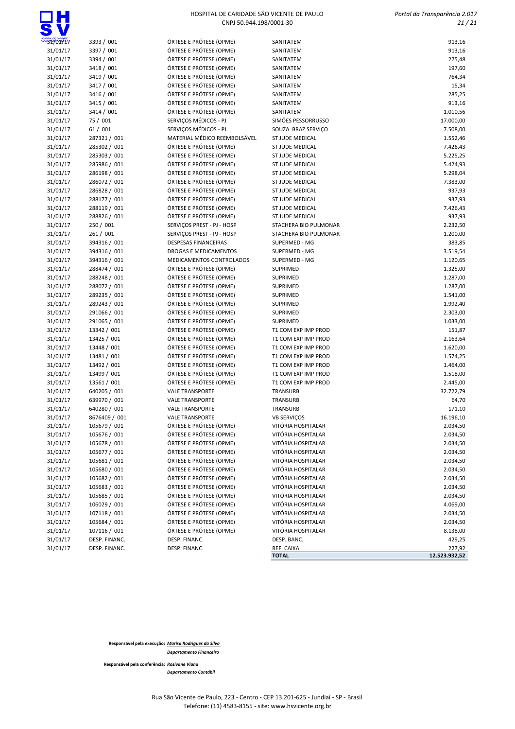| | | | | |
|---|---|---|---|---|
| 31/01/17 | 3393 / 001 | ÓRTESE E PRÓTESE (OPME) | SANITATEM | 913,16 |
| 31/01/17 | 3397 / 001 | ÓRTESE E PRÓTESE (OPME) | SANITATEM | 913,16 |
| 31/01/17 | 3394 / 001 | ÓRTESE E PRÓTESE (OPME) | SANITATEM | 275,48 |
| 31/01/17 | 3418 / 001 | ÓRTESE E PRÓTESE (OPME) | SANITATEM | 197,60 |
| 31/01/17 | 3419 / 001 | ÓRTESE E PRÓTESE (OPME) | SANITATEM | 764,34 |
| 31/01/17 | 3417 / 001 | ÓRTESE E PRÓTESE (OPME) | SANITATEM | 15,34 |
| 31/01/17 | 3416 / 001 | ÓRTESE E PRÓTESE (OPME) | SANITATEM | 285,25 |
| 31/01/17 | 3415 / 001 | ÓRTESE E PRÓTESE (OPME) | SANITATEM | 913,16 |
| 31/01/17 | 3414 / 001 | ÓRTESE E PRÓTESE (OPME) | SANITATEM | 1.010,56 |
| 31/01/17 | 75 / 001 | SERVIÇOS MÉDICOS - PJ | SIMÕES PESSORRUSSO | 17.000,00 |
| 31/01/17 | 61 / 001 | SERVIÇOS MÉDICOS - PJ | SOUZA BRAZ SERVIÇO | 7.508,00 |
| 31/01/17 | 287321 / 001 | MATERIAL MÉDICO REEMBOLSÁVEL | ST JUDE MEDICAL | 1.552,46 |
| 31/01/17 | 285302 / 001 | ÓRTESE E PRÓTESE (OPME) | ST JUDE MEDICAL | 7.426,43 |
| 31/01/17 | 285303 / 001 | ÓRTESE E PRÓTESE (OPME) | ST JUDE MEDICAL | 5.225,25 |
| 31/01/17 | 285986 / 001 | ÓRTESE E PRÓTESE (OPME) | ST JUDE MEDICAL | 5.424,93 |
| 31/01/17 | 286198 / 001 | ÓRTESE E PRÓTESE (OPME) | ST JUDE MEDICAL | 5.298,04 |
| 31/01/17 | 286072 / 001 | ÓRTESE E PRÓTESE (OPME) | ST JUDE MEDICAL | 7.383,00 |
| 31/01/17 | 286828 / 001 | ÓRTESE E PRÓTESE (OPME) | ST JUDE MEDICAL | 937,93 |
| 31/01/17 | 288177 / 001 | ÓRTESE E PRÓTESE (OPME) | ST JUDE MEDICAL | 937,93 |
| 31/01/17 | 288119 / 001 | ÓRTESE E PRÓTESE (OPME) | ST JUDE MEDICAL | 7.426,43 |
| 31/01/17 | 288826 / 001 | ÓRTESE E PRÓTESE (OPME) | ST JUDE MEDICAL | 937,93 |
| 31/01/17 | 250 / 001 | SERVIÇOS PREST - PJ - HOSP | STACHERA BIO PULMONAR | 2.232,50 |
| 31/01/17 | 261 / 001 | SERVIÇOS PREST - PJ - HOSP | STACHERA BIO PULMONAR | 1.200,00 |
| 31/01/17 | 394316 / 001 | DESPESAS FINANCEIRAS | SUPERMED - MG | 383,85 |
| 31/01/17 | 394316 / 001 | DROGAS E MEDICAMENTOS | SUPERMED - MG | 3.519,54 |
| 31/01/17 | 394316 / 001 | MEDICAMENTOS CONTROLADOS | SUPERMED - MG | 1.120,65 |
| 31/01/17 | 288474 / 001 | ÓRTESE E PRÓTESE (OPME) | SUPRIMED | 1.325,00 |
| 31/01/17 | 288248 / 001 | ÓRTESE E PRÓTESE (OPME) | SUPRIMED | 1.287,00 |
| 31/01/17 | 288072 / 001 | ÓRTESE E PRÓTESE (OPME) | SUPRIMED | 1.287,00 |
| 31/01/17 | 289235 / 001 | ÓRTESE E PRÓTESE (OPME) | SUPRIMED | 1.541,00 |
| 31/01/17 | 289243 / 001 | ÓRTESE E PRÓTESE (OPME) | SUPRIMED | 1.992,40 |
| 31/01/17 | 291066 / 001 | ÓRTESE E PRÓTESE (OPME) | SUPRIMED | 2.303,00 |
| 31/01/17 | 291065 / 001 | ÓRTESE E PRÓTESE (OPME) | SUPRIMED | 1.033,00 |
| 31/01/17 | 13342 / 001 | ÓRTESE E PRÓTESE (OPME) | T1 COM EXP IMP PROD | 151,87 |
| 31/01/17 | 13425 / 001 | ÓRTESE E PRÓTESE (OPME) | T1 COM EXP IMP PROD | 2.163,64 |
| 31/01/17 | 13448 / 001 | ÓRTESE E PRÓTESE (OPME) | T1 COM EXP IMP PROD | 1.620,00 |
| 31/01/17 | 13481 / 001 | ÓRTESE E PRÓTESE (OPME) | T1 COM EXP IMP PROD | 1.574,25 |
| 31/01/17 | 13492 / 001 | ÓRTESE E PRÓTESE (OPME) | T1 COM EXP IMP PROD | 1.464,00 |
| 31/01/17 | 13499 / 001 | ÓRTESE E PRÓTESE (OPME) | T1 COM EXP IMP PROD | 1.518,00 |
| 31/01/17 | 13561 / 001 | ÓRTESE E PRÓTESE (OPME) | T1 COM EXP IMP PROD | 2.445,00 |
| 31/01/17 | 640205 / 001 | VALE TRANSPORTE | TRANSURB | 32.722,79 |
| 31/01/17 | 639970 / 001 | VALE TRANSPORTE | TRANSURB | 64,70 |
| 31/01/17 | 640280 / 001 | VALE TRANSPORTE | TRANSURB | 171,10 |
| 31/01/17 | 8676409 / 001 | VALE TRANSPORTE | VB SERVIÇOS | 16.196,10 |
| 31/01/17 | 105679 / 001 | ÓRTESE E PRÓTESE (OPME) | VITÓRIA HOSPITALAR | 2.034,50 |
| 31/01/17 | 105676 / 001 | ÓRTESE E PRÓTESE (OPME) | VITÓRIA HOSPITALAR | 2.034,50 |
| 31/01/17 | 105678 / 001 | ÓRTESE E PRÓTESE (OPME) | VITÓRIA HOSPITALAR | 2.034,50 |
| 31/01/17 | 105677 / 001 | ÓRTESE E PRÓTESE (OPME) | VITÓRIA HOSPITALAR | 2.034,50 |
| 31/01/17 | 105681 / 001 | ÓRTESE E PRÓTESE (OPME) | VITÓRIA HOSPITALAR | 2.034,50 |
| 31/01/17 | 105680 / 001 | ÓRTESE E PRÓTESE (OPME) | VITÓRIA HOSPITALAR | 2.034,50 |
| 31/01/17 | 105682 / 001 | ÓRTESE E PRÓTESE (OPME) | VITÓRIA HOSPITALAR | 2.034,50 |
| 31/01/17 | 105683 / 001 | ÓRTESE E PRÓTESE (OPME) | VITÓRIA HOSPITALAR | 2.034,50 |
| 31/01/17 | 105685 / 001 | ÓRTESE E PRÓTESE (OPME) | VITÓRIA HOSPITALAR | 2.034,50 |
| 31/01/17 | 106029 / 001 | ÓRTESE E PRÓTESE (OPME) | VITÓRIA HOSPITALAR | 4.069,00 |
| 31/01/17 | 107118 / 001 | ÓRTESE E PRÓTESE (OPME) | VITÓRIA HOSPITALAR | 2.034,50 |
| 31/01/17 | 105684 / 001 | ÓRTESE E PRÓTESE (OPME) | VITÓRIA HOSPITALAR | 2.034,50 |
| 31/01/17 | 107116 / 001 | ÓRTESE E PRÓTESE (OPME) | VITÓRIA HOSPITALAR | 8.138,00 |
| 31/01/17 | DESP. FINANC. | DESP. FINANC. | DESP. BANC. | 429,25 |
| 31/01/17 | DESP. FINANC. | DESP. FINANC. | REF. CAIXA | 227,92 |
| | | | **TOTAL** | **12.523.932,52** |

**Responsável pela execução:** ***Marisa Rodrigues da Silva***
***Departamento Financeiro***

**Responsável pela conferência:** ***Rosivane Viana***
***Departamento Contábil***

Rua São Vicente de Paulo, 223 - Centro - CEP 13.201-625 - Jundiaí - SP - Brasil
Telefone: (11) 4583-8155 - site: www.hsvicente.org.br